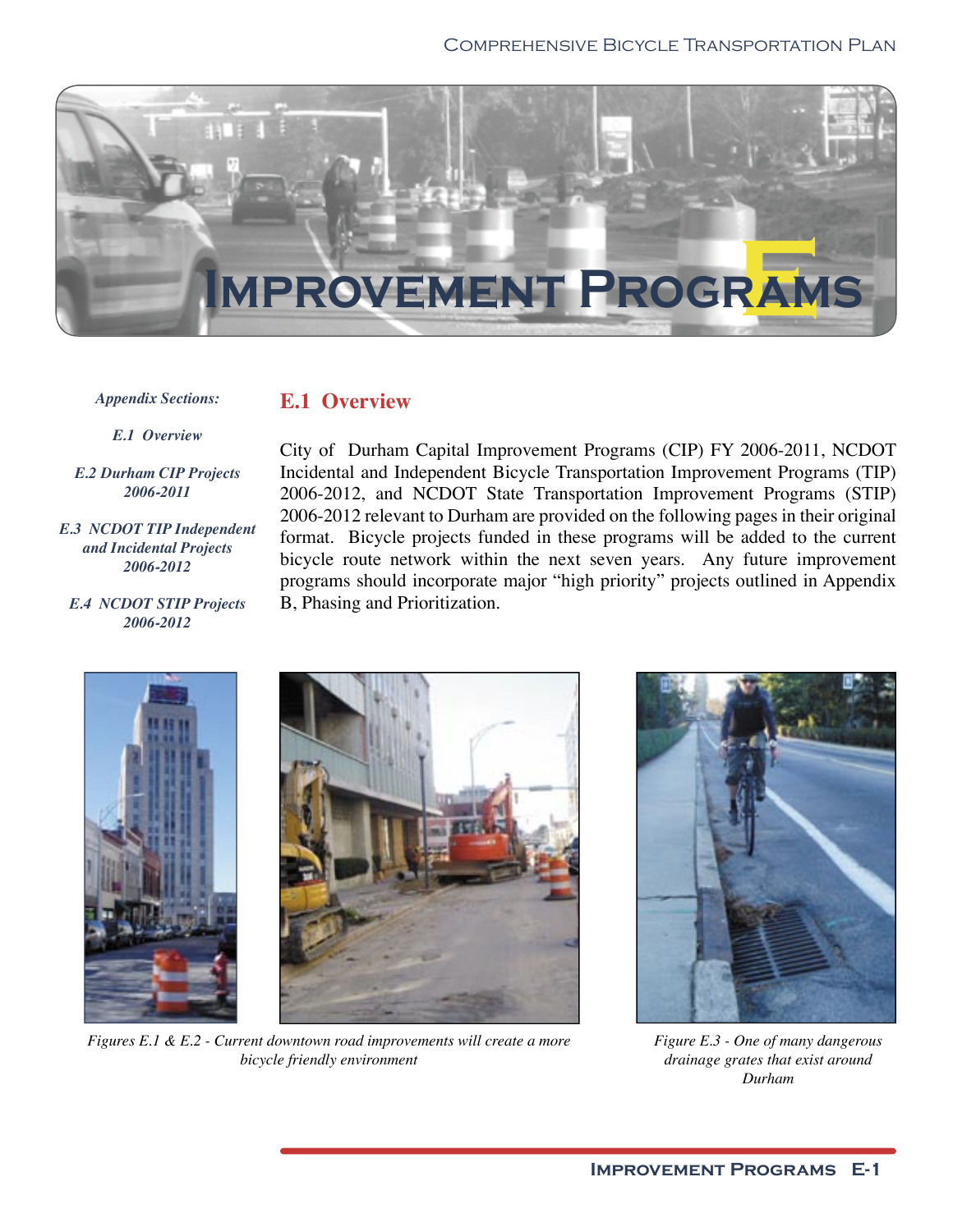# Appendix E: Improvement Programs

*Appendix Sections:*

*E.1 Overview*

*E.2 Durham CIP Projects 2006-2011*

*E.3 NCDOT TIP Independent and Incidental Projects 2006-2012*

*E.4 NCDOT STIP Projects 2006-2012*

## E.1 Overview

City of Durham Capital Improvement Programs (CIP) FY 2006-2011, NCDOT Incidental and Independent Bicycle Transportation Improvement Programs (TIP) 2006-2012, and NCDOT State Transportation Improvement Programs (STIP) 2006-2012 relevant to Durham are provided on the following pages in their original format. Bicycle projects funded in these programs will be added to the current bicycle route network within the next seven years. Any future improvement programs should incorporate major "high priority" projects outlined in Appendix B, Phasing and Prioritization.

*Figures E.1 & E.2 - Current downtown road improvements will create a more bicycle friendly environment*

*Figure E.3 - One of many dangerous drainage grates that exist around Durham*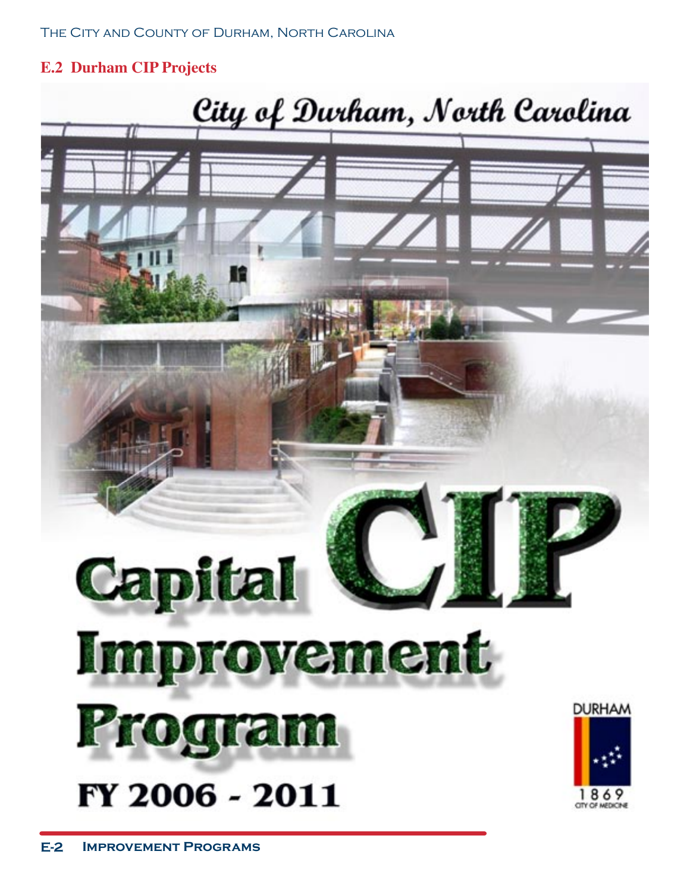## E.2 Durham CIP Projects

City of Durham, North Carolina

# Capital CIP Improvement Program

FY 2006 - 2011

DURHAM

1869

CITY OF MEDICINE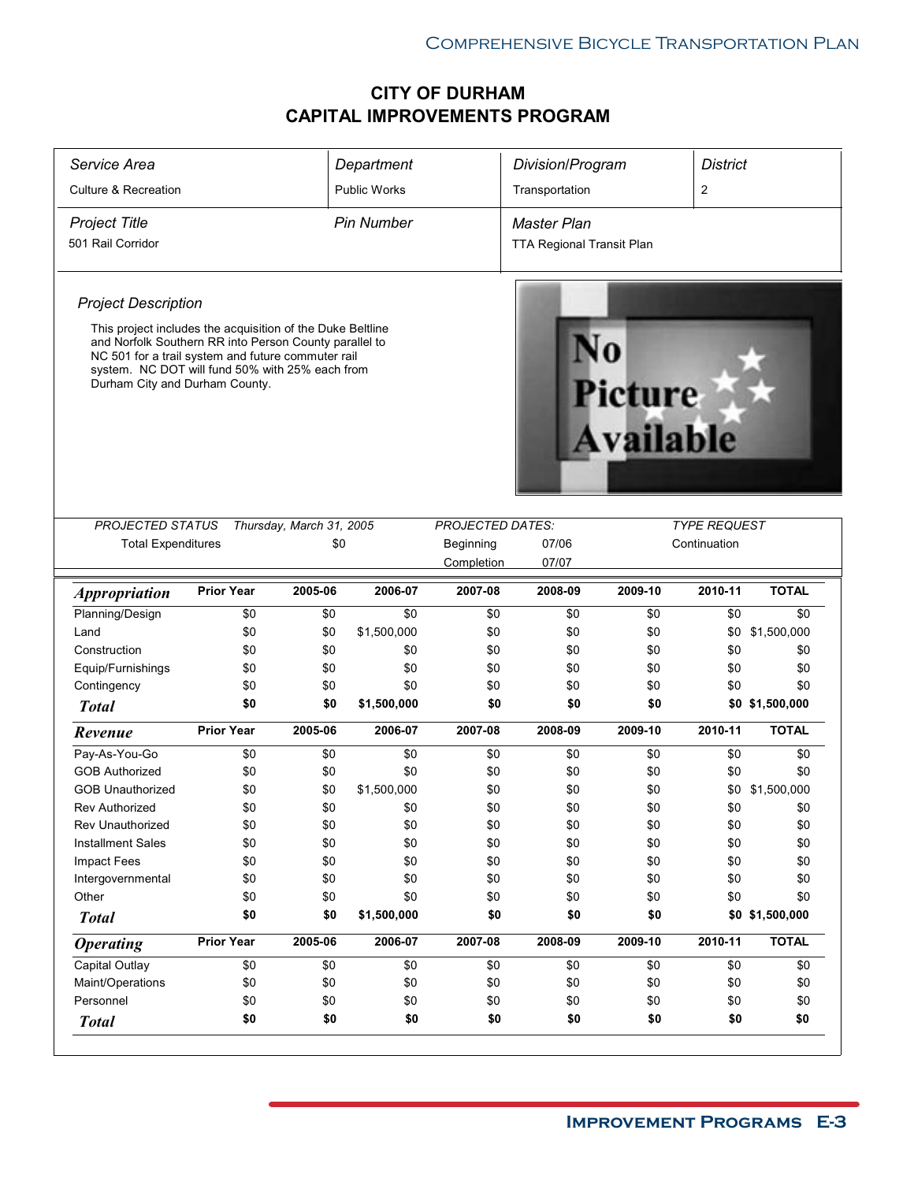# CITY OF DURHAM
# CAPITAL IMPROVEMENTS PROGRAM

| *Service Area* | *Department* | *Division/Program* | *District* |
|---|---|---|---|
| Culture & Recreation | Public Works | Transportation | 2 |
| *Project Title* | *Pin Number* | *Master Plan* | |
| 501 Rail Corridor | | TTA Regional Transit Plan | |

*Project Description*

This project includes the acquisition of the Duke Beltline and Norfolk Southern RR into Person County parallel to NC 501 for a trail system and future commuter rail system. NC DOT will fund 50% with 25% each from Durham City and Durham County.

No Picture Available

| *PROJECTED STATUS* | *Thursday, March 31, 2005* | *PROJECTED DATES:* | | *TYPE REQUEST* |
|---|---|---|---|---|
| Total Expenditures | $0 | Beginning | 07/06 | Continuation |
| | | Completion | 07/07 | |

| *Appropriation* | Prior Year | 2005-06 | 2006-07 | 2007-08 | 2008-09 | 2009-10 | 2010-11 | TOTAL |
|---|---|---|---|---|---|---|---|---|
| Planning/Design | $0 | $0 | $0 | $0 | $0 | $0 | $0 | $0 |
| Land | $0 | $0 | $1,500,000 | $0 | $0 | $0 | $0 | $1,500,000 |
| Construction | $0 | $0 | $0 | $0 | $0 | $0 | $0 | $0 |
| Equip/Furnishings | $0 | $0 | $0 | $0 | $0 | $0 | $0 | $0 |
| Contingency | $0 | $0 | $0 | $0 | $0 | $0 | $0 | $0 |
| ***Total*** | **$0** | **$0** | **$1,500,000** | **$0** | **$0** | **$0** | **$0** | **$1,500,000** |

| *Revenue* | Prior Year | 2005-06 | 2006-07 | 2007-08 | 2008-09 | 2009-10 | 2010-11 | TOTAL |
|---|---|---|---|---|---|---|---|---|
| Pay-As-You-Go | $0 | $0 | $0 | $0 | $0 | $0 | $0 | $0 |
| GOB Authorized | $0 | $0 | $0 | $0 | $0 | $0 | $0 | $0 |
| GOB Unauthorized | $0 | $0 | $1,500,000 | $0 | $0 | $0 | $0 | $1,500,000 |
| Rev Authorized | $0 | $0 | $0 | $0 | $0 | $0 | $0 | $0 |
| Rev Unauthorized | $0 | $0 | $0 | $0 | $0 | $0 | $0 | $0 |
| Installment Sales | $0 | $0 | $0 | $0 | $0 | $0 | $0 | $0 |
| Impact Fees | $0 | $0 | $0 | $0 | $0 | $0 | $0 | $0 |
| Intergovernmental | $0 | $0 | $0 | $0 | $0 | $0 | $0 | $0 |
| Other | $0 | $0 | $0 | $0 | $0 | $0 | $0 | $0 |
| ***Total*** | **$0** | **$0** | **$1,500,000** | **$0** | **$0** | **$0** | **$0** | **$1,500,000** |

| *Operating* | Prior Year | 2005-06 | 2006-07 | 2007-08 | 2008-09 | 2009-10 | 2010-11 | TOTAL |
|---|---|---|---|---|---|---|---|---|
| Capital Outlay | $0 | $0 | $0 | $0 | $0 | $0 | $0 | $0 |
| Maint/Operations | $0 | $0 | $0 | $0 | $0 | $0 | $0 | $0 |
| Personnel | $0 | $0 | $0 | $0 | $0 | $0 | $0 | $0 |
| ***Total*** | **$0** | **$0** | **$0** | **$0** | **$0** | **$0** | **$0** | **$0** |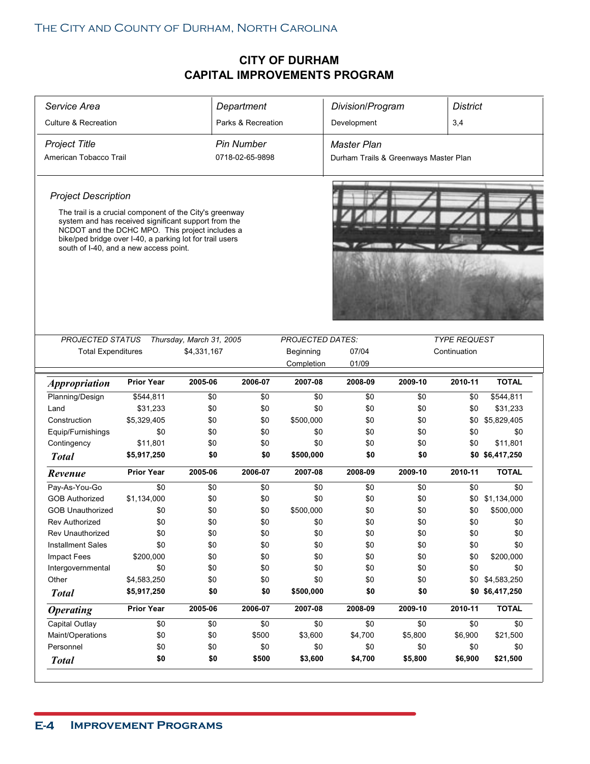# CITY OF DURHAM
## CAPITAL IMPROVEMENTS PROGRAM

| *Service Area* | *Department* | *Division/Program* | *District* |
|---|---|---|---|
| Culture & Recreation | Parks & Recreation | Development | 3,4 |
| *Project Title* | *Pin Number* | *Master Plan* | |
| American Tobacco Trail | 0718-02-65-9898 | Durham Trails & Greenways Master Plan | |

*Project Description*

The trail is a crucial component of the City's greenway system and has received significant support from the NCDOT and the DCHC MPO. This project includes a bike/ped bridge over I-40, a parking lot for trail users south of I-40, and a new access point.

| *PROJECTED STATUS* | *Thursday, March 31, 2005* | *PROJECTED DATES:* | | *TYPE REQUEST* |
|---|---|---|---|---|
| Total Expenditures | $4,331,167 | Beginning | 07/04 | Continuation |
| | | Completion | 01/09 | |

| ***Appropriation*** | **Prior Year** | **2005-06** | **2006-07** | **2007-08** | **2008-09** | **2009-10** | **2010-11** | **TOTAL** |
|---|---|---|---|---|---|---|---|---|
| Planning/Design | $544,811 | $0 | $0 | $0 | $0 | $0 | $0 | $544,811 |
| Land | $31,233 | $0 | $0 | $0 | $0 | $0 | $0 | $31,233 |
| Construction | $5,329,405 | $0 | $0 | $500,000 | $0 | $0 | $0 | $5,829,405 |
| Equip/Furnishings | $0 | $0 | $0 | $0 | $0 | $0 | $0 | $0 |
| Contingency | $11,801 | $0 | $0 | $0 | $0 | $0 | $0 | $11,801 |
| ***Total*** | **$5,917,250** | **$0** | **$0** | **$500,000** | **$0** | **$0** | **$0** | **$6,417,250** |

| ***Revenue*** | **Prior Year** | **2005-06** | **2006-07** | **2007-08** | **2008-09** | **2009-10** | **2010-11** | **TOTAL** |
|---|---|---|---|---|---|---|---|---|
| Pay-As-You-Go | $0 | $0 | $0 | $0 | $0 | $0 | $0 | $0 |
| GOB Authorized | $1,134,000 | $0 | $0 | $0 | $0 | $0 | $0 | $1,134,000 |
| GOB Unauthorized | $0 | $0 | $0 | $500,000 | $0 | $0 | $0 | $500,000 |
| Rev Authorized | $0 | $0 | $0 | $0 | $0 | $0 | $0 | $0 |
| Rev Unauthorized | $0 | $0 | $0 | $0 | $0 | $0 | $0 | $0 |
| Installment Sales | $0 | $0 | $0 | $0 | $0 | $0 | $0 | $0 |
| Impact Fees | $200,000 | $0 | $0 | $0 | $0 | $0 | $0 | $200,000 |
| Intergovernmental | $0 | $0 | $0 | $0 | $0 | $0 | $0 | $0 |
| Other | $4,583,250 | $0 | $0 | $0 | $0 | $0 | $0 | $4,583,250 |
| ***Total*** | **$5,917,250** | **$0** | **$0** | **$500,000** | **$0** | **$0** | **$0** | **$6,417,250** |

| ***Operating*** | **Prior Year** | **2005-06** | **2006-07** | **2007-08** | **2008-09** | **2009-10** | **2010-11** | **TOTAL** |
|---|---|---|---|---|---|---|---|---|
| Capital Outlay | $0 | $0 | $0 | $0 | $0 | $0 | $0 | $0 |
| Maint/Operations | $0 | $0 | $500 | $3,600 | $4,700 | $5,800 | $6,900 | $21,500 |
| Personnel | $0 | $0 | $0 | $0 | $0 | $0 | $0 | $0 |
| ***Total*** | **$0** | **$0** | **$500** | **$3,600** | **$4,700** | **$5,800** | **$6,900** | **$21,500** |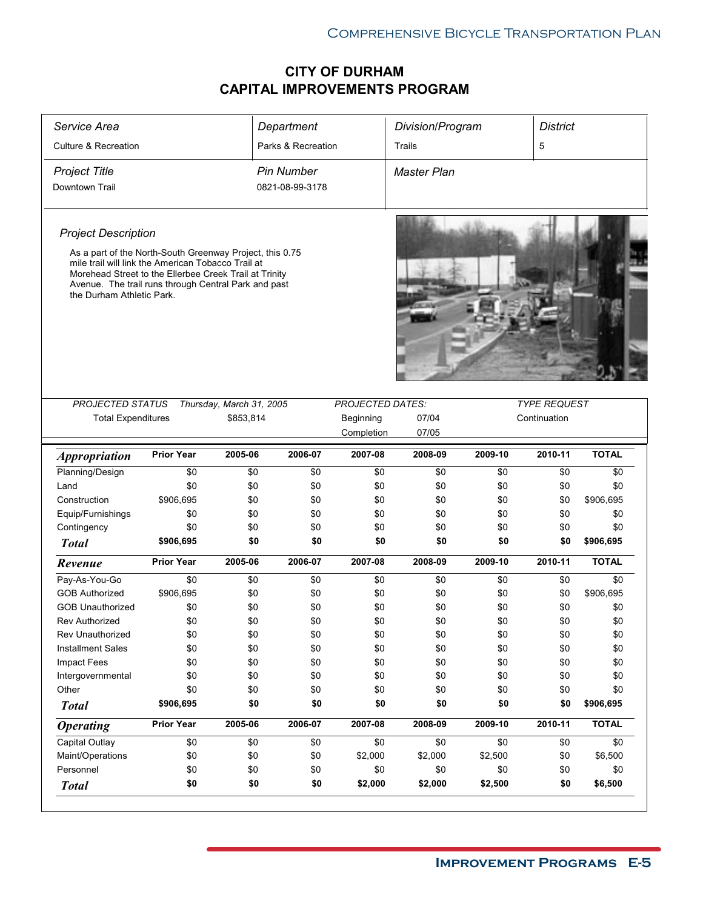# CITY OF DURHAM
# CAPITAL IMPROVEMENTS PROGRAM

| *Service Area* | *Department* | *Division/Program* | *District* |
|---|---|---|---|
| Culture & Recreation | Parks & Recreation | Trails | 5 |
| *Project Title* | *Pin Number* | *Master Plan* | |
| Downtown Trail | 0821-08-99-3178 | | |

*Project Description*

As a part of the North-South Greenway Project, this 0.75 mile trail will link the American Tobacco Trail at Morehead Street to the Ellerbee Creek Trail at Trinity Avenue. The trail runs through Central Park and past the Durham Athletic Park.

| *PROJECTED STATUS* | *Thursday, March 31, 2005* | *PROJECTED DATES:* | | *TYPE REQUEST* |
|---|---|---|---|---|
| Total Expenditures | $853,814 | Beginning | 07/04 | Continuation |
| | | Completion | 07/05 | |

| *Appropriation* | Prior Year | 2005-06 | 2006-07 | 2007-08 | 2008-09 | 2009-10 | 2010-11 | TOTAL |
|---|---|---|---|---|---|---|---|---|
| Planning/Design | $0 | $0 | $0 | $0 | $0 | $0 | $0 | $0 |
| Land | $0 | $0 | $0 | $0 | $0 | $0 | $0 | $0 |
| Construction | $906,695 | $0 | $0 | $0 | $0 | $0 | $0 | $906,695 |
| Equip/Furnishings | $0 | $0 | $0 | $0 | $0 | $0 | $0 | $0 |
| Contingency | $0 | $0 | $0 | $0 | $0 | $0 | $0 | $0 |
| ***Total*** | **$906,695** | **$0** | **$0** | **$0** | **$0** | **$0** | **$0** | **$906,695** |
| ***Revenue*** | **Prior Year** | **2005-06** | **2006-07** | **2007-08** | **2008-09** | **2009-10** | **2010-11** | **TOTAL** |
| Pay-As-You-Go | $0 | $0 | $0 | $0 | $0 | $0 | $0 | $0 |
| GOB Authorized | $906,695 | $0 | $0 | $0 | $0 | $0 | $0 | $906,695 |
| GOB Unauthorized | $0 | $0 | $0 | $0 | $0 | $0 | $0 | $0 |
| Rev Authorized | $0 | $0 | $0 | $0 | $0 | $0 | $0 | $0 |
| Rev Unauthorized | $0 | $0 | $0 | $0 | $0 | $0 | $0 | $0 |
| Installment Sales | $0 | $0 | $0 | $0 | $0 | $0 | $0 | $0 |
| Impact Fees | $0 | $0 | $0 | $0 | $0 | $0 | $0 | $0 |
| Intergovernmental | $0 | $0 | $0 | $0 | $0 | $0 | $0 | $0 |
| Other | $0 | $0 | $0 | $0 | $0 | $0 | $0 | $0 |
| ***Total*** | **$906,695** | **$0** | **$0** | **$0** | **$0** | **$0** | **$0** | **$906,695** |
| ***Operating*** | **Prior Year** | **2005-06** | **2006-07** | **2007-08** | **2008-09** | **2009-10** | **2010-11** | **TOTAL** |
| Capital Outlay | $0 | $0 | $0 | $0 | $0 | $0 | $0 | $0 |
| Maint/Operations | $0 | $0 | $0 | $2,000 | $2,000 | $2,500 | $0 | $6,500 |
| Personnel | $0 | $0 | $0 | $0 | $0 | $0 | $0 | $0 |
| ***Total*** | **$0** | **$0** | **$0** | **$2,000** | **$2,000** | **$2,500** | **$0** | **$6,500** |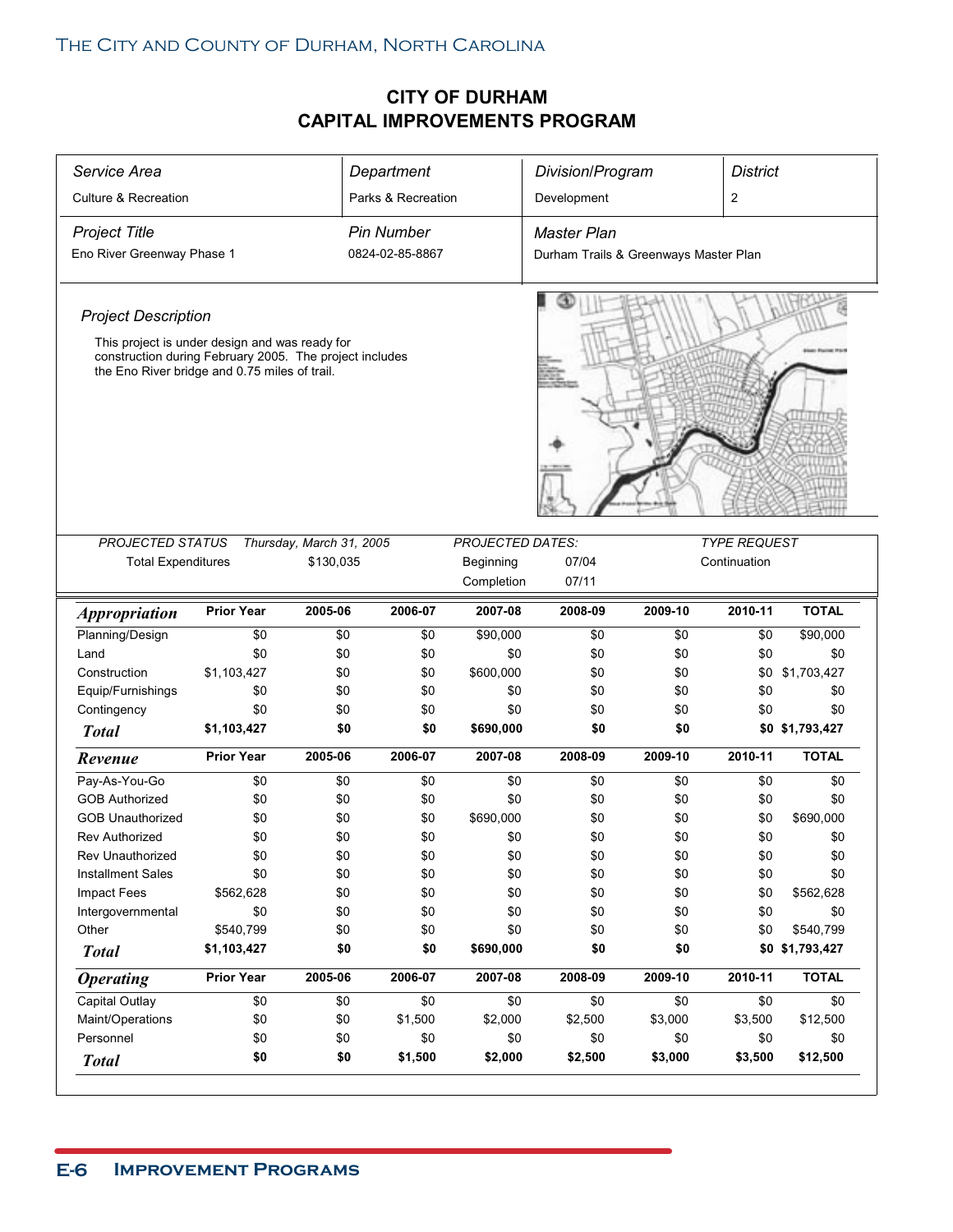# CITY OF DURHAM
# CAPITAL IMPROVEMENTS PROGRAM

| *Service Area* | *Department* | *Division/Program* | *District* |
|---|---|---|---|
| Culture & Recreation | Parks & Recreation | Development | 2 |

| *Project Title* | *Pin Number* | *Master Plan* |
|---|---|---|
| Eno River Greenway Phase 1 | 0824-02-85-8867 | Durham Trails & Greenways Master Plan |

*Project Description*

This project is under design and was ready for construction during February 2005. The project includes the Eno River bridge and 0.75 miles of trail.

| *PROJECTED STATUS* | *Thursday, March 31, 2005* | *PROJECTED DATES:* | | *TYPE REQUEST* |
|---|---|---|---|---|
| Total Expenditures | $130,035 | Beginning | 07/04 | Continuation |
| | | Completion | 07/11 | |

| *Appropriation* | Prior Year | 2005-06 | 2006-07 | 2007-08 | 2008-09 | 2009-10 | 2010-11 | TOTAL |
|---|---|---|---|---|---|---|---|---|
| Planning/Design | $0 | $0 | $0 | $90,000 | $0 | $0 | $0 | $90,000 |
| Land | $0 | $0 | $0 | $0 | $0 | $0 | $0 | $0 |
| Construction | $1,103,427 | $0 | $0 | $600,000 | $0 | $0 | $0 | $1,703,427 |
| Equip/Furnishings | $0 | $0 | $0 | $0 | $0 | $0 | $0 | $0 |
| Contingency | $0 | $0 | $0 | $0 | $0 | $0 | $0 | $0 |
| **Total** | **$1,103,427** | **$0** | **$0** | **$690,000** | **$0** | **$0** | **$0** | **$1,793,427** |

| *Revenue* | Prior Year | 2005-06 | 2006-07 | 2007-08 | 2008-09 | 2009-10 | 2010-11 | TOTAL |
|---|---|---|---|---|---|---|---|---|
| Pay-As-You-Go | $0 | $0 | $0 | $0 | $0 | $0 | $0 | $0 |
| GOB Authorized | $0 | $0 | $0 | $0 | $0 | $0 | $0 | $0 |
| GOB Unauthorized | $0 | $0 | $0 | $690,000 | $0 | $0 | $0 | $690,000 |
| Rev Authorized | $0 | $0 | $0 | $0 | $0 | $0 | $0 | $0 |
| Rev Unauthorized | $0 | $0 | $0 | $0 | $0 | $0 | $0 | $0 |
| Installment Sales | $0 | $0 | $0 | $0 | $0 | $0 | $0 | $0 |
| Impact Fees | $562,628 | $0 | $0 | $0 | $0 | $0 | $0 | $562,628 |
| Intergovernmental | $0 | $0 | $0 | $0 | $0 | $0 | $0 | $0 |
| Other | $540,799 | $0 | $0 | $0 | $0 | $0 | $0 | $540,799 |
| **Total** | **$1,103,427** | **$0** | **$0** | **$690,000** | **$0** | **$0** | **$0** | **$1,793,427** |

| *Operating* | Prior Year | 2005-06 | 2006-07 | 2007-08 | 2008-09 | 2009-10 | 2010-11 | TOTAL |
|---|---|---|---|---|---|---|---|---|
| Capital Outlay | $0 | $0 | $0 | $0 | $0 | $0 | $0 | $0 |
| Maint/Operations | $0 | $0 | $1,500 | $2,000 | $2,500 | $3,000 | $3,500 | $12,500 |
| Personnel | $0 | $0 | $0 | $0 | $0 | $0 | $0 | $0 |
| **Total** | **$0** | **$0** | **$1,500** | **$2,000** | **$2,500** | **$3,000** | **$3,500** | **$12,500** |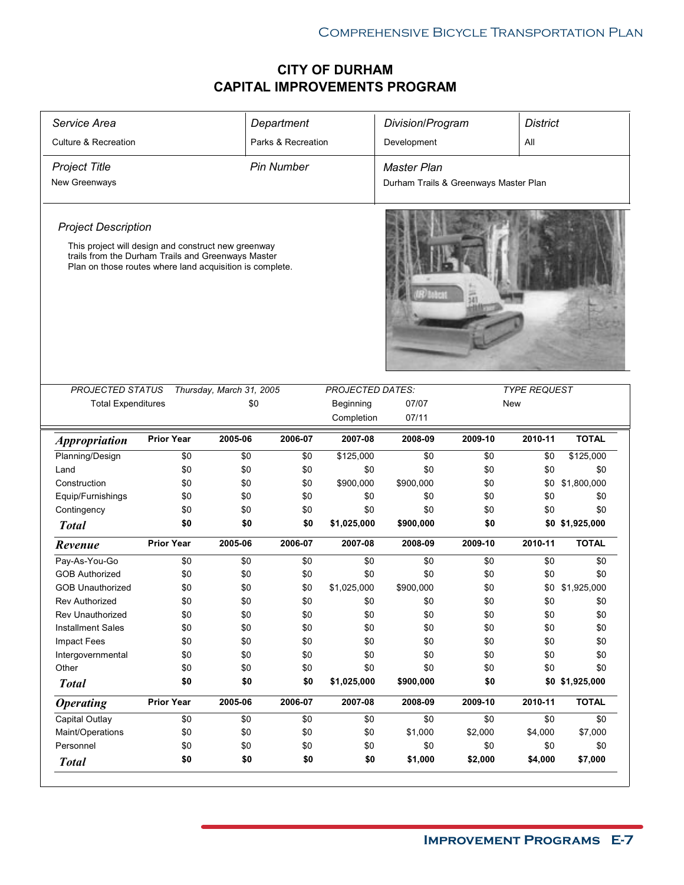# CITY OF DURHAM
# CAPITAL IMPROVEMENTS PROGRAM

| *Service Area* | *Department* | *Division/Program* | *District* |
|---|---|---|---|
| Culture & Recreation | Parks & Recreation | Development | All |

| *Project Title* | *Pin Number* | *Master Plan* |
|---|---|---|
| New Greenways | | Durham Trails & Greenways Master Plan |

*Project Description*

This project will design and construct new greenway trails from the Durham Trails and Greenways Master Plan on those routes where land acquisition is complete.

| *PROJECTED STATUS* | *Thursday, March 31, 2005* | *PROJECTED DATES:* | | *TYPE REQUEST* |
|---|---|---|---|---|
| Total Expenditures | $0 | Beginning | 07/07 | New |
| | | Completion | 07/11 | |

| ***Appropriation*** | **Prior Year** | **2005-06** | **2006-07** | **2007-08** | **2008-09** | **2009-10** | **2010-11** | **TOTAL** |
|---|---|---|---|---|---|---|---|---|
| Planning/Design | $0 | $0 | $0 | $125,000 | $0 | $0 | $0 | $125,000 |
| Land | $0 | $0 | $0 | $0 | $0 | $0 | $0 | $0 |
| Construction | $0 | $0 | $0 | $900,000 | $900,000 | $0 | $0 | $1,800,000 |
| Equip/Furnishings | $0 | $0 | $0 | $0 | $0 | $0 | $0 | $0 |
| Contingency | $0 | $0 | $0 | $0 | $0 | $0 | $0 | $0 |
| ***Total*** | **$0** | **$0** | **$0** | **$1,025,000** | **$900,000** | **$0** | **$0** | **$1,925,000** |

| ***Revenue*** | **Prior Year** | **2005-06** | **2006-07** | **2007-08** | **2008-09** | **2009-10** | **2010-11** | **TOTAL** |
|---|---|---|---|---|---|---|---|---|
| Pay-As-You-Go | $0 | $0 | $0 | $0 | $0 | $0 | $0 | $0 |
| GOB Authorized | $0 | $0 | $0 | $0 | $0 | $0 | $0 | $0 |
| GOB Unauthorized | $0 | $0 | $0 | $1,025,000 | $900,000 | $0 | $0 | $1,925,000 |
| Rev Authorized | $0 | $0 | $0 | $0 | $0 | $0 | $0 | $0 |
| Rev Unauthorized | $0 | $0 | $0 | $0 | $0 | $0 | $0 | $0 |
| Installment Sales | $0 | $0 | $0 | $0 | $0 | $0 | $0 | $0 |
| Impact Fees | $0 | $0 | $0 | $0 | $0 | $0 | $0 | $0 |
| Intergovernmental | $0 | $0 | $0 | $0 | $0 | $0 | $0 | $0 |
| Other | $0 | $0 | $0 | $0 | $0 | $0 | $0 | $0 |
| ***Total*** | **$0** | **$0** | **$0** | **$1,025,000** | **$900,000** | **$0** | **$0** | **$1,925,000** |

| ***Operating*** | **Prior Year** | **2005-06** | **2006-07** | **2007-08** | **2008-09** | **2009-10** | **2010-11** | **TOTAL** |
|---|---|---|---|---|---|---|---|---|
| Capital Outlay | $0 | $0 | $0 | $0 | $0 | $0 | $0 | $0 |
| Maint/Operations | $0 | $0 | $0 | $0 | $1,000 | $2,000 | $4,000 | $7,000 |
| Personnel | $0 | $0 | $0 | $0 | $0 | $0 | $0 | $0 |
| ***Total*** | **$0** | **$0** | **$0** | **$0** | **$1,000** | **$2,000** | **$4,000** | **$7,000** |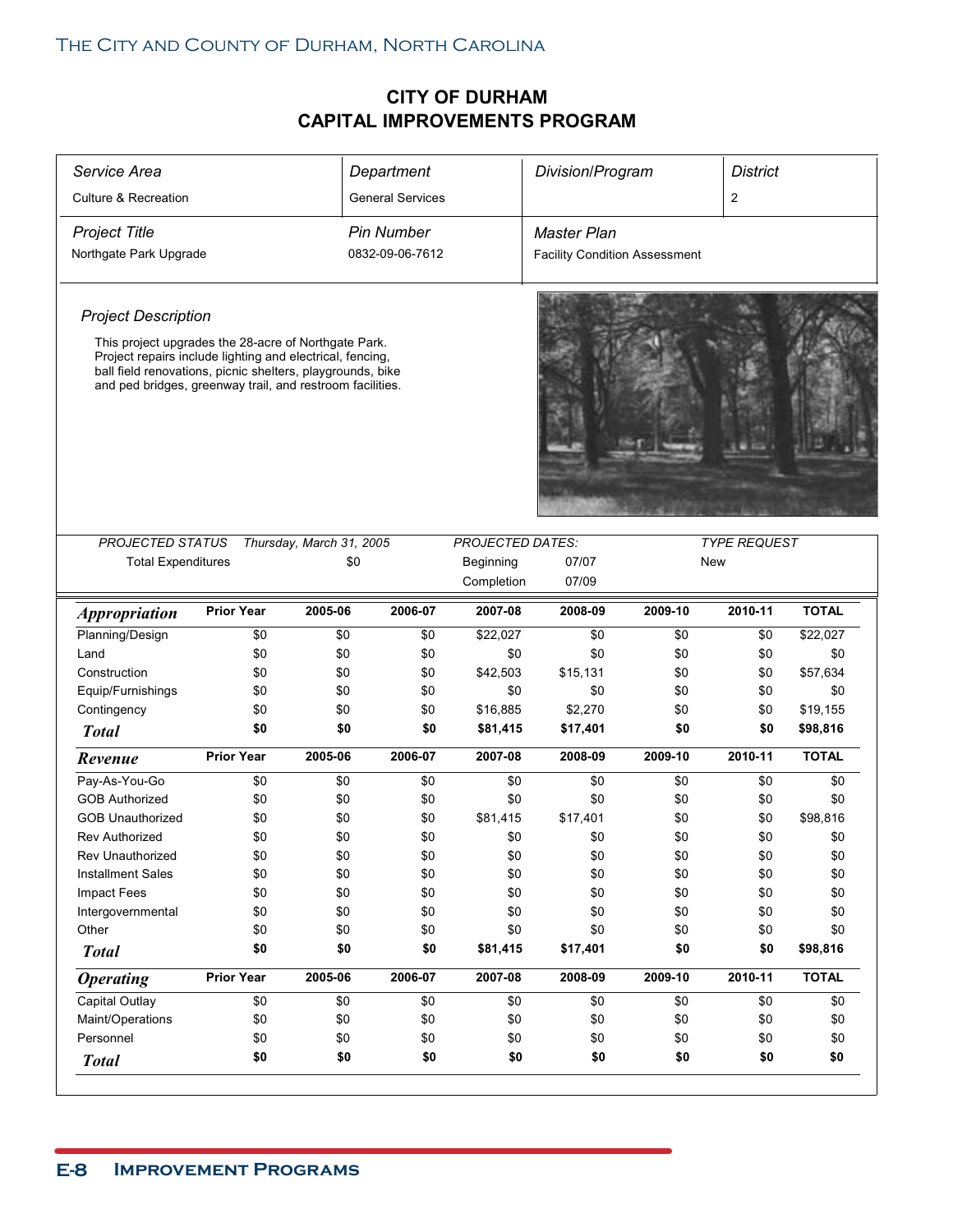# CITY OF DURHAM
# CAPITAL IMPROVEMENTS PROGRAM

| *Service Area* | *Department* | *Division/Program* | *District* |
|---|---|---|---|
| Culture & Recreation | General Services | | 2 |

| *Project Title* | *Pin Number* | *Master Plan* |
|---|---|---|
| Northgate Park Upgrade | 0832-09-06-7612 | Facility Condition Assessment |

*Project Description*

This project upgrades the 28-acre of Northgate Park. Project repairs include lighting and electrical, fencing, ball field renovations, picnic shelters, playgrounds, bike and ped bridges, greenway trail, and restroom facilities.

| *PROJECTED STATUS* | *Thursday, March 31, 2005* | *PROJECTED DATES:* | | *TYPE REQUEST* |
|---|---|---|---|---|
| Total Expenditures | $0 | Beginning | 07/07 | New |
| | | Completion | 07/09 | |

| ***Appropriation*** | **Prior Year** | **2005-06** | **2006-07** | **2007-08** | **2008-09** | **2009-10** | **2010-11** | **TOTAL** |
|---|---|---|---|---|---|---|---|---|
| Planning/Design | $0 | $0 | $0 | $22,027 | $0 | $0 | $0 | $22,027 |
| Land | $0 | $0 | $0 | $0 | $0 | $0 | $0 | $0 |
| Construction | $0 | $0 | $0 | $42,503 | $15,131 | $0 | $0 | $57,634 |
| Equip/Furnishings | $0 | $0 | $0 | $0 | $0 | $0 | $0 | $0 |
| Contingency | $0 | $0 | $0 | $16,885 | $2,270 | $0 | $0 | $19,155 |
| ***Total*** | **$0** | **$0** | **$0** | **$81,415** | **$17,401** | **$0** | **$0** | **$98,816** |

| ***Revenue*** | **Prior Year** | **2005-06** | **2006-07** | **2007-08** | **2008-09** | **2009-10** | **2010-11** | **TOTAL** |
|---|---|---|---|---|---|---|---|---|
| Pay-As-You-Go | $0 | $0 | $0 | $0 | $0 | $0 | $0 | $0 |
| GOB Authorized | $0 | $0 | $0 | $0 | $0 | $0 | $0 | $0 |
| GOB Unauthorized | $0 | $0 | $0 | $81,415 | $17,401 | $0 | $0 | $98,816 |
| Rev Authorized | $0 | $0 | $0 | $0 | $0 | $0 | $0 | $0 |
| Rev Unauthorized | $0 | $0 | $0 | $0 | $0 | $0 | $0 | $0 |
| Installment Sales | $0 | $0 | $0 | $0 | $0 | $0 | $0 | $0 |
| Impact Fees | $0 | $0 | $0 | $0 | $0 | $0 | $0 | $0 |
| Intergovernmental | $0 | $0 | $0 | $0 | $0 | $0 | $0 | $0 |
| Other | $0 | $0 | $0 | $0 | $0 | $0 | $0 | $0 |
| ***Total*** | **$0** | **$0** | **$0** | **$81,415** | **$17,401** | **$0** | **$0** | **$98,816** |

| ***Operating*** | **Prior Year** | **2005-06** | **2006-07** | **2007-08** | **2008-09** | **2009-10** | **2010-11** | **TOTAL** |
|---|---|---|---|---|---|---|---|---|
| Capital Outlay | $0 | $0 | $0 | $0 | $0 | $0 | $0 | $0 |
| Maint/Operations | $0 | $0 | $0 | $0 | $0 | $0 | $0 | $0 |
| Personnel | $0 | $0 | $0 | $0 | $0 | $0 | $0 | $0 |
| ***Total*** | **$0** | **$0** | **$0** | **$0** | **$0** | **$0** | **$0** | **$0** |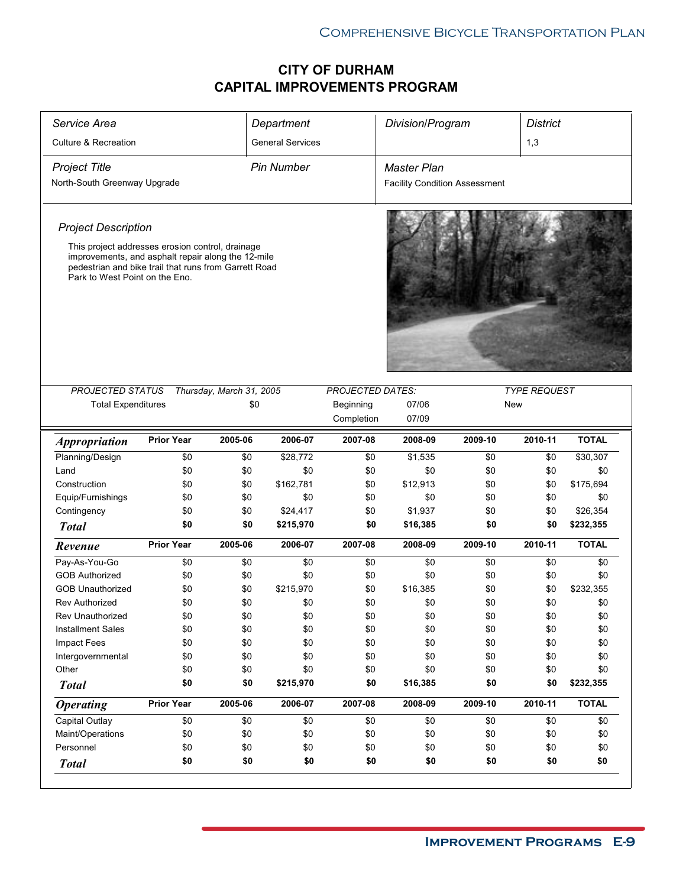# CITY OF DURHAM
# CAPITAL IMPROVEMENTS PROGRAM

| *Service Area* | *Department* | *Division/Program* | *District* |
|---|---|---|---|
| Culture & Recreation | General Services | | 1,3 |

| *Project Title* | *Pin Number* | *Master Plan* |
|---|---|---|
| North-South Greenway Upgrade | | Facility Condition Assessment |

*Project Description*

This project addresses erosion control, drainage improvements, and asphalt repair along the 12-mile pedestrian and bike trail that runs from Garrett Road Park to West Point on the Eno.

| *PROJECTED STATUS* | *Thursday, March 31, 2005* | *PROJECTED DATES:* | | *TYPE REQUEST* |
|---|---|---|---|---|
| Total Expenditures | $0 | Beginning | 07/06 | New |
| | | Completion | 07/09 | |

| ***Appropriation*** | **Prior Year** | **2005-06** | **2006-07** | **2007-08** | **2008-09** | **2009-10** | **2010-11** | **TOTAL** |
|---|---|---|---|---|---|---|---|---|
| Planning/Design | $0 | $0 | $28,772 | $0 | $1,535 | $0 | $0 | $30,307 |
| Land | $0 | $0 | $0 | $0 | $0 | $0 | $0 | $0 |
| Construction | $0 | $0 | $162,781 | $0 | $12,913 | $0 | $0 | $175,694 |
| Equip/Furnishings | $0 | $0 | $0 | $0 | $0 | $0 | $0 | $0 |
| Contingency | $0 | $0 | $24,417 | $0 | $1,937 | $0 | $0 | $26,354 |
| ***Total*** | **$0** | **$0** | **$215,970** | **$0** | **$16,385** | **$0** | **$0** | **$232,355** |

| ***Revenue*** | **Prior Year** | **2005-06** | **2006-07** | **2007-08** | **2008-09** | **2009-10** | **2010-11** | **TOTAL** |
|---|---|---|---|---|---|---|---|---|
| Pay-As-You-Go | $0 | $0 | $0 | $0 | $0 | $0 | $0 | $0 |
| GOB Authorized | $0 | $0 | $0 | $0 | $0 | $0 | $0 | $0 |
| GOB Unauthorized | $0 | $0 | $215,970 | $0 | $16,385 | $0 | $0 | $232,355 |
| Rev Authorized | $0 | $0 | $0 | $0 | $0 | $0 | $0 | $0 |
| Rev Unauthorized | $0 | $0 | $0 | $0 | $0 | $0 | $0 | $0 |
| Installment Sales | $0 | $0 | $0 | $0 | $0 | $0 | $0 | $0 |
| Impact Fees | $0 | $0 | $0 | $0 | $0 | $0 | $0 | $0 |
| Intergovernmental | $0 | $0 | $0 | $0 | $0 | $0 | $0 | $0 |
| Other | $0 | $0 | $0 | $0 | $0 | $0 | $0 | $0 |
| ***Total*** | **$0** | **$0** | **$215,970** | **$0** | **$16,385** | **$0** | **$0** | **$232,355** |

| ***Operating*** | **Prior Year** | **2005-06** | **2006-07** | **2007-08** | **2008-09** | **2009-10** | **2010-11** | **TOTAL** |
|---|---|---|---|---|---|---|---|---|
| Capital Outlay | $0 | $0 | $0 | $0 | $0 | $0 | $0 | $0 |
| Maint/Operations | $0 | $0 | $0 | $0 | $0 | $0 | $0 | $0 |
| Personnel | $0 | $0 | $0 | $0 | $0 | $0 | $0 | $0 |
| ***Total*** | **$0** | **$0** | **$0** | **$0** | **$0** | **$0** | **$0** | **$0** |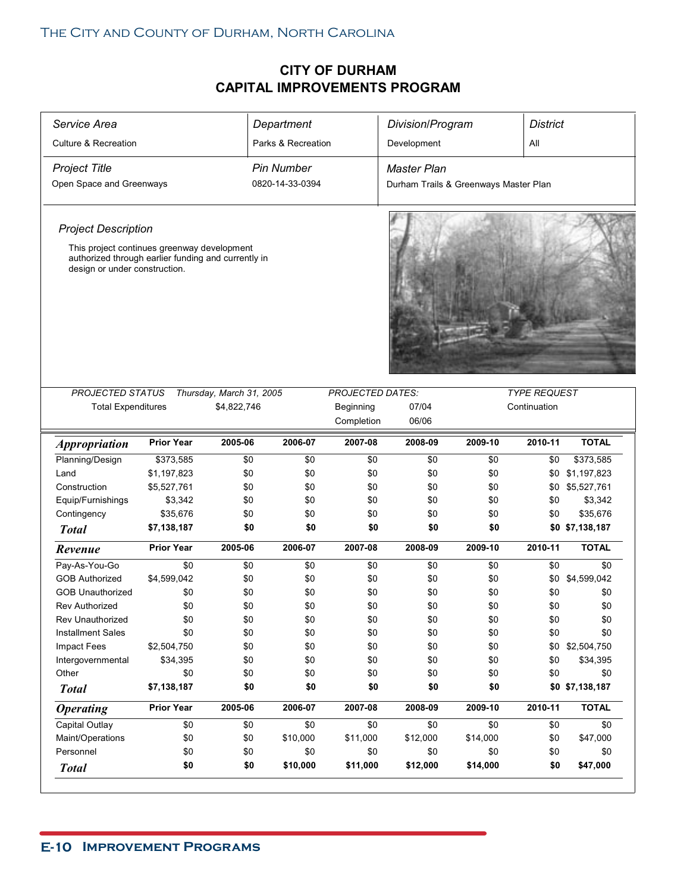# CITY OF DURHAM
# CAPITAL IMPROVEMENTS PROGRAM

| *Service Area* | *Department* | *Division/Program* | *District* |
|---|---|---|---|
| Culture & Recreation | Parks & Recreation | Development | All |
| *Project Title* | *Pin Number* | *Master Plan* | |
| Open Space and Greenways | 0820-14-33-0394 | Durham Trails & Greenways Master Plan | |

*Project Description*

This project continues greenway development authorized through earlier funding and currently in design or under construction.

| *PROJECTED STATUS* | *Thursday, March 31, 2005* | *PROJECTED DATES:* | | *TYPE REQUEST* |
|---|---|---|---|---|
| Total Expenditures | $4,822,746 | Beginning | 07/04 | Continuation |
| | | Completion | 06/06 | |

| ***Appropriation*** | **Prior Year** | **2005-06** | **2006-07** | **2007-08** | **2008-09** | **2009-10** | **2010-11** | **TOTAL** |
|---|---|---|---|---|---|---|---|---|
| Planning/Design | $373,585 | $0 | $0 | $0 | $0 | $0 | $0 | $373,585 |
| Land | $1,197,823 | $0 | $0 | $0 | $0 | $0 | $0 | $1,197,823 |
| Construction | $5,527,761 | $0 | $0 | $0 | $0 | $0 | $0 | $5,527,761 |
| Equip/Furnishings | $3,342 | $0 | $0 | $0 | $0 | $0 | $0 | $3,342 |
| Contingency | $35,676 | $0 | $0 | $0 | $0 | $0 | $0 | $35,676 |
| ***Total*** | **$7,138,187** | **$0** | **$0** | **$0** | **$0** | **$0** | **$0** | **$7,138,187** |

| ***Revenue*** | **Prior Year** | **2005-06** | **2006-07** | **2007-08** | **2008-09** | **2009-10** | **2010-11** | **TOTAL** |
|---|---|---|---|---|---|---|---|---|
| Pay-As-You-Go | $0 | $0 | $0 | $0 | $0 | $0 | $0 | $0 |
| GOB Authorized | $4,599,042 | $0 | $0 | $0 | $0 | $0 | $0 | $4,599,042 |
| GOB Unauthorized | $0 | $0 | $0 | $0 | $0 | $0 | $0 | $0 |
| Rev Authorized | $0 | $0 | $0 | $0 | $0 | $0 | $0 | $0 |
| Rev Unauthorized | $0 | $0 | $0 | $0 | $0 | $0 | $0 | $0 |
| Installment Sales | $0 | $0 | $0 | $0 | $0 | $0 | $0 | $0 |
| Impact Fees | $2,504,750 | $0 | $0 | $0 | $0 | $0 | $0 | $2,504,750 |
| Intergovernmental | $34,395 | $0 | $0 | $0 | $0 | $0 | $0 | $34,395 |
| Other | $0 | $0 | $0 | $0 | $0 | $0 | $0 | $0 |
| ***Total*** | **$7,138,187** | **$0** | **$0** | **$0** | **$0** | **$0** | **$0** | **$7,138,187** |

| ***Operating*** | **Prior Year** | **2005-06** | **2006-07** | **2007-08** | **2008-09** | **2009-10** | **2010-11** | **TOTAL** |
|---|---|---|---|---|---|---|---|---|
| Capital Outlay | $0 | $0 | $0 | $0 | $0 | $0 | $0 | $0 |
| Maint/Operations | $0 | $0 | $10,000 | $11,000 | $12,000 | $14,000 | $0 | $47,000 |
| Personnel | $0 | $0 | $0 | $0 | $0 | $0 | $0 | $0 |
| ***Total*** | **$0** | **$0** | **$10,000** | **$11,000** | **$12,000** | **$14,000** | **$0** | **$47,000** |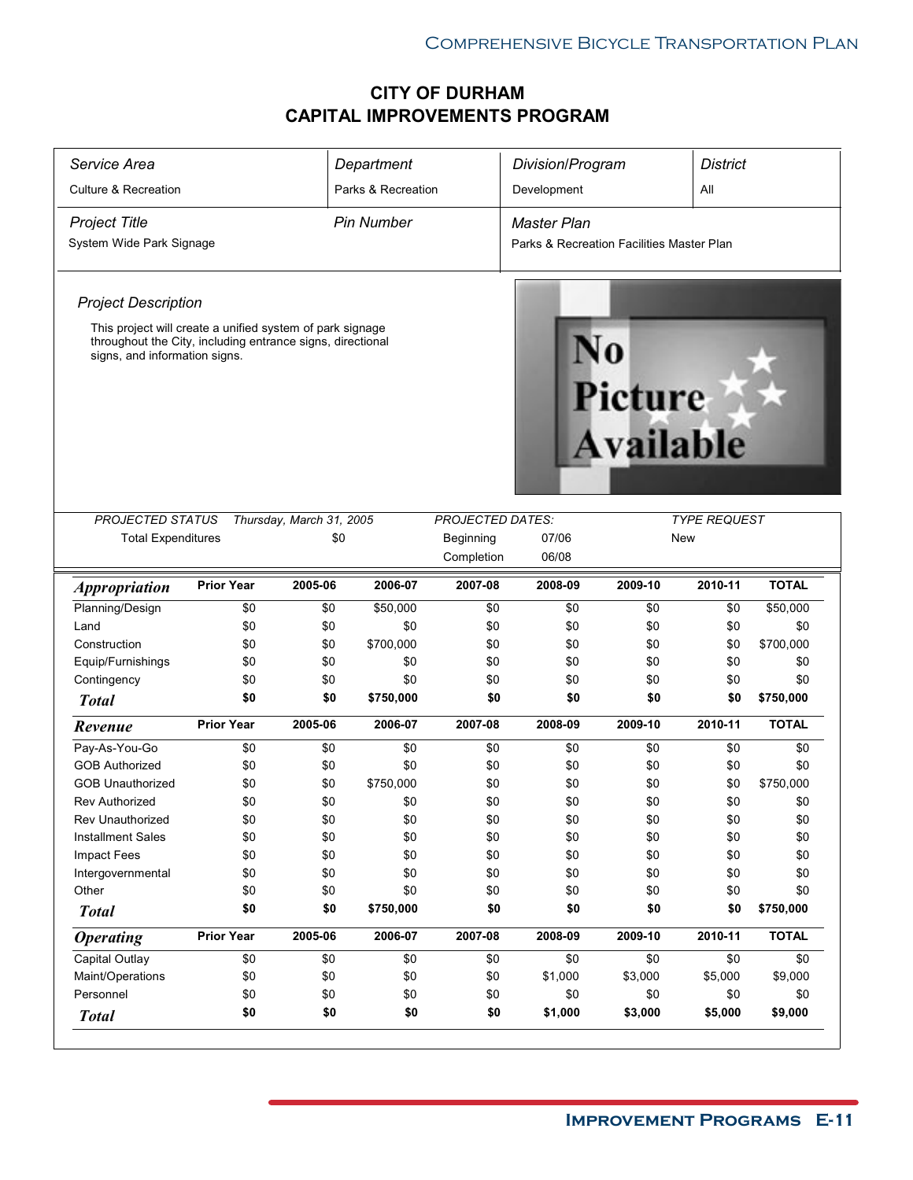# CITY OF DURHAM
# CAPITAL IMPROVEMENTS PROGRAM

| *Service Area* | *Department* | *Division/Program* | *District* |
|---|---|---|---|
| Culture & Recreation | Parks & Recreation | Development | All |

| *Project Title* | *Pin Number* | *Master Plan* |
|---|---|---|
| System Wide Park Signage | | Parks & Recreation Facilities Master Plan |

*Project Description*

This project will create a unified system of park signage throughout the City, including entrance signs, directional signs, and information signs.

| *PROJECTED STATUS* | *Thursday, March 31, 2005* | *PROJECTED DATES:* | | *TYPE REQUEST* |
|---|---|---|---|---|
| Total Expenditures | $0 | Beginning | 07/06 | New |
| | | Completion | 06/08 | |

| ***Appropriation*** | **Prior Year** | **2005-06** | **2006-07** | **2007-08** | **2008-09** | **2009-10** | **2010-11** | **TOTAL** |
|---|---|---|---|---|---|---|---|---|
| Planning/Design | $0 | $0 | $50,000 | $0 | $0 | $0 | $0 | $50,000 |
| Land | $0 | $0 | $0 | $0 | $0 | $0 | $0 | $0 |
| Construction | $0 | $0 | $700,000 | $0 | $0 | $0 | $0 | $700,000 |
| Equip/Furnishings | $0 | $0 | $0 | $0 | $0 | $0 | $0 | $0 |
| Contingency | $0 | $0 | $0 | $0 | $0 | $0 | $0 | $0 |
| ***Total*** | **$0** | **$0** | **$750,000** | **$0** | **$0** | **$0** | **$0** | **$750,000** |

| ***Revenue*** | **Prior Year** | **2005-06** | **2006-07** | **2007-08** | **2008-09** | **2009-10** | **2010-11** | **TOTAL** |
|---|---|---|---|---|---|---|---|---|
| Pay-As-You-Go | $0 | $0 | $0 | $0 | $0 | $0 | $0 | $0 |
| GOB Authorized | $0 | $0 | $0 | $0 | $0 | $0 | $0 | $0 |
| GOB Unauthorized | $0 | $0 | $750,000 | $0 | $0 | $0 | $0 | $750,000 |
| Rev Authorized | $0 | $0 | $0 | $0 | $0 | $0 | $0 | $0 |
| Rev Unauthorized | $0 | $0 | $0 | $0 | $0 | $0 | $0 | $0 |
| Installment Sales | $0 | $0 | $0 | $0 | $0 | $0 | $0 | $0 |
| Impact Fees | $0 | $0 | $0 | $0 | $0 | $0 | $0 | $0 |
| Intergovernmental | $0 | $0 | $0 | $0 | $0 | $0 | $0 | $0 |
| Other | $0 | $0 | $0 | $0 | $0 | $0 | $0 | $0 |
| ***Total*** | **$0** | **$0** | **$750,000** | **$0** | **$0** | **$0** | **$0** | **$750,000** |

| ***Operating*** | **Prior Year** | **2005-06** | **2006-07** | **2007-08** | **2008-09** | **2009-10** | **2010-11** | **TOTAL** |
|---|---|---|---|---|---|---|---|---|
| Capital Outlay | $0 | $0 | $0 | $0 | $0 | $0 | $0 | $0 |
| Maint/Operations | $0 | $0 | $0 | $0 | $1,000 | $3,000 | $5,000 | $9,000 |
| Personnel | $0 | $0 | $0 | $0 | $0 | $0 | $0 | $0 |
| ***Total*** | **$0** | **$0** | **$0** | **$0** | **$1,000** | **$3,000** | **$5,000** | **$9,000** |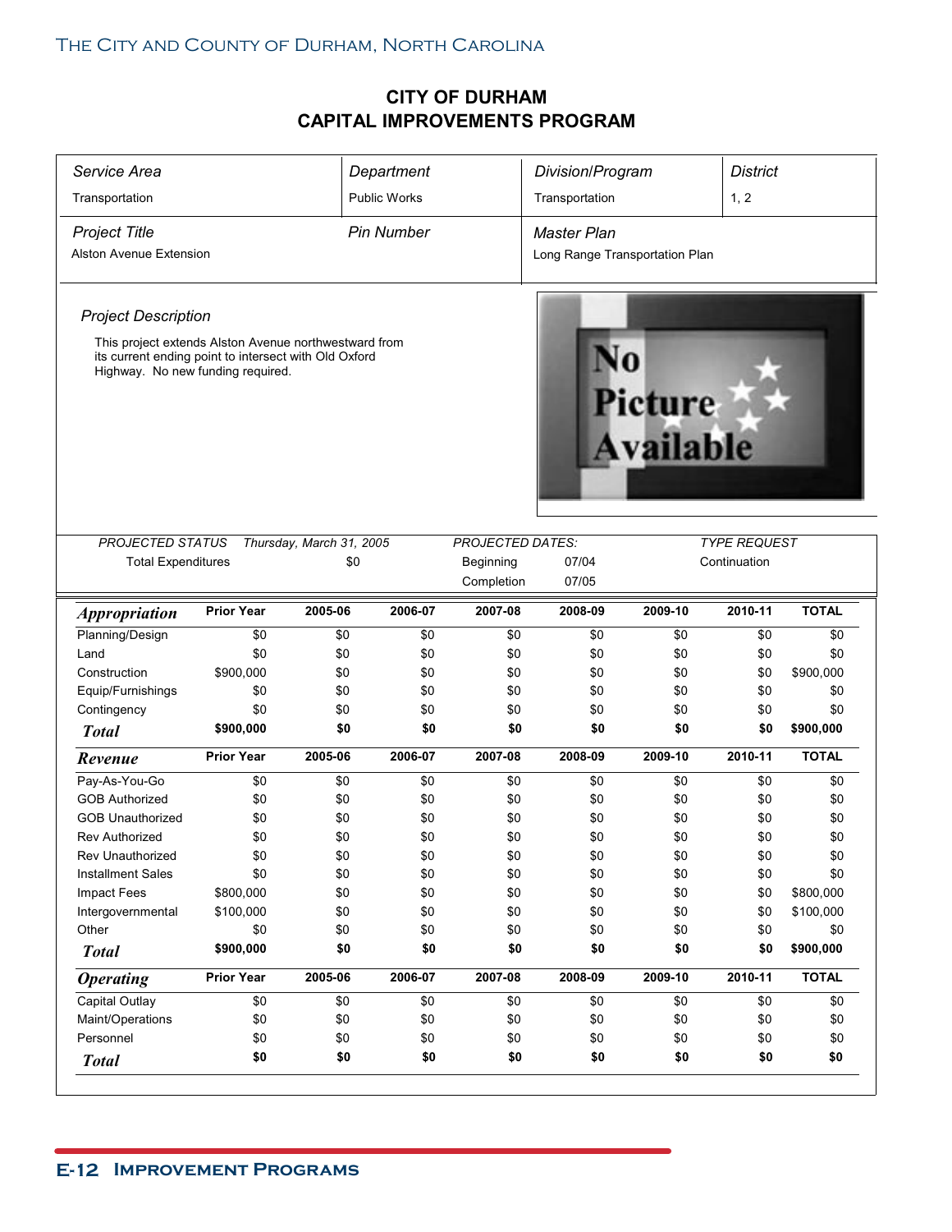# CITY OF DURHAM
# CAPITAL IMPROVEMENTS PROGRAM

| *Service Area* | *Department* | *Division/Program* | *District* |
|---|---|---|---|
| Transportation | Public Works | Transportation | 1, 2 |

| *Project Title* | *Pin Number* | *Master Plan* |
|---|---|---|
| Alston Avenue Extension | | Long Range Transportation Plan |

*Project Description*

This project extends Alston Avenue northwestward from its current ending point to intersect with Old Oxford Highway. No new funding required.

| *PROJECTED STATUS* | *Thursday, March 31, 2005* | *PROJECTED DATES:* | | *TYPE REQUEST* |
|---|---|---|---|---|
| Total Expenditures | $0 | Beginning | 07/04 | Continuation |
| | | Completion | 07/05 | |

| ***Appropriation*** | **Prior Year** | **2005-06** | **2006-07** | **2007-08** | **2008-09** | **2009-10** | **2010-11** | **TOTAL** |
|---|---|---|---|---|---|---|---|---|
| Planning/Design | $0 | $0 | $0 | $0 | $0 | $0 | $0 | $0 |
| Land | $0 | $0 | $0 | $0 | $0 | $0 | $0 | $0 |
| Construction | $900,000 | $0 | $0 | $0 | $0 | $0 | $0 | $900,000 |
| Equip/Furnishings | $0 | $0 | $0 | $0 | $0 | $0 | $0 | $0 |
| Contingency | $0 | $0 | $0 | $0 | $0 | $0 | $0 | $0 |
| ***Total*** | **$900,000** | **$0** | **$0** | **$0** | **$0** | **$0** | **$0** | **$900,000** |

| ***Revenue*** | **Prior Year** | **2005-06** | **2006-07** | **2007-08** | **2008-09** | **2009-10** | **2010-11** | **TOTAL** |
|---|---|---|---|---|---|---|---|---|
| Pay-As-You-Go | $0 | $0 | $0 | $0 | $0 | $0 | $0 | $0 |
| GOB Authorized | $0 | $0 | $0 | $0 | $0 | $0 | $0 | $0 |
| GOB Unauthorized | $0 | $0 | $0 | $0 | $0 | $0 | $0 | $0 |
| Rev Authorized | $0 | $0 | $0 | $0 | $0 | $0 | $0 | $0 |
| Rev Unauthorized | $0 | $0 | $0 | $0 | $0 | $0 | $0 | $0 |
| Installment Sales | $0 | $0 | $0 | $0 | $0 | $0 | $0 | $0 |
| Impact Fees | $800,000 | $0 | $0 | $0 | $0 | $0 | $0 | $800,000 |
| Intergovernmental | $100,000 | $0 | $0 | $0 | $0 | $0 | $0 | $100,000 |
| Other | $0 | $0 | $0 | $0 | $0 | $0 | $0 | $0 |
| ***Total*** | **$900,000** | **$0** | **$0** | **$0** | **$0** | **$0** | **$0** | **$900,000** |

| ***Operating*** | **Prior Year** | **2005-06** | **2006-07** | **2007-08** | **2008-09** | **2009-10** | **2010-11** | **TOTAL** |
|---|---|---|---|---|---|---|---|---|
| Capital Outlay | $0 | $0 | $0 | $0 | $0 | $0 | $0 | $0 |
| Maint/Operations | $0 | $0 | $0 | $0 | $0 | $0 | $0 | $0 |
| Personnel | $0 | $0 | $0 | $0 | $0 | $0 | $0 | $0 |
| ***Total*** | **$0** | **$0** | **$0** | **$0** | **$0** | **$0** | **$0** | **$0** |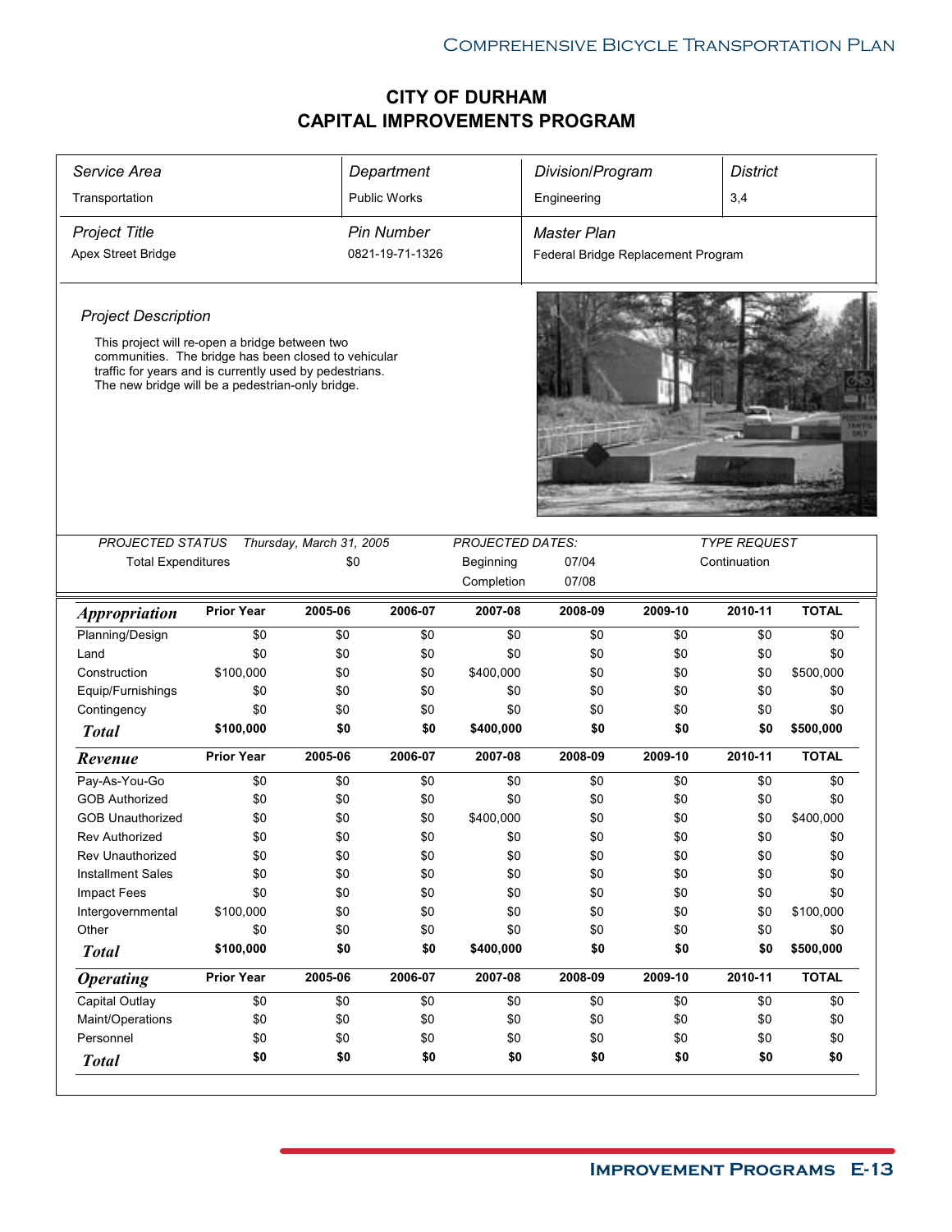# CITY OF DURHAM
# CAPITAL IMPROVEMENTS PROGRAM

| *Service Area* | *Department* | *Division/Program* | *District* |
|---|---|---|---|
| Transportation | Public Works | Engineering | 3,4 |
| *Project Title* | *Pin Number* | *Master Plan* | |
| Apex Street Bridge | 0821-19-71-1326 | Federal Bridge Replacement Program | |

*Project Description*

This project will re-open a bridge between two communities. The bridge has been closed to vehicular traffic for years and is currently used by pedestrians. The new bridge will be a pedestrian-only bridge.

| *PROJECTED STATUS* | *Thursday, March 31, 2005* | *PROJECTED DATES:* | | *TYPE REQUEST* |
|---|---|---|---|---|
| Total Expenditures | $0 | Beginning | 07/04 | Continuation |
| | | Completion | 07/08 | |

| ***Appropriation*** | **Prior Year** | **2005-06** | **2006-07** | **2007-08** | **2008-09** | **2009-10** | **2010-11** | **TOTAL** |
|---|---|---|---|---|---|---|---|---|
| Planning/Design | $0 | $0 | $0 | $0 | $0 | $0 | $0 | $0 |
| Land | $0 | $0 | $0 | $0 | $0 | $0 | $0 | $0 |
| Construction | $100,000 | $0 | $0 | $400,000 | $0 | $0 | $0 | $500,000 |
| Equip/Furnishings | $0 | $0 | $0 | $0 | $0 | $0 | $0 | $0 |
| Contingency | $0 | $0 | $0 | $0 | $0 | $0 | $0 | $0 |
| ***Total*** | **$100,000** | **$0** | **$0** | **$400,000** | **$0** | **$0** | **$0** | **$500,000** |

| ***Revenue*** | **Prior Year** | **2005-06** | **2006-07** | **2007-08** | **2008-09** | **2009-10** | **2010-11** | **TOTAL** |
|---|---|---|---|---|---|---|---|---|
| Pay-As-You-Go | $0 | $0 | $0 | $0 | $0 | $0 | $0 | $0 |
| GOB Authorized | $0 | $0 | $0 | $0 | $0 | $0 | $0 | $0 |
| GOB Unauthorized | $0 | $0 | $0 | $400,000 | $0 | $0 | $0 | $400,000 |
| Rev Authorized | $0 | $0 | $0 | $0 | $0 | $0 | $0 | $0 |
| Rev Unauthorized | $0 | $0 | $0 | $0 | $0 | $0 | $0 | $0 |
| Installment Sales | $0 | $0 | $0 | $0 | $0 | $0 | $0 | $0 |
| Impact Fees | $0 | $0 | $0 | $0 | $0 | $0 | $0 | $0 |
| Intergovernmental | $100,000 | $0 | $0 | $0 | $0 | $0 | $0 | $100,000 |
| Other | $0 | $0 | $0 | $0 | $0 | $0 | $0 | $0 |
| ***Total*** | **$100,000** | **$0** | **$0** | **$400,000** | **$0** | **$0** | **$0** | **$500,000** |

| ***Operating*** | **Prior Year** | **2005-06** | **2006-07** | **2007-08** | **2008-09** | **2009-10** | **2010-11** | **TOTAL** |
|---|---|---|---|---|---|---|---|---|
| Capital Outlay | $0 | $0 | $0 | $0 | $0 | $0 | $0 | $0 |
| Maint/Operations | $0 | $0 | $0 | $0 | $0 | $0 | $0 | $0 |
| Personnel | $0 | $0 | $0 | $0 | $0 | $0 | $0 | $0 |
| ***Total*** | **$0** | **$0** | **$0** | **$0** | **$0** | **$0** | **$0** | **$0** |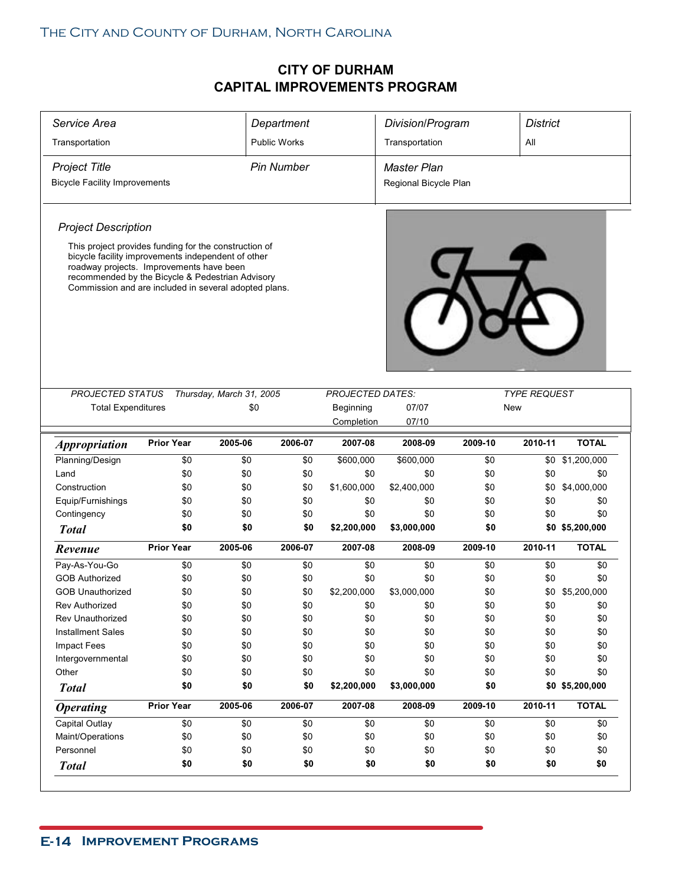# CITY OF DURHAM
# CAPITAL IMPROVEMENTS PROGRAM

| *Service Area* | *Department* | *Division/Program* | *District* |
|---|---|---|---|
| Transportation | Public Works | Transportation | All |
| *Project Title* | *Pin Number* | *Master Plan* | |
| Bicycle Facility Improvements | | Regional Bicycle Plan | |

*Project Description*

This project provides funding for the construction of bicycle facility improvements independent of other roadway projects. Improvements have been recommended by the Bicycle & Pedestrian Advisory Commission and are included in several adopted plans.

| *PROJECTED STATUS* | *Thursday, March 31, 2005* | *PROJECTED DATES:* | | *TYPE REQUEST* |
|---|---|---|---|---|
| Total Expenditures | $0 | Beginning | 07/07 | New |
| | | Completion | 07/10 | |

| ***Appropriation*** | **Prior Year** | **2005-06** | **2006-07** | **2007-08** | **2008-09** | **2009-10** | **2010-11** | **TOTAL** |
|---|---|---|---|---|---|---|---|---|
| Planning/Design | $0 | $0 | $0 | $600,000 | $600,000 | $0 | $0 | $1,200,000 |
| Land | $0 | $0 | $0 | $0 | $0 | $0 | $0 | $0 |
| Construction | $0 | $0 | $0 | $1,600,000 | $2,400,000 | $0 | $0 | $4,000,000 |
| Equip/Furnishings | $0 | $0 | $0 | $0 | $0 | $0 | $0 | $0 |
| Contingency | $0 | $0 | $0 | $0 | $0 | $0 | $0 | $0 |
| ***Total*** | **$0** | **$0** | **$0** | **$2,200,000** | **$3,000,000** | **$0** | **$0** | **$5,200,000** |
| ***Revenue*** | **Prior Year** | **2005-06** | **2006-07** | **2007-08** | **2008-09** | **2009-10** | **2010-11** | **TOTAL** |
| Pay-As-You-Go | $0 | $0 | $0 | $0 | $0 | $0 | $0 | $0 |
| GOB Authorized | $0 | $0 | $0 | $0 | $0 | $0 | $0 | $0 |
| GOB Unauthorized | $0 | $0 | $0 | $2,200,000 | $3,000,000 | $0 | $0 | $5,200,000 |
| Rev Authorized | $0 | $0 | $0 | $0 | $0 | $0 | $0 | $0 |
| Rev Unauthorized | $0 | $0 | $0 | $0 | $0 | $0 | $0 | $0 |
| Installment Sales | $0 | $0 | $0 | $0 | $0 | $0 | $0 | $0 |
| Impact Fees | $0 | $0 | $0 | $0 | $0 | $0 | $0 | $0 |
| Intergovernmental | $0 | $0 | $0 | $0 | $0 | $0 | $0 | $0 |
| Other | $0 | $0 | $0 | $0 | $0 | $0 | $0 | $0 |
| ***Total*** | **$0** | **$0** | **$0** | **$2,200,000** | **$3,000,000** | **$0** | **$0** | **$5,200,000** |
| ***Operating*** | **Prior Year** | **2005-06** | **2006-07** | **2007-08** | **2008-09** | **2009-10** | **2010-11** | **TOTAL** |
| Capital Outlay | $0 | $0 | $0 | $0 | $0 | $0 | $0 | $0 |
| Maint/Operations | $0 | $0 | $0 | $0 | $0 | $0 | $0 | $0 |
| Personnel | $0 | $0 | $0 | $0 | $0 | $0 | $0 | $0 |
| ***Total*** | **$0** | **$0** | **$0** | **$0** | **$0** | **$0** | **$0** | **$0** |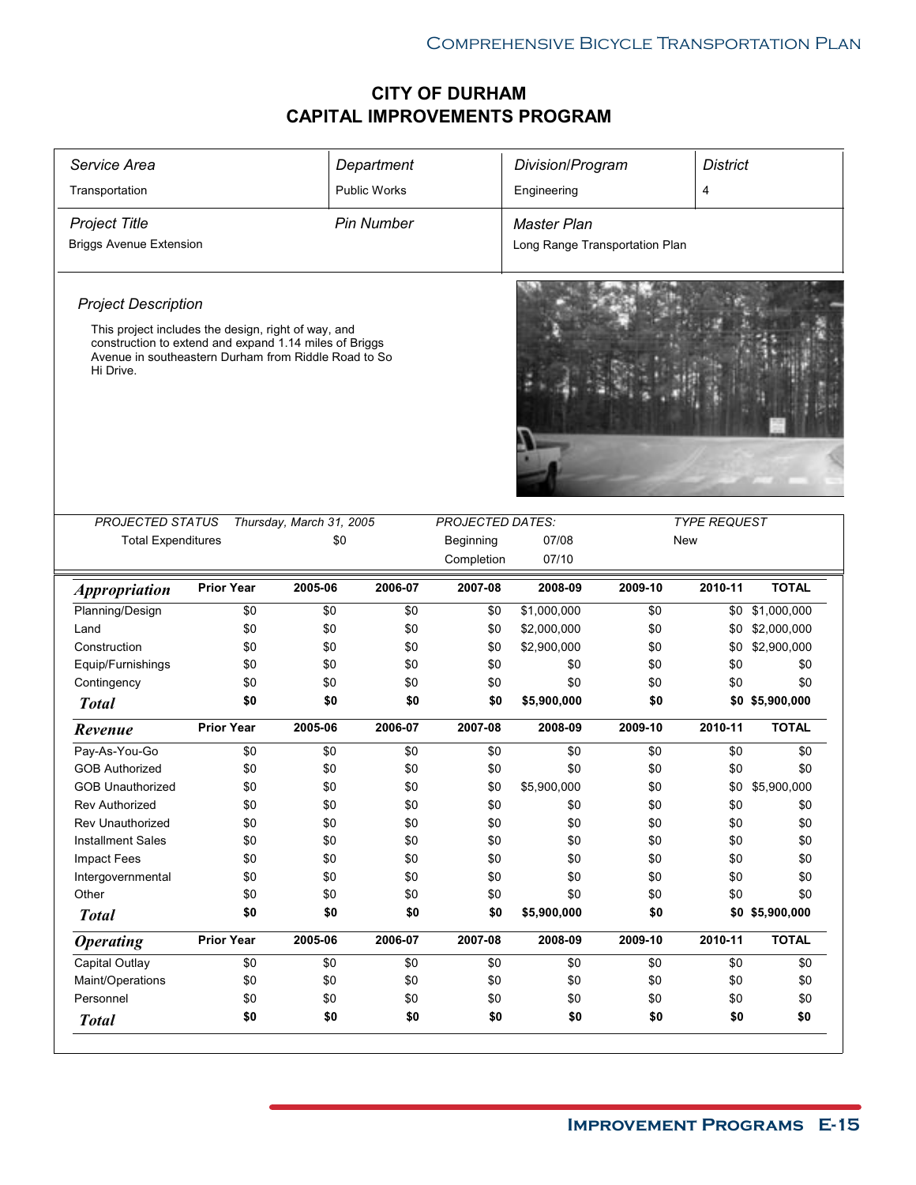# CITY OF DURHAM
# CAPITAL IMPROVEMENTS PROGRAM

| *Service Area* | *Department* | *Division/Program* | *District* |
|---|---|---|---|
| Transportation | Public Works | Engineering | 4 |

| *Project Title* | *Pin Number* | *Master Plan* |
|---|---|---|
| Briggs Avenue Extension | | Long Range Transportation Plan |

*Project Description*

This project includes the design, right of way, and construction to extend and expand 1.14 miles of Briggs Avenue in southeastern Durham from Riddle Road to So Hi Drive.

| *PROJECTED STATUS* | *Thursday, March 31, 2005* | *PROJECTED DATES:* | | *TYPE REQUEST* |
|---|---|---|---|---|
| Total Expenditures | $0 | Beginning | 07/08 | New |
| | | Completion | 07/10 | |

| ***Appropriation*** | **Prior Year** | **2005-06** | **2006-07** | **2007-08** | **2008-09** | **2009-10** | **2010-11** | **TOTAL** |
|---|---|---|---|---|---|---|---|---|
| Planning/Design | $0 | $0 | $0 | $0 | $1,000,000 | $0 | $0 | $1,000,000 |
| Land | $0 | $0 | $0 | $0 | $2,000,000 | $0 | $0 | $2,000,000 |
| Construction | $0 | $0 | $0 | $0 | $2,900,000 | $0 | $0 | $2,900,000 |
| Equip/Furnishings | $0 | $0 | $0 | $0 | $0 | $0 | $0 | $0 |
| Contingency | $0 | $0 | $0 | $0 | $0 | $0 | $0 | $0 |
| ***Total*** | **$0** | **$0** | **$0** | **$0** | **$5,900,000** | **$0** | **$0** | **$5,900,000** |

| ***Revenue*** | **Prior Year** | **2005-06** | **2006-07** | **2007-08** | **2008-09** | **2009-10** | **2010-11** | **TOTAL** |
|---|---|---|---|---|---|---|---|---|
| Pay-As-You-Go | $0 | $0 | $0 | $0 | $0 | $0 | $0 | $0 |
| GOB Authorized | $0 | $0 | $0 | $0 | $0 | $0 | $0 | $0 |
| GOB Unauthorized | $0 | $0 | $0 | $0 | $5,900,000 | $0 | $0 | $5,900,000 |
| Rev Authorized | $0 | $0 | $0 | $0 | $0 | $0 | $0 | $0 |
| Rev Unauthorized | $0 | $0 | $0 | $0 | $0 | $0 | $0 | $0 |
| Installment Sales | $0 | $0 | $0 | $0 | $0 | $0 | $0 | $0 |
| Impact Fees | $0 | $0 | $0 | $0 | $0 | $0 | $0 | $0 |
| Intergovernmental | $0 | $0 | $0 | $0 | $0 | $0 | $0 | $0 |
| Other | $0 | $0 | $0 | $0 | $0 | $0 | $0 | $0 |
| ***Total*** | **$0** | **$0** | **$0** | **$0** | **$5,900,000** | **$0** | **$0** | **$5,900,000** |

| ***Operating*** | **Prior Year** | **2005-06** | **2006-07** | **2007-08** | **2008-09** | **2009-10** | **2010-11** | **TOTAL** |
|---|---|---|---|---|---|---|---|---|
| Capital Outlay | $0 | $0 | $0 | $0 | $0 | $0 | $0 | $0 |
| Maint/Operations | $0 | $0 | $0 | $0 | $0 | $0 | $0 | $0 |
| Personnel | $0 | $0 | $0 | $0 | $0 | $0 | $0 | $0 |
| ***Total*** | **$0** | **$0** | **$0** | **$0** | **$0** | **$0** | **$0** | **$0** |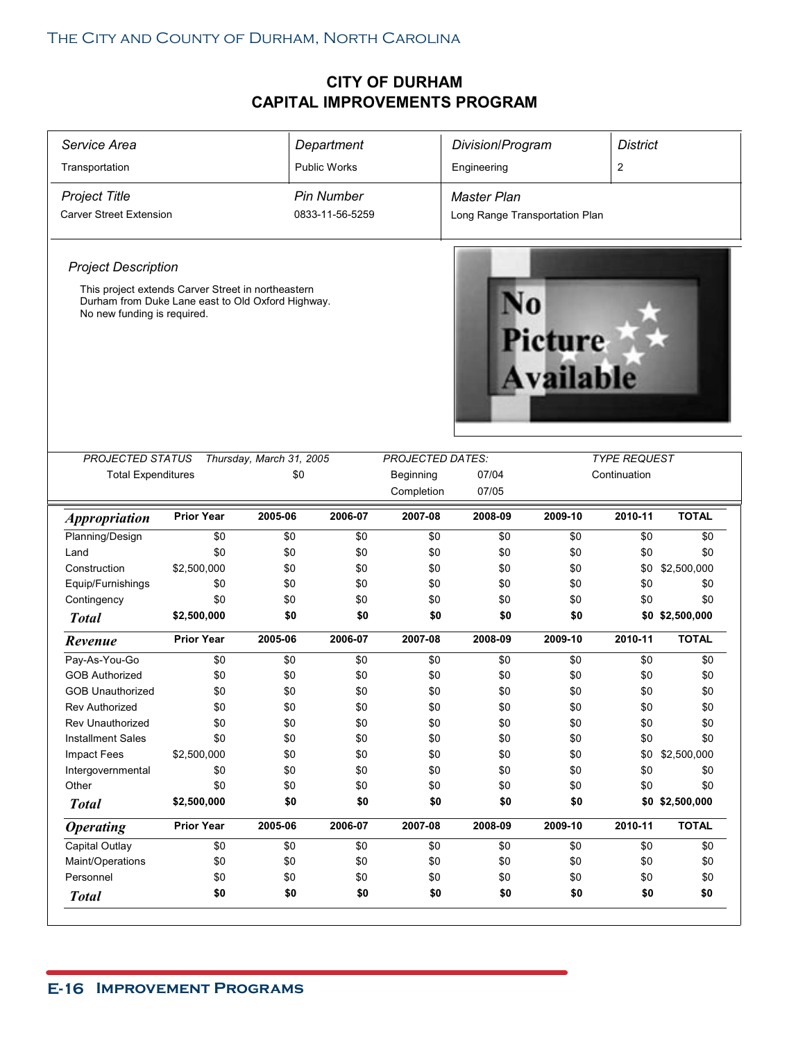# CITY OF DURHAM
# CAPITAL IMPROVEMENTS PROGRAM

| *Service Area* | *Department* | *Division/Program* | *District* |
|---|---|---|---|
| Transportation | Public Works | Engineering | 2 |
| *Project Title* | *Pin Number* | *Master Plan* | |
| Carver Street Extension | 0833-11-56-5259 | Long Range Transportation Plan | |

*Project Description*

This project extends Carver Street in northeastern Durham from Duke Lane east to Old Oxford Highway. No new funding is required.

| *PROJECTED STATUS* | *Thursday, March 31, 2005* | *PROJECTED DATES:* | | *TYPE REQUEST* |
|---|---|---|---|---|
| Total Expenditures | $0 | Beginning | 07/04 | Continuation |
| | | Completion | 07/05 | |

| ***Appropriation*** | **Prior Year** | **2005-06** | **2006-07** | **2007-08** | **2008-09** | **2009-10** | **2010-11** | **TOTAL** |
|---|---|---|---|---|---|---|---|---|
| Planning/Design | $0 | $0 | $0 | $0 | $0 | $0 | $0 | $0 |
| Land | $0 | $0 | $0 | $0 | $0 | $0 | $0 | $0 |
| Construction | $2,500,000 | $0 | $0 | $0 | $0 | $0 | $0 | $2,500,000 |
| Equip/Furnishings | $0 | $0 | $0 | $0 | $0 | $0 | $0 | $0 |
| Contingency | $0 | $0 | $0 | $0 | $0 | $0 | $0 | $0 |
| ***Total*** | **$2,500,000** | **$0** | **$0** | **$0** | **$0** | **$0** | **$0** | **$2,500,000** |

| ***Revenue*** | **Prior Year** | **2005-06** | **2006-07** | **2007-08** | **2008-09** | **2009-10** | **2010-11** | **TOTAL** |
|---|---|---|---|---|---|---|---|---|
| Pay-As-You-Go | $0 | $0 | $0 | $0 | $0 | $0 | $0 | $0 |
| GOB Authorized | $0 | $0 | $0 | $0 | $0 | $0 | $0 | $0 |
| GOB Unauthorized | $0 | $0 | $0 | $0 | $0 | $0 | $0 | $0 |
| Rev Authorized | $0 | $0 | $0 | $0 | $0 | $0 | $0 | $0 |
| Rev Unauthorized | $0 | $0 | $0 | $0 | $0 | $0 | $0 | $0 |
| Installment Sales | $0 | $0 | $0 | $0 | $0 | $0 | $0 | $0 |
| Impact Fees | $2,500,000 | $0 | $0 | $0 | $0 | $0 | $0 | $2,500,000 |
| Intergovernmental | $0 | $0 | $0 | $0 | $0 | $0 | $0 | $0 |
| Other | $0 | $0 | $0 | $0 | $0 | $0 | $0 | $0 |
| ***Total*** | **$2,500,000** | **$0** | **$0** | **$0** | **$0** | **$0** | **$0** | **$2,500,000** |

| ***Operating*** | **Prior Year** | **2005-06** | **2006-07** | **2007-08** | **2008-09** | **2009-10** | **2010-11** | **TOTAL** |
|---|---|---|---|---|---|---|---|---|
| Capital Outlay | $0 | $0 | $0 | $0 | $0 | $0 | $0 | $0 |
| Maint/Operations | $0 | $0 | $0 | $0 | $0 | $0 | $0 | $0 |
| Personnel | $0 | $0 | $0 | $0 | $0 | $0 | $0 | $0 |
| ***Total*** | **$0** | **$0** | **$0** | **$0** | **$0** | **$0** | **$0** | **$0** |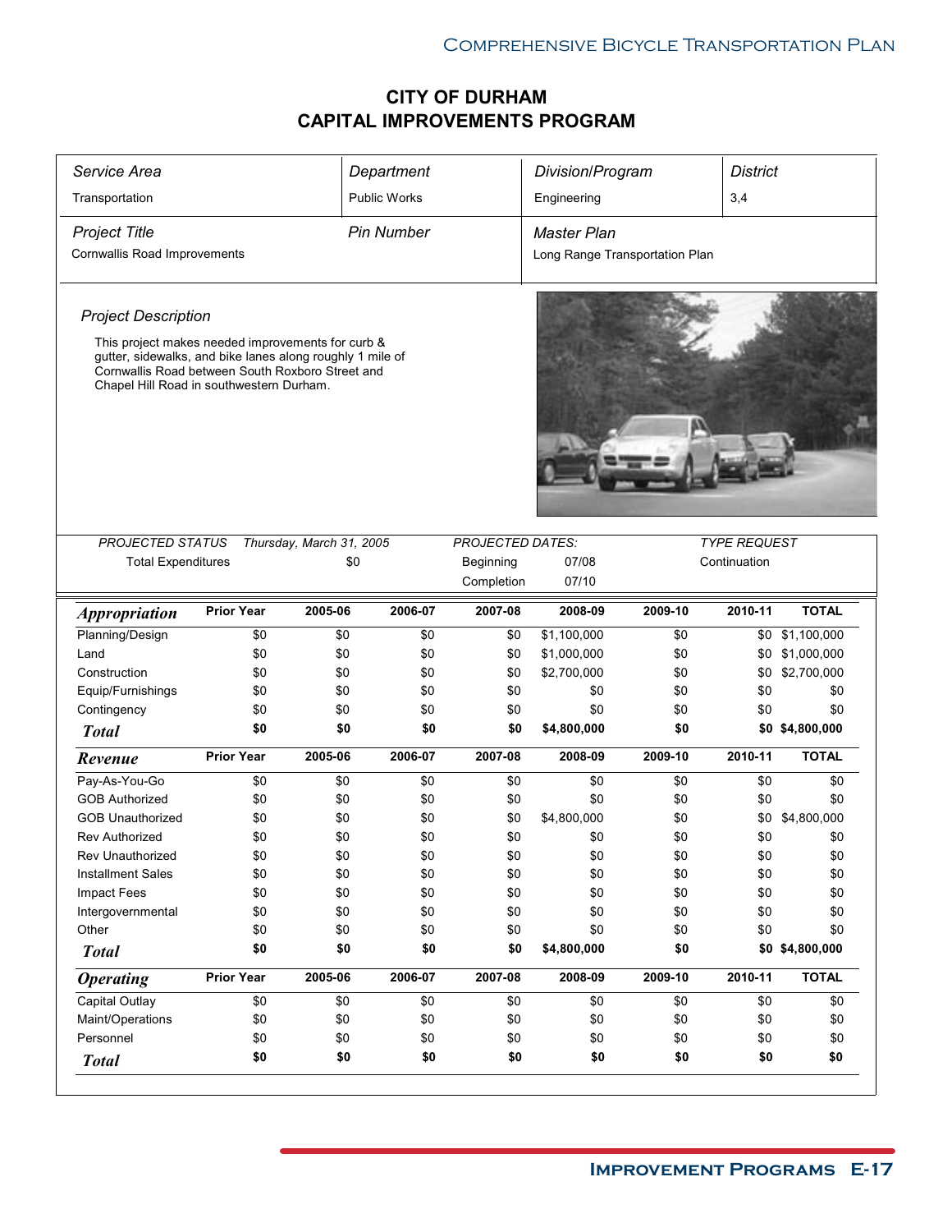# CITY OF DURHAM
# CAPITAL IMPROVEMENTS PROGRAM

| *Service Area* | *Department* | *Division/Program* | *District* |
|---|---|---|---|
| Transportation | Public Works | Engineering | 3,4 |

| *Project Title* | *Pin Number* | *Master Plan* |
|---|---|---|
| Cornwallis Road Improvements | | Long Range Transportation Plan |

*Project Description*

This project makes needed improvements for curb & gutter, sidewalks, and bike lanes along roughly 1 mile of Cornwallis Road between South Roxboro Street and Chapel Hill Road in southwestern Durham.

| *PROJECTED STATUS* | *Thursday, March 31, 2005* | *PROJECTED DATES:* | | *TYPE REQUEST* |
|---|---|---|---|---|
| Total Expenditures | $0 | Beginning | 07/08 | Continuation |
| | | Completion | 07/10 | |

| ***Appropriation*** | **Prior Year** | **2005-06** | **2006-07** | **2007-08** | **2008-09** | **2009-10** | **2010-11** | **TOTAL** |
|---|---|---|---|---|---|---|---|---|
| Planning/Design | $0 | $0 | $0 | $0 | $1,100,000 | $0 | $0 | $1,100,000 |
| Land | $0 | $0 | $0 | $0 | $1,000,000 | $0 | $0 | $1,000,000 |
| Construction | $0 | $0 | $0 | $0 | $2,700,000 | $0 | $0 | $2,700,000 |
| Equip/Furnishings | $0 | $0 | $0 | $0 | $0 | $0 | $0 | $0 |
| Contingency | $0 | $0 | $0 | $0 | $0 | $0 | $0 | $0 |
| ***Total*** | **$0** | **$0** | **$0** | **$0** | **$4,800,000** | **$0** | **$0** | **$4,800,000** |

| ***Revenue*** | **Prior Year** | **2005-06** | **2006-07** | **2007-08** | **2008-09** | **2009-10** | **2010-11** | **TOTAL** |
|---|---|---|---|---|---|---|---|---|
| Pay-As-You-Go | $0 | $0 | $0 | $0 | $0 | $0 | $0 | $0 |
| GOB Authorized | $0 | $0 | $0 | $0 | $0 | $0 | $0 | $0 |
| GOB Unauthorized | $0 | $0 | $0 | $0 | $4,800,000 | $0 | $0 | $4,800,000 |
| Rev Authorized | $0 | $0 | $0 | $0 | $0 | $0 | $0 | $0 |
| Rev Unauthorized | $0 | $0 | $0 | $0 | $0 | $0 | $0 | $0 |
| Installment Sales | $0 | $0 | $0 | $0 | $0 | $0 | $0 | $0 |
| Impact Fees | $0 | $0 | $0 | $0 | $0 | $0 | $0 | $0 |
| Intergovernmental | $0 | $0 | $0 | $0 | $0 | $0 | $0 | $0 |
| Other | $0 | $0 | $0 | $0 | $0 | $0 | $0 | $0 |
| ***Total*** | **$0** | **$0** | **$0** | **$0** | **$4,800,000** | **$0** | **$0** | **$4,800,000** |

| ***Operating*** | **Prior Year** | **2005-06** | **2006-07** | **2007-08** | **2008-09** | **2009-10** | **2010-11** | **TOTAL** |
|---|---|---|---|---|---|---|---|---|
| Capital Outlay | $0 | $0 | $0 | $0 | $0 | $0 | $0 | $0 |
| Maint/Operations | $0 | $0 | $0 | $0 | $0 | $0 | $0 | $0 |
| Personnel | $0 | $0 | $0 | $0 | $0 | $0 | $0 | $0 |
| ***Total*** | **$0** | **$0** | **$0** | **$0** | **$0** | **$0** | **$0** | **$0** |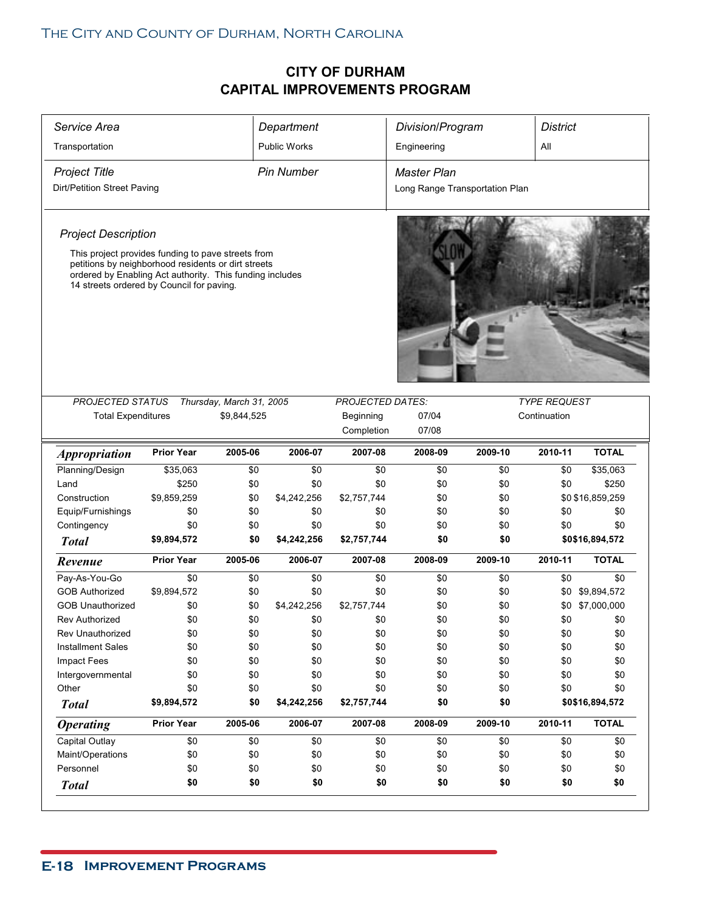# CITY OF DURHAM
# CAPITAL IMPROVEMENTS PROGRAM

| *Service Area* | *Department* | *Division/Program* | *District* |
|---|---|---|---|
| Transportation | Public Works | Engineering | All |

| *Project Title* | *Pin Number* | *Master Plan* |
|---|---|---|
| Dirt/Petition Street Paving | | Long Range Transportation Plan |

*Project Description*

This project provides funding to pave streets from petitions by neighborhood residents or dirt streets ordered by Enabling Act authority. This funding includes 14 streets ordered by Council for paving.

| *PROJECTED STATUS* | *Thursday, March 31, 2005* | *PROJECTED DATES:* | | *TYPE REQUEST* |
|---|---|---|---|---|
| Total Expenditures | $9,844,525 | Beginning | 07/04 | Continuation |
| | | Completion | 07/08 | |

| ***Appropriation*** | **Prior Year** | **2005-06** | **2006-07** | **2007-08** | **2008-09** | **2009-10** | **2010-11** | **TOTAL** |
|---|---|---|---|---|---|---|---|---|
| Planning/Design | $35,063 | $0 | $0 | $0 | $0 | $0 | $0 | $35,063 |
| Land | $250 | $0 | $0 | $0 | $0 | $0 | $0 | $250 |
| Construction | $9,859,259 | $0 | $4,242,256 | $2,757,744 | $0 | $0 | $0 | $16,859,259 |
| Equip/Furnishings | $0 | $0 | $0 | $0 | $0 | $0 | $0 | $0 |
| Contingency | $0 | $0 | $0 | $0 | $0 | $0 | $0 | $0 |
| ***Total*** | **$9,894,572** | **$0** | **$4,242,256** | **$2,757,744** | **$0** | **$0** | **$0** | **$16,894,572** |

| ***Revenue*** | **Prior Year** | **2005-06** | **2006-07** | **2007-08** | **2008-09** | **2009-10** | **2010-11** | **TOTAL** |
|---|---|---|---|---|---|---|---|---|
| Pay-As-You-Go | $0 | $0 | $0 | $0 | $0 | $0 | $0 | $0 |
| GOB Authorized | $9,894,572 | $0 | $0 | $0 | $0 | $0 | $0 | $9,894,572 |
| GOB Unauthorized | $0 | $0 | $4,242,256 | $2,757,744 | $0 | $0 | $0 | $7,000,000 |
| Rev Authorized | $0 | $0 | $0 | $0 | $0 | $0 | $0 | $0 |
| Rev Unauthorized | $0 | $0 | $0 | $0 | $0 | $0 | $0 | $0 |
| Installment Sales | $0 | $0 | $0 | $0 | $0 | $0 | $0 | $0 |
| Impact Fees | $0 | $0 | $0 | $0 | $0 | $0 | $0 | $0 |
| Intergovernmental | $0 | $0 | $0 | $0 | $0 | $0 | $0 | $0 |
| Other | $0 | $0 | $0 | $0 | $0 | $0 | $0 | $0 |
| ***Total*** | **$9,894,572** | **$0** | **$4,242,256** | **$2,757,744** | **$0** | **$0** | **$0** | **$16,894,572** |

| ***Operating*** | **Prior Year** | **2005-06** | **2006-07** | **2007-08** | **2008-09** | **2009-10** | **2010-11** | **TOTAL** |
|---|---|---|---|---|---|---|---|---|
| Capital Outlay | $0 | $0 | $0 | $0 | $0 | $0 | $0 | $0 |
| Maint/Operations | $0 | $0 | $0 | $0 | $0 | $0 | $0 | $0 |
| Personnel | $0 | $0 | $0 | $0 | $0 | $0 | $0 | $0 |
| ***Total*** | **$0** | **$0** | **$0** | **$0** | **$0** | **$0** | **$0** | **$0** |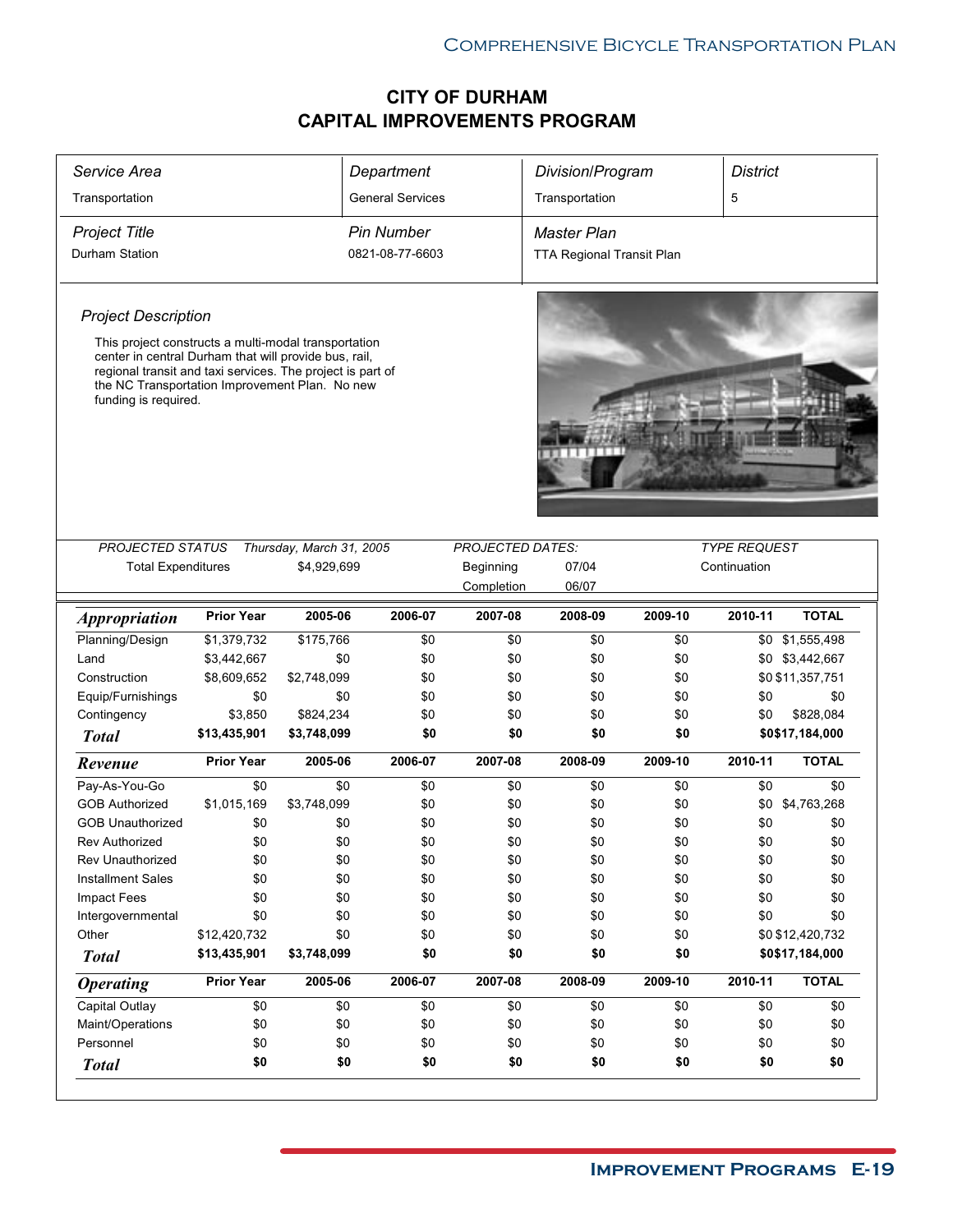# CITY OF DURHAM
# CAPITAL IMPROVEMENTS PROGRAM

| *Service Area* | *Department* | *Division/Program* | *District* |
|---|---|---|---|
| Transportation | General Services | Transportation | 5 |
| *Project Title* | *Pin Number* | *Master Plan* | |
| Durham Station | 0821-08-77-6603 | TTA Regional Transit Plan | |

*Project Description*

This project constructs a multi-modal transportation center in central Durham that will provide bus, rail, regional transit and taxi services. The project is part of the NC Transportation Improvement Plan. No new funding is required.

| *PROJECTED STATUS* | *Thursday, March 31, 2005* | *PROJECTED DATES:* | | *TYPE REQUEST* |
|---|---|---|---|---|
| Total Expenditures | $4,929,699 | Beginning | 07/04 | Continuation |
| | | Completion | 06/07 | |

| *Appropriation* | Prior Year | 2005-06 | 2006-07 | 2007-08 | 2008-09 | 2009-10 | 2010-11 | TOTAL |
|---|---|---|---|---|---|---|---|---|
| Planning/Design | $1,379,732 | $175,766 | $0 | $0 | $0 | $0 | $0 | $1,555,498 |
| Land | $3,442,667 | $0 | $0 | $0 | $0 | $0 | $0 | $3,442,667 |
| Construction | $8,609,652 | $2,748,099 | $0 | $0 | $0 | $0 | $0 | $11,357,751 |
| Equip/Furnishings | $0 | $0 | $0 | $0 | $0 | $0 | $0 | $0 |
| Contingency | $3,850 | $824,234 | $0 | $0 | $0 | $0 | $0 | $828,084 |
| ***Total*** | **$13,435,901** | **$3,748,099** | **$0** | **$0** | **$0** | **$0** | **$0** | **$17,184,000** |

| *Revenue* | Prior Year | 2005-06 | 2006-07 | 2007-08 | 2008-09 | 2009-10 | 2010-11 | TOTAL |
|---|---|---|---|---|---|---|---|---|
| Pay-As-You-Go | $0 | $0 | $0 | $0 | $0 | $0 | $0 | $0 |
| GOB Authorized | $1,015,169 | $3,748,099 | $0 | $0 | $0 | $0 | $0 | $4,763,268 |
| GOB Unauthorized | $0 | $0 | $0 | $0 | $0 | $0 | $0 | $0 |
| Rev Authorized | $0 | $0 | $0 | $0 | $0 | $0 | $0 | $0 |
| Rev Unauthorized | $0 | $0 | $0 | $0 | $0 | $0 | $0 | $0 |
| Installment Sales | $0 | $0 | $0 | $0 | $0 | $0 | $0 | $0 |
| Impact Fees | $0 | $0 | $0 | $0 | $0 | $0 | $0 | $0 |
| Intergovernmental | $0 | $0 | $0 | $0 | $0 | $0 | $0 | $0 |
| Other | $12,420,732 | $0 | $0 | $0 | $0 | $0 | $0 | $12,420,732 |
| ***Total*** | **$13,435,901** | **$3,748,099** | **$0** | **$0** | **$0** | **$0** | **$0** | **$17,184,000** |

| *Operating* | Prior Year | 2005-06 | 2006-07 | 2007-08 | 2008-09 | 2009-10 | 2010-11 | TOTAL |
|---|---|---|---|---|---|---|---|---|
| Capital Outlay | $0 | $0 | $0 | $0 | $0 | $0 | $0 | $0 |
| Maint/Operations | $0 | $0 | $0 | $0 | $0 | $0 | $0 | $0 |
| Personnel | $0 | $0 | $0 | $0 | $0 | $0 | $0 | $0 |
| ***Total*** | **$0** | **$0** | **$0** | **$0** | **$0** | **$0** | **$0** | **$0** |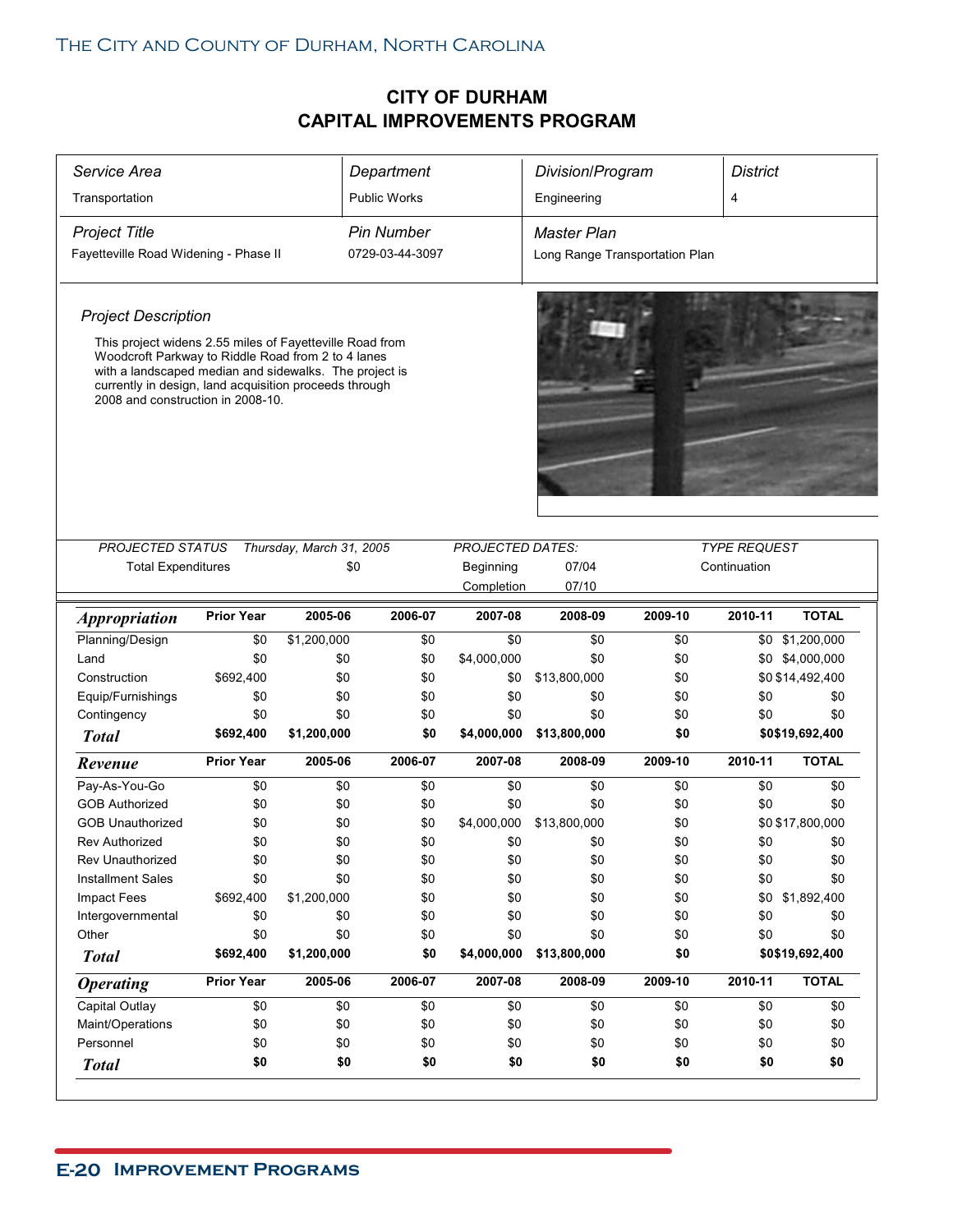# CITY OF DURHAM
# CAPITAL IMPROVEMENTS PROGRAM

| *Service Area* | *Department* | *Division/Program* | *District* |
|---|---|---|---|
| Transportation | Public Works | Engineering | 4 |
| *Project Title* | *Pin Number* | *Master Plan* | |
| Fayetteville Road Widening - Phase II | 0729-03-44-3097 | Long Range Transportation Plan | |

*Project Description*

This project widens 2.55 miles of Fayetteville Road from Woodcroft Parkway to Riddle Road from 2 to 4 lanes with a landscaped median and sidewalks. The project is currently in design, land acquisition proceeds through 2008 and construction in 2008-10.

| *PROJECTED STATUS* | *Thursday, March 31, 2005* | *PROJECTED DATES:* | | *TYPE REQUEST* |
|---|---|---|---|---|
| Total Expenditures | $0 | Beginning | 07/04 | Continuation |
| | | Completion | 07/10 | |

| ***Appropriation*** | **Prior Year** | **2005-06** | **2006-07** | **2007-08** | **2008-09** | **2009-10** | **2010-11** | **TOTAL** |
|---|---|---|---|---|---|---|---|---|
| Planning/Design | $0 | $1,200,000 | $0 | $0 | $0 | $0 | $0 | $1,200,000 |
| Land | $0 | $0 | $0 | $4,000,000 | $0 | $0 | $0 | $4,000,000 |
| Construction | $692,400 | $0 | $0 | $0 | $13,800,000 | $0 | $0 | $14,492,400 |
| Equip/Furnishings | $0 | $0 | $0 | $0 | $0 | $0 | $0 | $0 |
| Contingency | $0 | $0 | $0 | $0 | $0 | $0 | $0 | $0 |
| ***Total*** | **$692,400** | **$1,200,000** | **$0** | **$4,000,000** | **$13,800,000** | **$0** | **$0** | **$19,692,400** |

| ***Revenue*** | **Prior Year** | **2005-06** | **2006-07** | **2007-08** | **2008-09** | **2009-10** | **2010-11** | **TOTAL** |
|---|---|---|---|---|---|---|---|---|
| Pay-As-You-Go | $0 | $0 | $0 | $0 | $0 | $0 | $0 | $0 |
| GOB Authorized | $0 | $0 | $0 | $0 | $0 | $0 | $0 | $0 |
| GOB Unauthorized | $0 | $0 | $0 | $4,000,000 | $13,800,000 | $0 | $0 | $17,800,000 |
| Rev Authorized | $0 | $0 | $0 | $0 | $0 | $0 | $0 | $0 |
| Rev Unauthorized | $0 | $0 | $0 | $0 | $0 | $0 | $0 | $0 |
| Installment Sales | $0 | $0 | $0 | $0 | $0 | $0 | $0 | $0 |
| Impact Fees | $692,400 | $1,200,000 | $0 | $0 | $0 | $0 | $0 | $1,892,400 |
| Intergovernmental | $0 | $0 | $0 | $0 | $0 | $0 | $0 | $0 |
| Other | $0 | $0 | $0 | $0 | $0 | $0 | $0 | $0 |
| ***Total*** | **$692,400** | **$1,200,000** | **$0** | **$4,000,000** | **$13,800,000** | **$0** | **$0** | **$19,692,400** |

| ***Operating*** | **Prior Year** | **2005-06** | **2006-07** | **2007-08** | **2008-09** | **2009-10** | **2010-11** | **TOTAL** |
|---|---|---|---|---|---|---|---|---|
| Capital Outlay | $0 | $0 | $0 | $0 | $0 | $0 | $0 | $0 |
| Maint/Operations | $0 | $0 | $0 | $0 | $0 | $0 | $0 | $0 |
| Personnel | $0 | $0 | $0 | $0 | $0 | $0 | $0 | $0 |
| ***Total*** | **$0** | **$0** | **$0** | **$0** | **$0** | **$0** | **$0** | **$0** |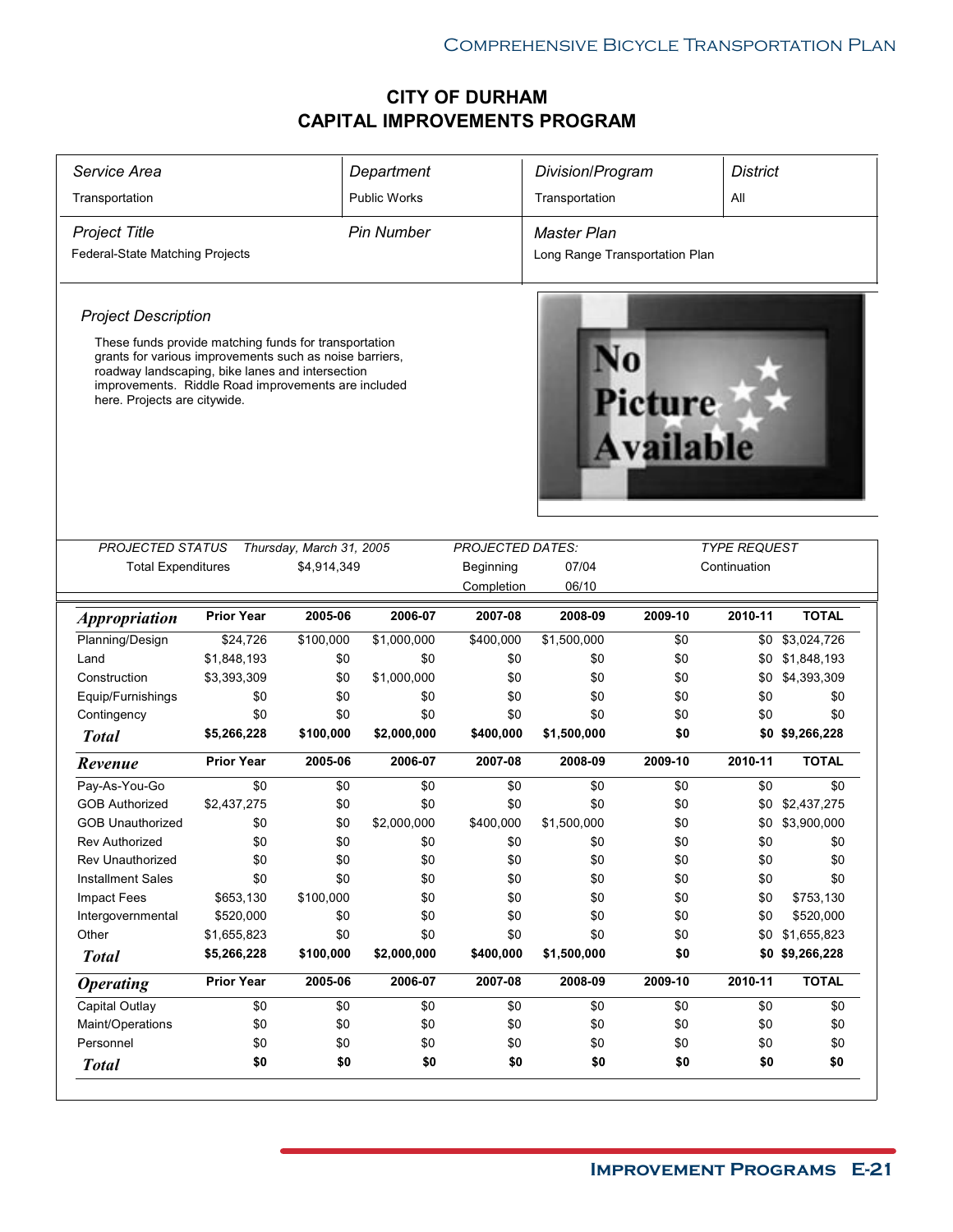# CITY OF DURHAM
# CAPITAL IMPROVEMENTS PROGRAM

| *Service Area* | *Department* | *Division/Program* | *District* |
|---|---|---|---|
| Transportation | Public Works | Transportation | All |

| *Project Title* | *Pin Number* | *Master Plan* |
|---|---|---|
| Federal-State Matching Projects | | Long Range Transportation Plan |

*Project Description*

These funds provide matching funds for transportation grants for various improvements such as noise barriers, roadway landscaping, bike lanes and intersection improvements. Riddle Road improvements are included here. Projects are citywide.

| *PROJECTED STATUS* | *Thursday, March 31, 2005* | *PROJECTED DATES:* | | *TYPE REQUEST* |
|---|---|---|---|---|
| Total Expenditures | $4,914,349 | Beginning | 07/04 | Continuation |
| | | Completion | 06/10 | |

| ***Appropriation*** | **Prior Year** | **2005-06** | **2006-07** | **2007-08** | **2008-09** | **2009-10** | **2010-11** | **TOTAL** |
|---|---|---|---|---|---|---|---|---|
| Planning/Design | $24,726 | $100,000 | $1,000,000 | $400,000 | $1,500,000 | $0 | $0 | $3,024,726 |
| Land | $1,848,193 | $0 | $0 | $0 | $0 | $0 | $0 | $1,848,193 |
| Construction | $3,393,309 | $0 | $1,000,000 | $0 | $0 | $0 | $0 | $4,393,309 |
| Equip/Furnishings | $0 | $0 | $0 | $0 | $0 | $0 | $0 | $0 |
| Contingency | $0 | $0 | $0 | $0 | $0 | $0 | $0 | $0 |
| ***Total*** | **$5,266,228** | **$100,000** | **$2,000,000** | **$400,000** | **$1,500,000** | **$0** | **$0** | **$9,266,228** |
| ***Revenue*** | **Prior Year** | **2005-06** | **2006-07** | **2007-08** | **2008-09** | **2009-10** | **2010-11** | **TOTAL** |
| Pay-As-You-Go | $0 | $0 | $0 | $0 | $0 | $0 | $0 | $0 |
| GOB Authorized | $2,437,275 | $0 | $0 | $0 | $0 | $0 | $0 | $2,437,275 |
| GOB Unauthorized | $0 | $0 | $2,000,000 | $400,000 | $1,500,000 | $0 | $0 | $3,900,000 |
| Rev Authorized | $0 | $0 | $0 | $0 | $0 | $0 | $0 | $0 |
| Rev Unauthorized | $0 | $0 | $0 | $0 | $0 | $0 | $0 | $0 |
| Installment Sales | $0 | $0 | $0 | $0 | $0 | $0 | $0 | $0 |
| Impact Fees | $653,130 | $100,000 | $0 | $0 | $0 | $0 | $0 | $753,130 |
| Intergovernmental | $520,000 | $0 | $0 | $0 | $0 | $0 | $0 | $520,000 |
| Other | $1,655,823 | $0 | $0 | $0 | $0 | $0 | $0 | $1,655,823 |
| ***Total*** | **$5,266,228** | **$100,000** | **$2,000,000** | **$400,000** | **$1,500,000** | **$0** | **$0** | **$9,266,228** |
| ***Operating*** | **Prior Year** | **2005-06** | **2006-07** | **2007-08** | **2008-09** | **2009-10** | **2010-11** | **TOTAL** |
| Capital Outlay | $0 | $0 | $0 | $0 | $0 | $0 | $0 | $0 |
| Maint/Operations | $0 | $0 | $0 | $0 | $0 | $0 | $0 | $0 |
| Personnel | $0 | $0 | $0 | $0 | $0 | $0 | $0 | $0 |
| ***Total*** | **$0** | **$0** | **$0** | **$0** | **$0** | **$0** | **$0** | **$0** |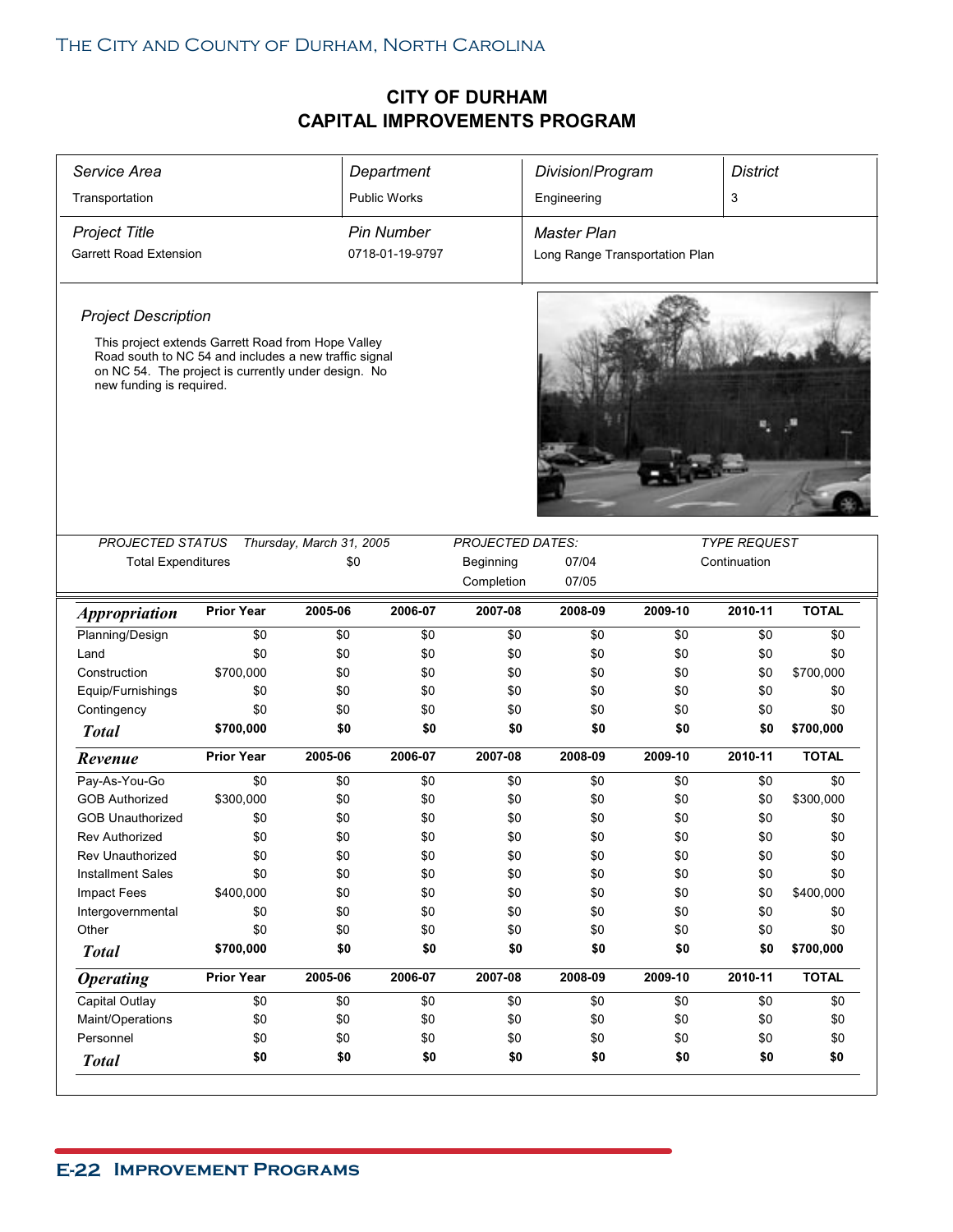# CITY OF DURHAM
# CAPITAL IMPROVEMENTS PROGRAM

| *Service Area* | *Department* | *Division/Program* | *District* |
|---|---|---|---|
| Transportation | Public Works | Engineering | 3 |
| ***Project Title*** | ***Pin Number*** | ***Master Plan*** | |
| Garrett Road Extension | 0718-01-19-9797 | Long Range Transportation Plan | |

*Project Description*

This project extends Garrett Road from Hope Valley Road south to NC 54 and includes a new traffic signal on NC 54. The project is currently under design. No new funding is required.

| *PROJECTED STATUS* | *Thursday, March 31, 2005* | *PROJECTED DATES:* | | *TYPE REQUEST* |
|---|---|---|---|---|
| Total Expenditures | $0 | Beginning | 07/04 | Continuation |
| | | Completion | 07/05 | |

| *Appropriation* | Prior Year | 2005-06 | 2006-07 | 2007-08 | 2008-09 | 2009-10 | 2010-11 | TOTAL |
|---|---|---|---|---|---|---|---|---|
| Planning/Design | $0 | $0 | $0 | $0 | $0 | $0 | $0 | $0 |
| Land | $0 | $0 | $0 | $0 | $0 | $0 | $0 | $0 |
| Construction | $700,000 | $0 | $0 | $0 | $0 | $0 | $0 | $700,000 |
| Equip/Furnishings | $0 | $0 | $0 | $0 | $0 | $0 | $0 | $0 |
| Contingency | $0 | $0 | $0 | $0 | $0 | $0 | $0 | $0 |
| **Total** | **$700,000** | **$0** | **$0** | **$0** | **$0** | **$0** | **$0** | **$700,000** |

| *Revenue* | Prior Year | 2005-06 | 2006-07 | 2007-08 | 2008-09 | 2009-10 | 2010-11 | TOTAL |
|---|---|---|---|---|---|---|---|---|
| Pay-As-You-Go | $0 | $0 | $0 | $0 | $0 | $0 | $0 | $0 |
| GOB Authorized | $300,000 | $0 | $0 | $0 | $0 | $0 | $0 | $300,000 |
| GOB Unauthorized | $0 | $0 | $0 | $0 | $0 | $0 | $0 | $0 |
| Rev Authorized | $0 | $0 | $0 | $0 | $0 | $0 | $0 | $0 |
| Rev Unauthorized | $0 | $0 | $0 | $0 | $0 | $0 | $0 | $0 |
| Installment Sales | $0 | $0 | $0 | $0 | $0 | $0 | $0 | $0 |
| Impact Fees | $400,000 | $0 | $0 | $0 | $0 | $0 | $0 | $400,000 |
| Intergovernmental | $0 | $0 | $0 | $0 | $0 | $0 | $0 | $0 |
| Other | $0 | $0 | $0 | $0 | $0 | $0 | $0 | $0 |
| **Total** | **$700,000** | **$0** | **$0** | **$0** | **$0** | **$0** | **$0** | **$700,000** |

| *Operating* | Prior Year | 2005-06 | 2006-07 | 2007-08 | 2008-09 | 2009-10 | 2010-11 | TOTAL |
|---|---|---|---|---|---|---|---|---|
| Capital Outlay | $0 | $0 | $0 | $0 | $0 | $0 | $0 | $0 |
| Maint/Operations | $0 | $0 | $0 | $0 | $0 | $0 | $0 | $0 |
| Personnel | $0 | $0 | $0 | $0 | $0 | $0 | $0 | $0 |
| **Total** | **$0** | **$0** | **$0** | **$0** | **$0** | **$0** | **$0** | **$0** |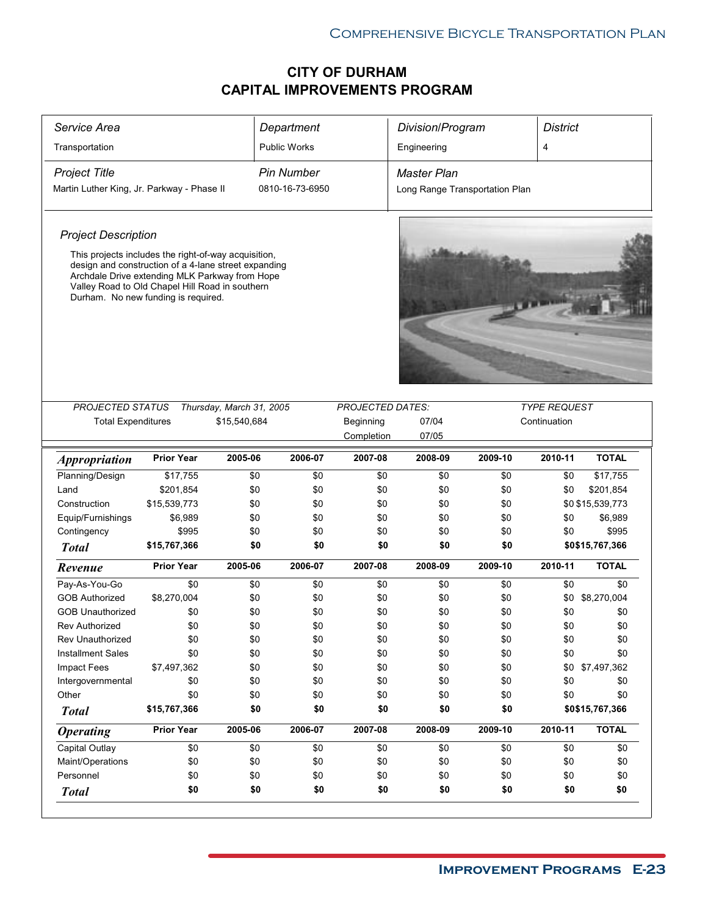# CITY OF DURHAM
# CAPITAL IMPROVEMENTS PROGRAM

| *Service Area* | *Department* | *Division/Program* | *District* |
|---|---|---|---|
| Transportation | Public Works | Engineering | 4 |
| *Project Title* | *Pin Number* | *Master Plan* | |
| Martin Luther King, Jr. Parkway - Phase II | 0810-16-73-6950 | Long Range Transportation Plan | |

*Project Description*

This projects includes the right-of-way acquisition, design and construction of a 4-lane street expanding Archdale Drive extending MLK Parkway from Hope Valley Road to Old Chapel Hill Road in southern Durham. No new funding is required.

| *PROJECTED STATUS* | *Thursday, March 31, 2005* | *PROJECTED DATES:* | | *TYPE REQUEST* |
|---|---|---|---|---|
| Total Expenditures | $15,540,684 | Beginning | 07/04 | Continuation |
| | | Completion | 07/05 | |

| ***Appropriation*** | **Prior Year** | **2005-06** | **2006-07** | **2007-08** | **2008-09** | **2009-10** | **2010-11** | **TOTAL** |
|---|---|---|---|---|---|---|---|---|
| Planning/Design | $17,755 | $0 | $0 | $0 | $0 | $0 | $0 | $17,755 |
| Land | $201,854 | $0 | $0 | $0 | $0 | $0 | $0 | $201,854 |
| Construction | $15,539,773 | $0 | $0 | $0 | $0 | $0 | $0 | $15,539,773 |
| Equip/Furnishings | $6,989 | $0 | $0 | $0 | $0 | $0 | $0 | $6,989 |
| Contingency | $995 | $0 | $0 | $0 | $0 | $0 | $0 | $995 |
| ***Total*** | **$15,767,366** | **$0** | **$0** | **$0** | **$0** | **$0** | **$0** | **$15,767,366** |

| ***Revenue*** | **Prior Year** | **2005-06** | **2006-07** | **2007-08** | **2008-09** | **2009-10** | **2010-11** | **TOTAL** |
|---|---|---|---|---|---|---|---|---|
| Pay-As-You-Go | $0 | $0 | $0 | $0 | $0 | $0 | $0 | $0 |
| GOB Authorized | $8,270,004 | $0 | $0 | $0 | $0 | $0 | $0 | $8,270,004 |
| GOB Unauthorized | $0 | $0 | $0 | $0 | $0 | $0 | $0 | $0 |
| Rev Authorized | $0 | $0 | $0 | $0 | $0 | $0 | $0 | $0 |
| Rev Unauthorized | $0 | $0 | $0 | $0 | $0 | $0 | $0 | $0 |
| Installment Sales | $0 | $0 | $0 | $0 | $0 | $0 | $0 | $0 |
| Impact Fees | $7,497,362 | $0 | $0 | $0 | $0 | $0 | $0 | $7,497,362 |
| Intergovernmental | $0 | $0 | $0 | $0 | $0 | $0 | $0 | $0 |
| Other | $0 | $0 | $0 | $0 | $0 | $0 | $0 | $0 |
| ***Total*** | **$15,767,366** | **$0** | **$0** | **$0** | **$0** | **$0** | **$0** | **$15,767,366** |

| ***Operating*** | **Prior Year** | **2005-06** | **2006-07** | **2007-08** | **2008-09** | **2009-10** | **2010-11** | **TOTAL** |
|---|---|---|---|---|---|---|---|---|
| Capital Outlay | $0 | $0 | $0 | $0 | $0 | $0 | $0 | $0 |
| Maint/Operations | $0 | $0 | $0 | $0 | $0 | $0 | $0 | $0 |
| Personnel | $0 | $0 | $0 | $0 | $0 | $0 | $0 | $0 |
| ***Total*** | **$0** | **$0** | **$0** | **$0** | **$0** | **$0** | **$0** | **$0** |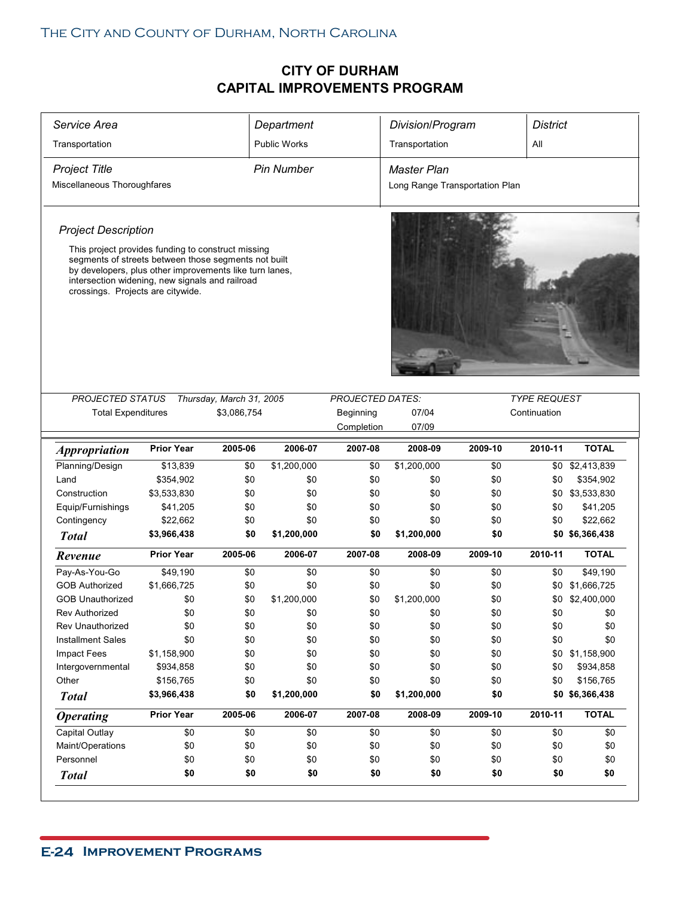# CITY OF DURHAM
# CAPITAL IMPROVEMENTS PROGRAM

| *Service Area* | *Department* | *Division/Program* | *District* |
|---|---|---|---|
| Transportation | Public Works | Transportation | All |

| *Project Title* | *Pin Number* | *Master Plan* |
|---|---|---|
| Miscellaneous Thoroughfares | | Long Range Transportation Plan |

*Project Description*

This project provides funding to construct missing segments of streets between those segments not built by developers, plus other improvements like turn lanes, intersection widening, new signals and railroad crossings. Projects are citywide.

| *PROJECTED STATUS* | *Thursday, March 31, 2005* | *PROJECTED DATES:* | | *TYPE REQUEST* |
|---|---|---|---|---|
| Total Expenditures | $3,086,754 | Beginning | 07/04 | Continuation |
| | | Completion | 07/09 | |

| *Appropriation* | Prior Year | 2005-06 | 2006-07 | 2007-08 | 2008-09 | 2009-10 | 2010-11 | TOTAL |
|---|---|---|---|---|---|---|---|---|
| Planning/Design | $13,839 | $0 | $1,200,000 | $0 | $1,200,000 | $0 | $0 | $2,413,839 |
| Land | $354,902 | $0 | $0 | $0 | $0 | $0 | $0 | $354,902 |
| Construction | $3,533,830 | $0 | $0 | $0 | $0 | $0 | $0 | $3,533,830 |
| Equip/Furnishings | $41,205 | $0 | $0 | $0 | $0 | $0 | $0 | $41,205 |
| Contingency | $22,662 | $0 | $0 | $0 | $0 | $0 | $0 | $22,662 |
| ***Total*** | **$3,966,438** | **$0** | **$1,200,000** | **$0** | **$1,200,000** | **$0** | **$0** | **$6,366,438** |

| *Revenue* | Prior Year | 2005-06 | 2006-07 | 2007-08 | 2008-09 | 2009-10 | 2010-11 | TOTAL |
|---|---|---|---|---|---|---|---|---|
| Pay-As-You-Go | $49,190 | $0 | $0 | $0 | $0 | $0 | $0 | $49,190 |
| GOB Authorized | $1,666,725 | $0 | $0 | $0 | $0 | $0 | $0 | $1,666,725 |
| GOB Unauthorized | $0 | $0 | $1,200,000 | $0 | $1,200,000 | $0 | $0 | $2,400,000 |
| Rev Authorized | $0 | $0 | $0 | $0 | $0 | $0 | $0 | $0 |
| Rev Unauthorized | $0 | $0 | $0 | $0 | $0 | $0 | $0 | $0 |
| Installment Sales | $0 | $0 | $0 | $0 | $0 | $0 | $0 | $0 |
| Impact Fees | $1,158,900 | $0 | $0 | $0 | $0 | $0 | $0 | $1,158,900 |
| Intergovernmental | $934,858 | $0 | $0 | $0 | $0 | $0 | $0 | $934,858 |
| Other | $156,765 | $0 | $0 | $0 | $0 | $0 | $0 | $156,765 |
| ***Total*** | **$3,966,438** | **$0** | **$1,200,000** | **$0** | **$1,200,000** | **$0** | **$0** | **$6,366,438** |

| *Operating* | Prior Year | 2005-06 | 2006-07 | 2007-08 | 2008-09 | 2009-10 | 2010-11 | TOTAL |
|---|---|---|---|---|---|---|---|---|
| Capital Outlay | $0 | $0 | $0 | $0 | $0 | $0 | $0 | $0 |
| Maint/Operations | $0 | $0 | $0 | $0 | $0 | $0 | $0 | $0 |
| Personnel | $0 | $0 | $0 | $0 | $0 | $0 | $0 | $0 |
| ***Total*** | **$0** | **$0** | **$0** | **$0** | **$0** | **$0** | **$0** | **$0** |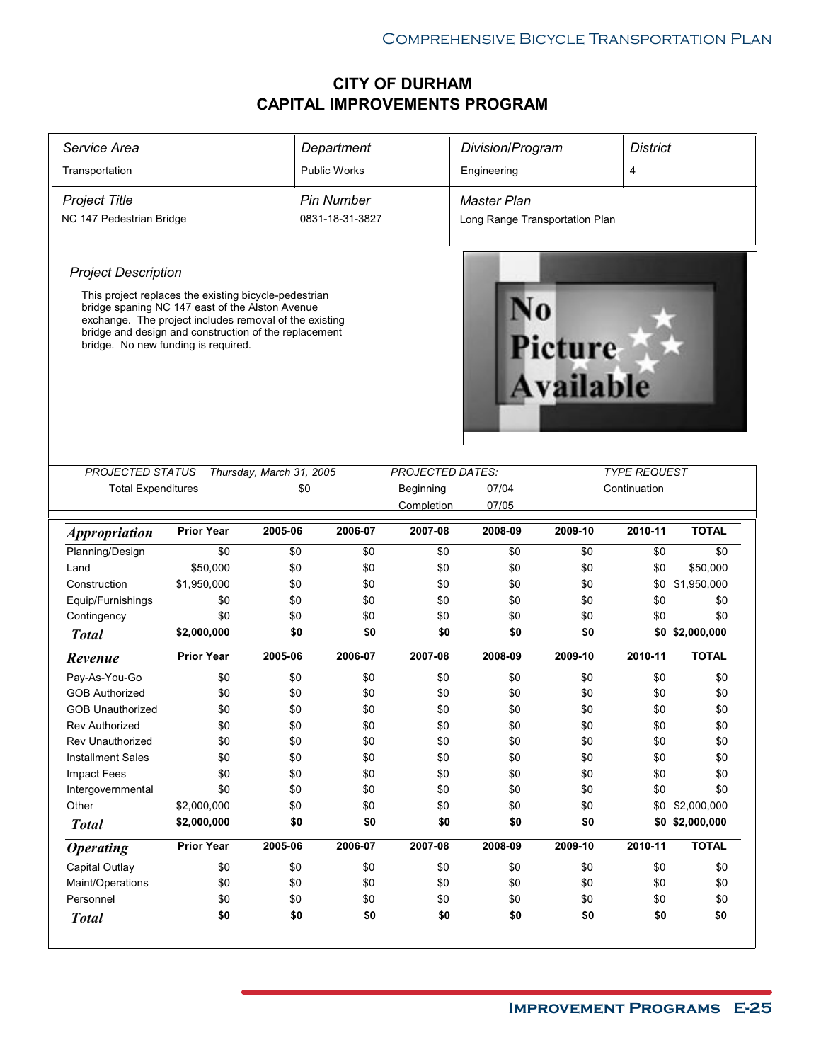# CITY OF DURHAM
# CAPITAL IMPROVEMENTS PROGRAM

| *Service Area* | *Department* | *Division/Program* | *District* |
|---|---|---|---|
| Transportation | Public Works | Engineering | 4 |
| *Project Title* | *Pin Number* | *Master Plan* | |
| NC 147 Pedestrian Bridge | 0831-18-31-3827 | Long Range Transportation Plan | |

*Project Description*

This project replaces the existing bicycle-pedestrian bridge spaning NC 147 east of the Alston Avenue exchange. The project includes removal of the existing bridge and design and construction of the replacement bridge. No new funding is required.

No Picture Available

| *PROJECTED STATUS* | *Thursday, March 31, 2005* | *PROJECTED DATES:* | | *TYPE REQUEST* |
|---|---|---|---|---|
| Total Expenditures | $0 | Beginning | 07/04 | Continuation |
| | | Completion | 07/05 | |

| ***Appropriation*** | **Prior Year** | **2005-06** | **2006-07** | **2007-08** | **2008-09** | **2009-10** | **2010-11** | **TOTAL** |
|---|---|---|---|---|---|---|---|---|
| Planning/Design | $0 | $0 | $0 | $0 | $0 | $0 | $0 | $0 |
| Land | $50,000 | $0 | $0 | $0 | $0 | $0 | $0 | $50,000 |
| Construction | $1,950,000 | $0 | $0 | $0 | $0 | $0 | $0 | $1,950,000 |
| Equip/Furnishings | $0 | $0 | $0 | $0 | $0 | $0 | $0 | $0 |
| Contingency | $0 | $0 | $0 | $0 | $0 | $0 | $0 | $0 |
| ***Total*** | **$2,000,000** | **$0** | **$0** | **$0** | **$0** | **$0** | **$0** | **$2,000,000** |

| ***Revenue*** | **Prior Year** | **2005-06** | **2006-07** | **2007-08** | **2008-09** | **2009-10** | **2010-11** | **TOTAL** |
|---|---|---|---|---|---|---|---|---|
| Pay-As-You-Go | $0 | $0 | $0 | $0 | $0 | $0 | $0 | $0 |
| GOB Authorized | $0 | $0 | $0 | $0 | $0 | $0 | $0 | $0 |
| GOB Unauthorized | $0 | $0 | $0 | $0 | $0 | $0 | $0 | $0 |
| Rev Authorized | $0 | $0 | $0 | $0 | $0 | $0 | $0 | $0 |
| Rev Unauthorized | $0 | $0 | $0 | $0 | $0 | $0 | $0 | $0 |
| Installment Sales | $0 | $0 | $0 | $0 | $0 | $0 | $0 | $0 |
| Impact Fees | $0 | $0 | $0 | $0 | $0 | $0 | $0 | $0 |
| Intergovernmental | $0 | $0 | $0 | $0 | $0 | $0 | $0 | $0 |
| Other | $2,000,000 | $0 | $0 | $0 | $0 | $0 | $0 | $2,000,000 |
| ***Total*** | **$2,000,000** | **$0** | **$0** | **$0** | **$0** | **$0** | **$0** | **$2,000,000** |

| ***Operating*** | **Prior Year** | **2005-06** | **2006-07** | **2007-08** | **2008-09** | **2009-10** | **2010-11** | **TOTAL** |
|---|---|---|---|---|---|---|---|---|
| Capital Outlay | $0 | $0 | $0 | $0 | $0 | $0 | $0 | $0 |
| Maint/Operations | $0 | $0 | $0 | $0 | $0 | $0 | $0 | $0 |
| Personnel | $0 | $0 | $0 | $0 | $0 | $0 | $0 | $0 |
| ***Total*** | **$0** | **$0** | **$0** | **$0** | **$0** | **$0** | **$0** | **$0** |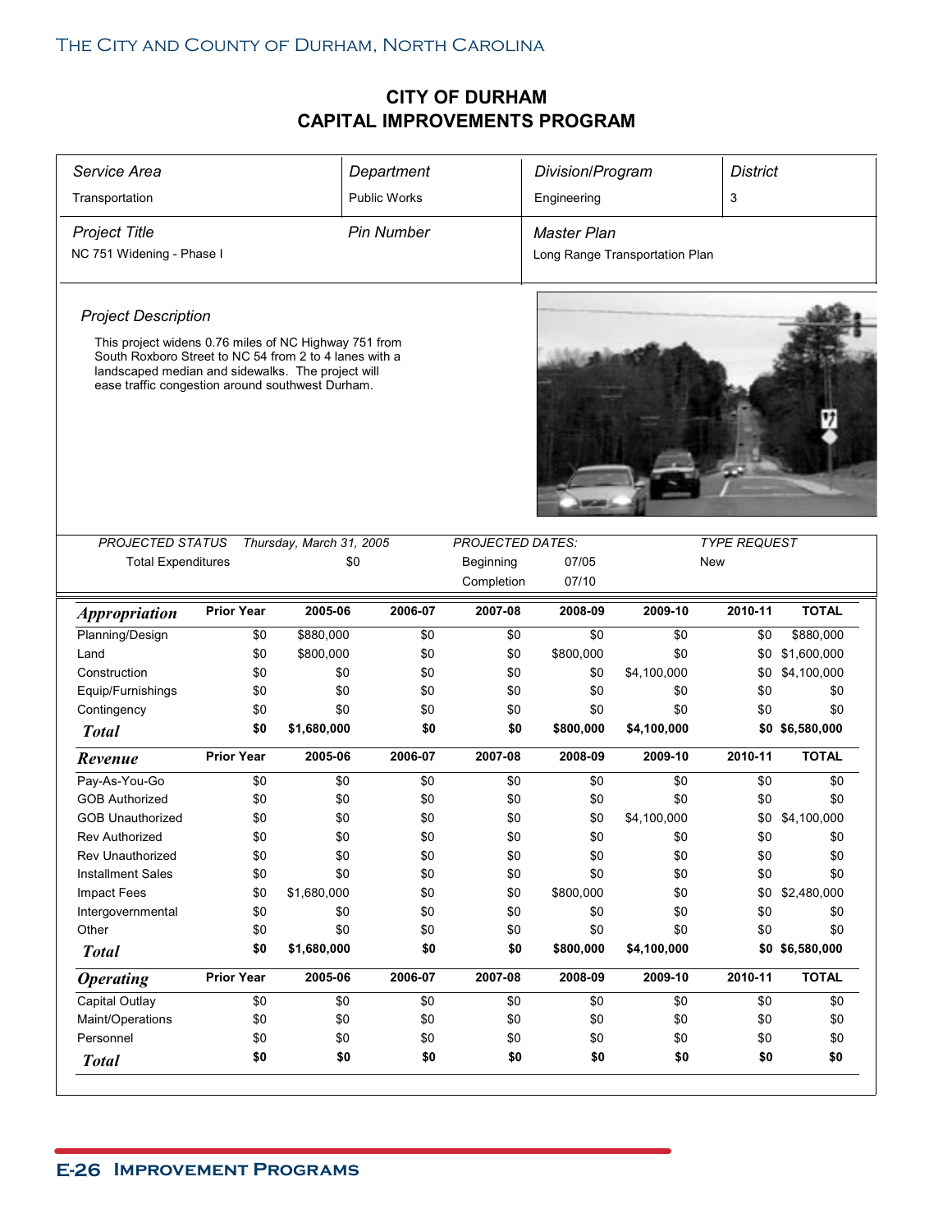# CITY OF DURHAM
# CAPITAL IMPROVEMENTS PROGRAM

| *Service Area* | *Department* | *Division/Program* | *District* |
|---|---|---|---|
| Transportation | Public Works | Engineering | 3 |
| *Project Title* | *Pin Number* | *Master Plan* | |
| NC 751 Widening - Phase I | | Long Range Transportation Plan | |

*Project Description*

This project widens 0.76 miles of NC Highway 751 from South Roxboro Street to NC 54 from 2 to 4 lanes with a landscaped median and sidewalks. The project will ease traffic congestion around southwest Durham.

| *PROJECTED STATUS* | *Thursday, March 31, 2005* | *PROJECTED DATES:* | | *TYPE REQUEST* |
|---|---|---|---|---|
| Total Expenditures | $0 | Beginning | 07/05 | New |
| | | Completion | 07/10 | |

| ***Appropriation*** | **Prior Year** | **2005-06** | **2006-07** | **2007-08** | **2008-09** | **2009-10** | **2010-11** | **TOTAL** |
|---|---|---|---|---|---|---|---|---|
| Planning/Design | $0 | $880,000 | $0 | $0 | $0 | $0 | $0 | $880,000 |
| Land | $0 | $800,000 | $0 | $0 | $800,000 | $0 | $0 | $1,600,000 |
| Construction | $0 | $0 | $0 | $0 | $0 | $4,100,000 | $0 | $4,100,000 |
| Equip/Furnishings | $0 | $0 | $0 | $0 | $0 | $0 | $0 | $0 |
| Contingency | $0 | $0 | $0 | $0 | $0 | $0 | $0 | $0 |
| ***Total*** | **$0** | **$1,680,000** | **$0** | **$0** | **$800,000** | **$4,100,000** | **$0** | **$6,580,000** |

| ***Revenue*** | **Prior Year** | **2005-06** | **2006-07** | **2007-08** | **2008-09** | **2009-10** | **2010-11** | **TOTAL** |
|---|---|---|---|---|---|---|---|---|
| Pay-As-You-Go | $0 | $0 | $0 | $0 | $0 | $0 | $0 | $0 |
| GOB Authorized | $0 | $0 | $0 | $0 | $0 | $0 | $0 | $0 |
| GOB Unauthorized | $0 | $0 | $0 | $0 | $0 | $4,100,000 | $0 | $4,100,000 |
| Rev Authorized | $0 | $0 | $0 | $0 | $0 | $0 | $0 | $0 |
| Rev Unauthorized | $0 | $0 | $0 | $0 | $0 | $0 | $0 | $0 |
| Installment Sales | $0 | $0 | $0 | $0 | $0 | $0 | $0 | $0 |
| Impact Fees | $0 | $1,680,000 | $0 | $0 | $800,000 | $0 | $0 | $2,480,000 |
| Intergovernmental | $0 | $0 | $0 | $0 | $0 | $0 | $0 | $0 |
| Other | $0 | $0 | $0 | $0 | $0 | $0 | $0 | $0 |
| ***Total*** | **$0** | **$1,680,000** | **$0** | **$0** | **$800,000** | **$4,100,000** | **$0** | **$6,580,000** |

| ***Operating*** | **Prior Year** | **2005-06** | **2006-07** | **2007-08** | **2008-09** | **2009-10** | **2010-11** | **TOTAL** |
|---|---|---|---|---|---|---|---|---|
| Capital Outlay | $0 | $0 | $0 | $0 | $0 | $0 | $0 | $0 |
| Maint/Operations | $0 | $0 | $0 | $0 | $0 | $0 | $0 | $0 |
| Personnel | $0 | $0 | $0 | $0 | $0 | $0 | $0 | $0 |
| ***Total*** | **$0** | **$0** | **$0** | **$0** | **$0** | **$0** | **$0** | **$0** |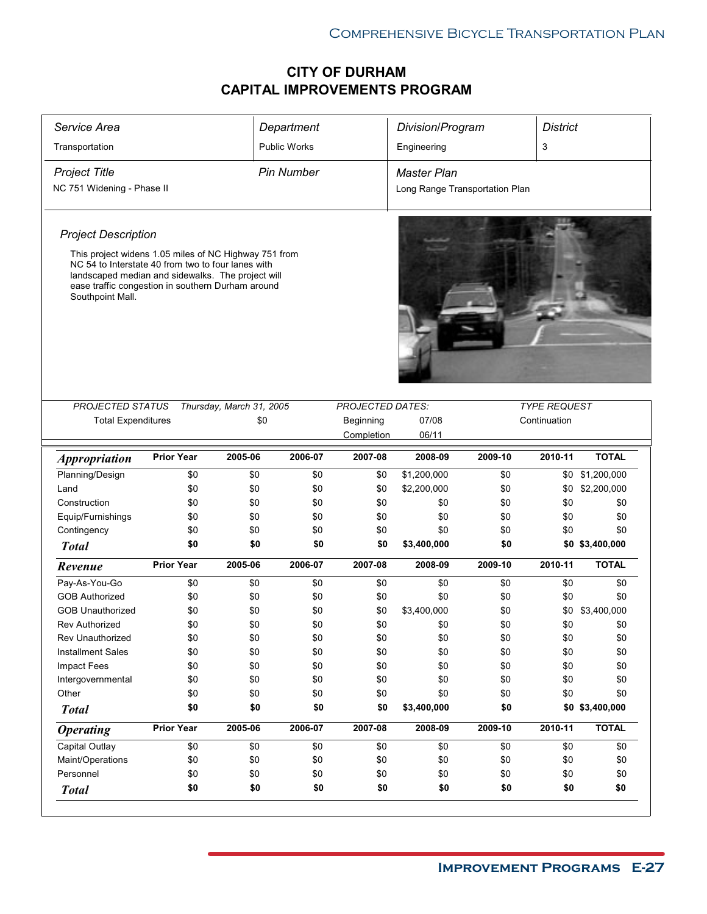# CITY OF DURHAM
# CAPITAL IMPROVEMENTS PROGRAM

| *Service Area* | *Department* | *Division/Program* | *District* |
|---|---|---|---|
| Transportation | Public Works | Engineering | 3 |

| *Project Title* | *Pin Number* | *Master Plan* |
|---|---|---|
| NC 751 Widening - Phase II | | Long Range Transportation Plan |

*Project Description*

This project widens 1.05 miles of NC Highway 751 from NC 54 to Interstate 40 from two to four lanes with landscaped median and sidewalks. The project will ease traffic congestion in southern Durham around Southpoint Mall.

| *PROJECTED STATUS* | *Thursday, March 31, 2005* | *PROJECTED DATES:* | | *TYPE REQUEST* |
|---|---|---|---|---|
| Total Expenditures | $0 | Beginning | 07/08 | Continuation |
| | | Completion | 06/11 | |

| ***Appropriation*** | **Prior Year** | **2005-06** | **2006-07** | **2007-08** | **2008-09** | **2009-10** | **2010-11** | **TOTAL** |
|---|---|---|---|---|---|---|---|---|
| Planning/Design | $0 | $0 | $0 | $0 | $1,200,000 | $0 | $0 | $1,200,000 |
| Land | $0 | $0 | $0 | $0 | $2,200,000 | $0 | $0 | $2,200,000 |
| Construction | $0 | $0 | $0 | $0 | $0 | $0 | $0 | $0 |
| Equip/Furnishings | $0 | $0 | $0 | $0 | $0 | $0 | $0 | $0 |
| Contingency | $0 | $0 | $0 | $0 | $0 | $0 | $0 | $0 |
| ***Total*** | **$0** | **$0** | **$0** | **$0** | **$3,400,000** | **$0** | **$0** | **$3,400,000** |

| ***Revenue*** | **Prior Year** | **2005-06** | **2006-07** | **2007-08** | **2008-09** | **2009-10** | **2010-11** | **TOTAL** |
|---|---|---|---|---|---|---|---|---|
| Pay-As-You-Go | $0 | $0 | $0 | $0 | $0 | $0 | $0 | $0 |
| GOB Authorized | $0 | $0 | $0 | $0 | $0 | $0 | $0 | $0 |
| GOB Unauthorized | $0 | $0 | $0 | $0 | $3,400,000 | $0 | $0 | $3,400,000 |
| Rev Authorized | $0 | $0 | $0 | $0 | $0 | $0 | $0 | $0 |
| Rev Unauthorized | $0 | $0 | $0 | $0 | $0 | $0 | $0 | $0 |
| Installment Sales | $0 | $0 | $0 | $0 | $0 | $0 | $0 | $0 |
| Impact Fees | $0 | $0 | $0 | $0 | $0 | $0 | $0 | $0 |
| Intergovernmental | $0 | $0 | $0 | $0 | $0 | $0 | $0 | $0 |
| Other | $0 | $0 | $0 | $0 | $0 | $0 | $0 | $0 |
| ***Total*** | **$0** | **$0** | **$0** | **$0** | **$3,400,000** | **$0** | **$0** | **$3,400,000** |

| ***Operating*** | **Prior Year** | **2005-06** | **2006-07** | **2007-08** | **2008-09** | **2009-10** | **2010-11** | **TOTAL** |
|---|---|---|---|---|---|---|---|---|
| Capital Outlay | $0 | $0 | $0 | $0 | $0 | $0 | $0 | $0 |
| Maint/Operations | $0 | $0 | $0 | $0 | $0 | $0 | $0 | $0 |
| Personnel | $0 | $0 | $0 | $0 | $0 | $0 | $0 | $0 |
| ***Total*** | **$0** | **$0** | **$0** | **$0** | **$0** | **$0** | **$0** | **$0** |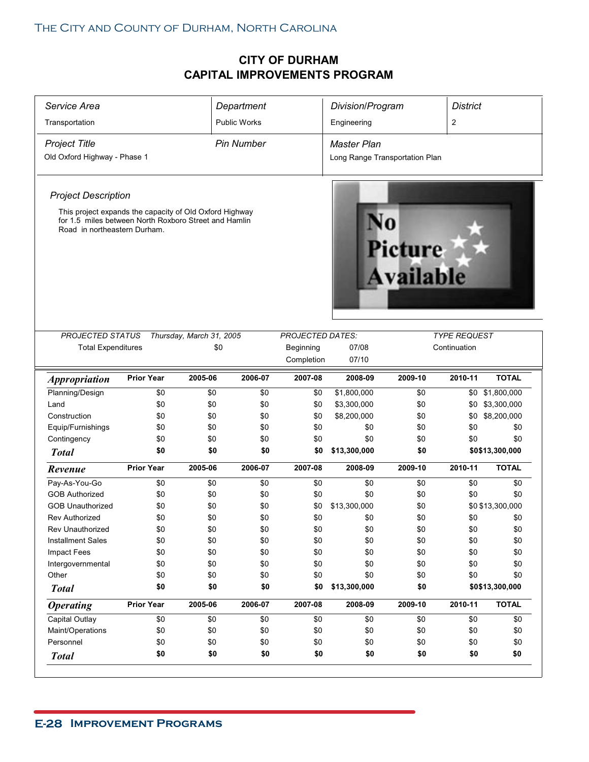# CITY OF DURHAM
# CAPITAL IMPROVEMENTS PROGRAM

| *Service Area* | *Department* | *Division/Program* | *District* |
|---|---|---|---|
| Transportation | Public Works | Engineering | 2 |

| *Project Title* | *Pin Number* | *Master Plan* |
|---|---|---|
| Old Oxford Highway - Phase 1 | | Long Range Transportation Plan |

*Project Description*

This project expands the capacity of Old Oxford Highway for 1.5 miles between North Roxboro Street and Hamlin Road in northeastern Durham.

| *PROJECTED STATUS* | *Thursday, March 31, 2005* | *PROJECTED DATES:* | | *TYPE REQUEST* |
|---|---|---|---|---|
| Total Expenditures | $0 | Beginning | 07/08 | Continuation |
| | | Completion | 07/10 | |

| ***Appropriation*** | **Prior Year** | **2005-06** | **2006-07** | **2007-08** | **2008-09** | **2009-10** | **2010-11** | **TOTAL** |
|---|---|---|---|---|---|---|---|---|
| Planning/Design | $0 | $0 | $0 | $0 | $1,800,000 | $0 | $0 | $1,800,000 |
| Land | $0 | $0 | $0 | $0 | $3,300,000 | $0 | $0 | $3,300,000 |
| Construction | $0 | $0 | $0 | $0 | $8,200,000 | $0 | $0 | $8,200,000 |
| Equip/Furnishings | $0 | $0 | $0 | $0 | $0 | $0 | $0 | $0 |
| Contingency | $0 | $0 | $0 | $0 | $0 | $0 | $0 | $0 |
| ***Total*** | **$0** | **$0** | **$0** | **$0** | **$13,300,000** | **$0** | **$0** | **$13,300,000** |

| ***Revenue*** | **Prior Year** | **2005-06** | **2006-07** | **2007-08** | **2008-09** | **2009-10** | **2010-11** | **TOTAL** |
|---|---|---|---|---|---|---|---|---|
| Pay-As-You-Go | $0 | $0 | $0 | $0 | $0 | $0 | $0 | $0 |
| GOB Authorized | $0 | $0 | $0 | $0 | $0 | $0 | $0 | $0 |
| GOB Unauthorized | $0 | $0 | $0 | $0 | $13,300,000 | $0 | $0 | $13,300,000 |
| Rev Authorized | $0 | $0 | $0 | $0 | $0 | $0 | $0 | $0 |
| Rev Unauthorized | $0 | $0 | $0 | $0 | $0 | $0 | $0 | $0 |
| Installment Sales | $0 | $0 | $0 | $0 | $0 | $0 | $0 | $0 |
| Impact Fees | $0 | $0 | $0 | $0 | $0 | $0 | $0 | $0 |
| Intergovernmental | $0 | $0 | $0 | $0 | $0 | $0 | $0 | $0 |
| Other | $0 | $0 | $0 | $0 | $0 | $0 | $0 | $0 |
| ***Total*** | **$0** | **$0** | **$0** | **$0** | **$13,300,000** | **$0** | **$0** | **$13,300,000** |

| ***Operating*** | **Prior Year** | **2005-06** | **2006-07** | **2007-08** | **2008-09** | **2009-10** | **2010-11** | **TOTAL** |
|---|---|---|---|---|---|---|---|---|
| Capital Outlay | $0 | $0 | $0 | $0 | $0 | $0 | $0 | $0 |
| Maint/Operations | $0 | $0 | $0 | $0 | $0 | $0 | $0 | $0 |
| Personnel | $0 | $0 | $0 | $0 | $0 | $0 | $0 | $0 |
| ***Total*** | **$0** | **$0** | **$0** | **$0** | **$0** | **$0** | **$0** | **$0** |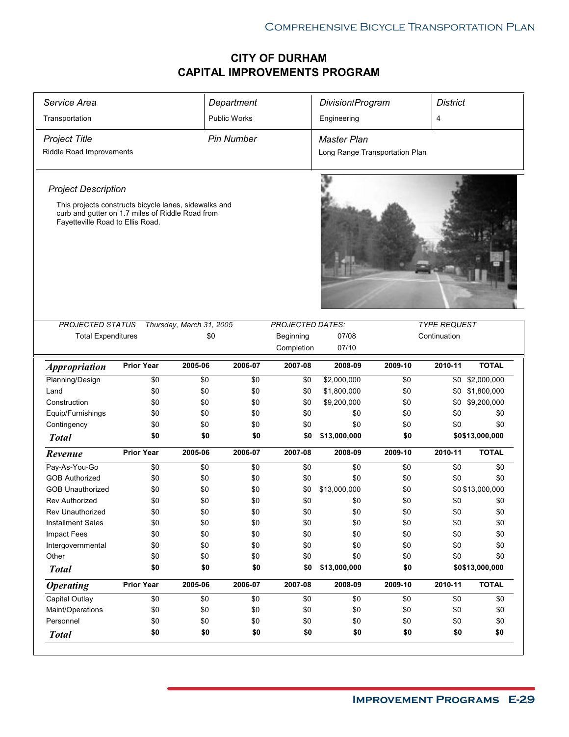# CITY OF DURHAM
# CAPITAL IMPROVEMENTS PROGRAM

| *Service Area* | *Department* | *Division/Program* | *District* |
|---|---|---|---|
| Transportation | Public Works | Engineering | 4 |

| *Project Title* | *Pin Number* | *Master Plan* |
|---|---|---|
| Riddle Road Improvements | | Long Range Transportation Plan |

*Project Description*

This projects constructs bicycle lanes, sidewalks and curb and gutter on 1.7 miles of Riddle Road from Fayetteville Road to Ellis Road.

| *PROJECTED STATUS* | *Thursday, March 31, 2005* | *PROJECTED DATES:* | | *TYPE REQUEST* |
|---|---|---|---|---|
| Total Expenditures | $0 | Beginning | 07/08 | Continuation |
| | | Completion | 07/10 | |

| ***Appropriation*** | **Prior Year** | **2005-06** | **2006-07** | **2007-08** | **2008-09** | **2009-10** | **2010-11** | **TOTAL** |
|---|---|---|---|---|---|---|---|---|
| Planning/Design | $0 | $0 | $0 | $0 | $2,000,000 | $0 | $0 | $2,000,000 |
| Land | $0 | $0 | $0 | $0 | $1,800,000 | $0 | $0 | $1,800,000 |
| Construction | $0 | $0 | $0 | $0 | $9,200,000 | $0 | $0 | $9,200,000 |
| Equip/Furnishings | $0 | $0 | $0 | $0 | $0 | $0 | $0 | $0 |
| Contingency | $0 | $0 | $0 | $0 | $0 | $0 | $0 | $0 |
| ***Total*** | **$0** | **$0** | **$0** | **$0** | **$13,000,000** | **$0** | **$0** | **$13,000,000** |

| ***Revenue*** | **Prior Year** | **2005-06** | **2006-07** | **2007-08** | **2008-09** | **2009-10** | **2010-11** | **TOTAL** |
|---|---|---|---|---|---|---|---|---|
| Pay-As-You-Go | $0 | $0 | $0 | $0 | $0 | $0 | $0 | $0 |
| GOB Authorized | $0 | $0 | $0 | $0 | $0 | $0 | $0 | $0 |
| GOB Unauthorized | $0 | $0 | $0 | $0 | $13,000,000 | $0 | $0 | $13,000,000 |
| Rev Authorized | $0 | $0 | $0 | $0 | $0 | $0 | $0 | $0 |
| Rev Unauthorized | $0 | $0 | $0 | $0 | $0 | $0 | $0 | $0 |
| Installment Sales | $0 | $0 | $0 | $0 | $0 | $0 | $0 | $0 |
| Impact Fees | $0 | $0 | $0 | $0 | $0 | $0 | $0 | $0 |
| Intergovernmental | $0 | $0 | $0 | $0 | $0 | $0 | $0 | $0 |
| Other | $0 | $0 | $0 | $0 | $0 | $0 | $0 | $0 |
| ***Total*** | **$0** | **$0** | **$0** | **$0** | **$13,000,000** | **$0** | **$0** | **$13,000,000** |

| ***Operating*** | **Prior Year** | **2005-06** | **2006-07** | **2007-08** | **2008-09** | **2009-10** | **2010-11** | **TOTAL** |
|---|---|---|---|---|---|---|---|---|
| Capital Outlay | $0 | $0 | $0 | $0 | $0 | $0 | $0 | $0 |
| Maint/Operations | $0 | $0 | $0 | $0 | $0 | $0 | $0 | $0 |
| Personnel | $0 | $0 | $0 | $0 | $0 | $0 | $0 | $0 |
| ***Total*** | **$0** | **$0** | **$0** | **$0** | **$0** | **$0** | **$0** | **$0** |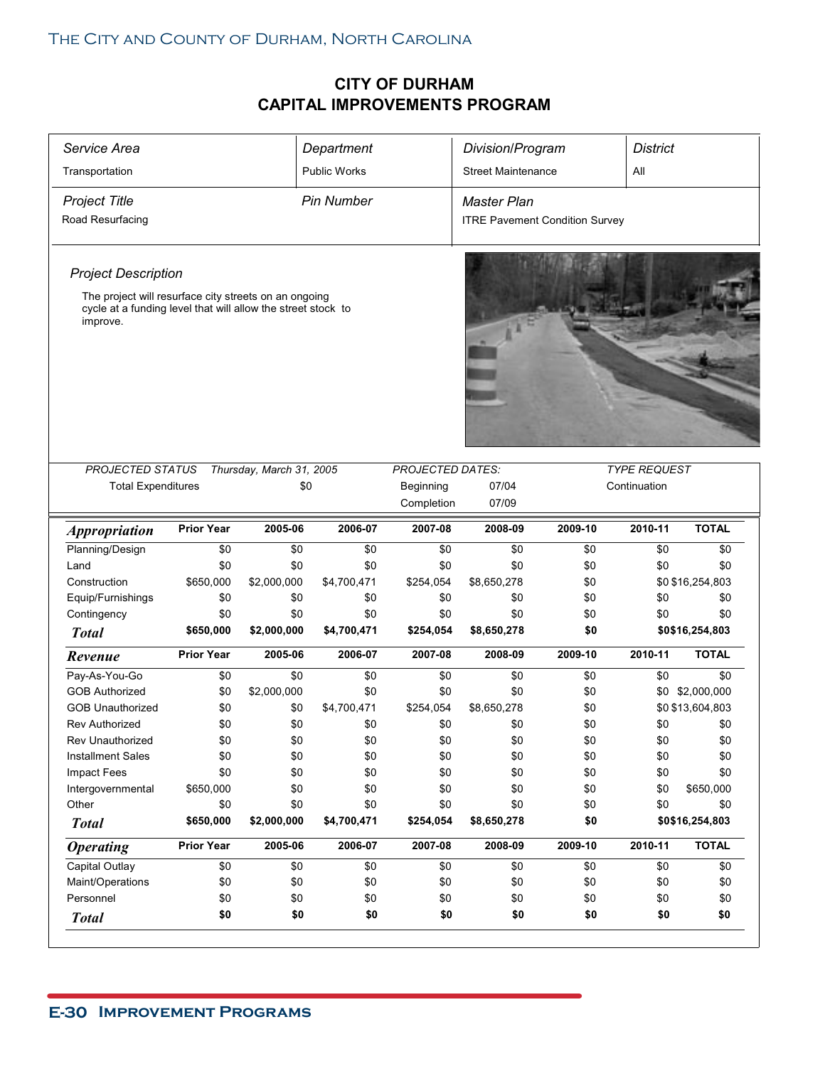# CITY OF DURHAM
# CAPITAL IMPROVEMENTS PROGRAM

| *Service Area* | *Department* | *Division/Program* | *District* |
|---|---|---|---|
| Transportation | Public Works | Street Maintenance | All |

| *Project Title* | *Pin Number* | *Master Plan* |
|---|---|---|
| Road Resurfacing | | ITRE Pavement Condition Survey |

*Project Description*

The project will resurface city streets on an ongoing cycle at a funding level that will allow the street stock to improve.

| *PROJECTED STATUS* | *Thursday, March 31, 2005* | *PROJECTED DATES:* | | *TYPE REQUEST* |
|---|---|---|---|---|
| Total Expenditures | $0 | Beginning | 07/04 | Continuation |
| | | Completion | 07/09 | |

| ***Appropriation*** | **Prior Year** | **2005-06** | **2006-07** | **2007-08** | **2008-09** | **2009-10** | **2010-11** | **TOTAL** |
|---|---|---|---|---|---|---|---|---|
| Planning/Design | $0 | $0 | $0 | $0 | $0 | $0 | $0 | $0 |
| Land | $0 | $0 | $0 | $0 | $0 | $0 | $0 | $0 |
| Construction | $650,000 | $2,000,000 | $4,700,471 | $254,054 | $8,650,278 | $0 | $0 | $16,254,803 |
| Equip/Furnishings | $0 | $0 | $0 | $0 | $0 | $0 | $0 | $0 |
| Contingency | $0 | $0 | $0 | $0 | $0 | $0 | $0 | $0 |
| ***Total*** | **$650,000** | **$2,000,000** | **$4,700,471** | **$254,054** | **$8,650,278** | **$0** | **$0** | **$16,254,803** |

| ***Revenue*** | **Prior Year** | **2005-06** | **2006-07** | **2007-08** | **2008-09** | **2009-10** | **2010-11** | **TOTAL** |
|---|---|---|---|---|---|---|---|---|
| Pay-As-You-Go | $0 | $0 | $0 | $0 | $0 | $0 | $0 | $0 |
| GOB Authorized | $0 | $2,000,000 | $0 | $0 | $0 | $0 | $0 | $2,000,000 |
| GOB Unauthorized | $0 | $0 | $4,700,471 | $254,054 | $8,650,278 | $0 | $0 | $13,604,803 |
| Rev Authorized | $0 | $0 | $0 | $0 | $0 | $0 | $0 | $0 |
| Rev Unauthorized | $0 | $0 | $0 | $0 | $0 | $0 | $0 | $0 |
| Installment Sales | $0 | $0 | $0 | $0 | $0 | $0 | $0 | $0 |
| Impact Fees | $0 | $0 | $0 | $0 | $0 | $0 | $0 | $0 |
| Intergovernmental | $650,000 | $0 | $0 | $0 | $0 | $0 | $0 | $650,000 |
| Other | $0 | $0 | $0 | $0 | $0 | $0 | $0 | $0 |
| ***Total*** | **$650,000** | **$2,000,000** | **$4,700,471** | **$254,054** | **$8,650,278** | **$0** | **$0** | **$16,254,803** |

| ***Operating*** | **Prior Year** | **2005-06** | **2006-07** | **2007-08** | **2008-09** | **2009-10** | **2010-11** | **TOTAL** |
|---|---|---|---|---|---|---|---|---|
| Capital Outlay | $0 | $0 | $0 | $0 | $0 | $0 | $0 | $0 |
| Maint/Operations | $0 | $0 | $0 | $0 | $0 | $0 | $0 | $0 |
| Personnel | $0 | $0 | $0 | $0 | $0 | $0 | $0 | $0 |
| ***Total*** | **$0** | **$0** | **$0** | **$0** | **$0** | **$0** | **$0** | **$0** |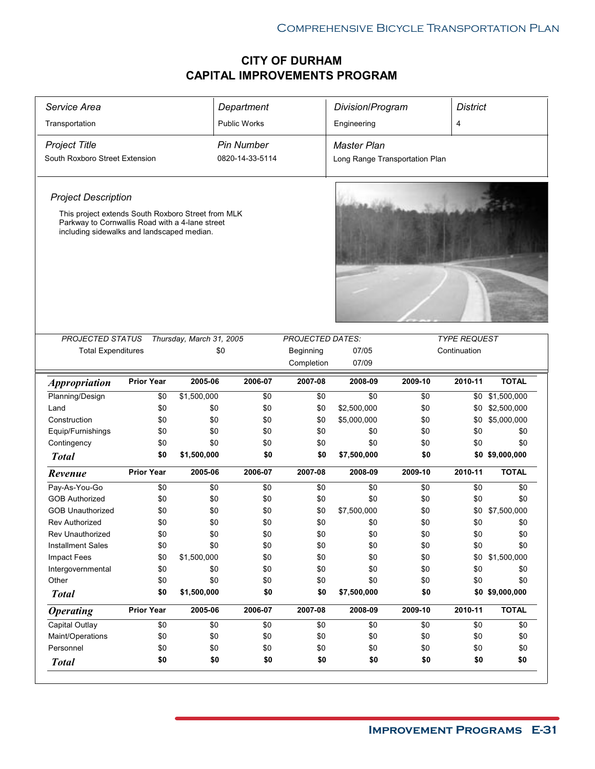# CITY OF DURHAM
# CAPITAL IMPROVEMENTS PROGRAM

| *Service Area* | *Department* | *Division/Program* | *District* |
|---|---|---|---|
| Transportation | Public Works | Engineering | 4 |

| *Project Title* | *Pin Number* | *Master Plan* |
|---|---|---|
| South Roxboro Street Extension | 0820-14-33-5114 | Long Range Transportation Plan |

*Project Description*

This project extends South Roxboro Street from MLK Parkway to Cornwallis Road with a 4-lane street including sidewalks and landscaped median.

| *PROJECTED STATUS* | *Thursday, March 31, 2005* | *PROJECTED DATES:* | | *TYPE REQUEST* |
|---|---|---|---|---|
| Total Expenditures | $0 | Beginning | 07/05 | Continuation |
| | | Completion | 07/09 | |

| ***Appropriation*** | **Prior Year** | **2005-06** | **2006-07** | **2007-08** | **2008-09** | **2009-10** | **2010-11** | **TOTAL** |
|---|---|---|---|---|---|---|---|---|
| Planning/Design | $0 | $1,500,000 | $0 | $0 | $0 | $0 | $0 | $1,500,000 |
| Land | $0 | $0 | $0 | $0 | $2,500,000 | $0 | $0 | $2,500,000 |
| Construction | $0 | $0 | $0 | $0 | $5,000,000 | $0 | $0 | $5,000,000 |
| Equip/Furnishings | $0 | $0 | $0 | $0 | $0 | $0 | $0 | $0 |
| Contingency | $0 | $0 | $0 | $0 | $0 | $0 | $0 | $0 |
| ***Total*** | **$0** | **$1,500,000** | **$0** | **$0** | **$7,500,000** | **$0** | **$0** | **$9,000,000** |

| ***Revenue*** | **Prior Year** | **2005-06** | **2006-07** | **2007-08** | **2008-09** | **2009-10** | **2010-11** | **TOTAL** |
|---|---|---|---|---|---|---|---|---|
| Pay-As-You-Go | $0 | $0 | $0 | $0 | $0 | $0 | $0 | $0 |
| GOB Authorized | $0 | $0 | $0 | $0 | $0 | $0 | $0 | $0 |
| GOB Unauthorized | $0 | $0 | $0 | $0 | $7,500,000 | $0 | $0 | $7,500,000 |
| Rev Authorized | $0 | $0 | $0 | $0 | $0 | $0 | $0 | $0 |
| Rev Unauthorized | $0 | $0 | $0 | $0 | $0 | $0 | $0 | $0 |
| Installment Sales | $0 | $0 | $0 | $0 | $0 | $0 | $0 | $0 |
| Impact Fees | $0 | $1,500,000 | $0 | $0 | $0 | $0 | $0 | $1,500,000 |
| Intergovernmental | $0 | $0 | $0 | $0 | $0 | $0 | $0 | $0 |
| Other | $0 | $0 | $0 | $0 | $0 | $0 | $0 | $0 |
| ***Total*** | **$0** | **$1,500,000** | **$0** | **$0** | **$7,500,000** | **$0** | **$0** | **$9,000,000** |

| ***Operating*** | **Prior Year** | **2005-06** | **2006-07** | **2007-08** | **2008-09** | **2009-10** | **2010-11** | **TOTAL** |
|---|---|---|---|---|---|---|---|---|
| Capital Outlay | $0 | $0 | $0 | $0 | $0 | $0 | $0 | $0 |
| Maint/Operations | $0 | $0 | $0 | $0 | $0 | $0 | $0 | $0 |
| Personnel | $0 | $0 | $0 | $0 | $0 | $0 | $0 | $0 |
| ***Total*** | **$0** | **$0** | **$0** | **$0** | **$0** | **$0** | **$0** | **$0** |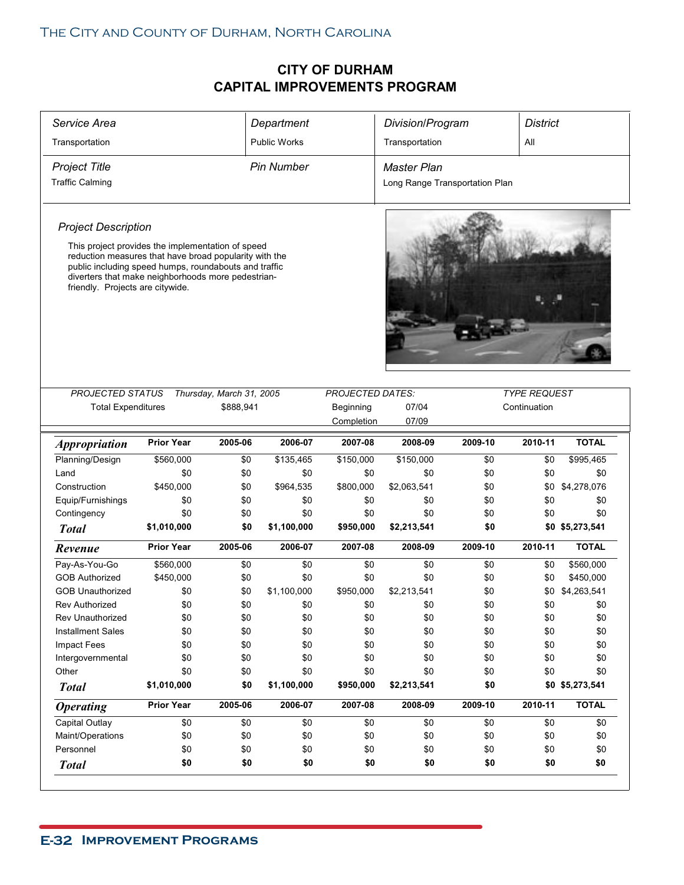# CITY OF DURHAM
# CAPITAL IMPROVEMENTS PROGRAM

| *Service Area* | *Department* | *Division/Program* | *District* |
|---|---|---|---|
| Transportation | Public Works | Transportation | All |

| *Project Title* | *Pin Number* | *Master Plan* |
|---|---|---|
| Traffic Calming | | Long Range Transportation Plan |

*Project Description*

This project provides the implementation of speed reduction measures that have broad popularity with the public including speed humps, roundabouts and traffic diverters that make neighborhoods more pedestrian-friendly. Projects are citywide.

| *PROJECTED STATUS* | *Thursday, March 31, 2005* | *PROJECTED DATES:* | | *TYPE REQUEST* |
|---|---|---|---|---|
| Total Expenditures | $888,941 | Beginning | 07/04 | Continuation |
| | | Completion | 07/09 | |

| ***Appropriation*** | **Prior Year** | **2005-06** | **2006-07** | **2007-08** | **2008-09** | **2009-10** | **2010-11** | **TOTAL** |
|---|---|---|---|---|---|---|---|---|
| Planning/Design | $560,000 | $0 | $135,465 | $150,000 | $150,000 | $0 | $0 | $995,465 |
| Land | $0 | $0 | $0 | $0 | $0 | $0 | $0 | $0 |
| Construction | $450,000 | $0 | $964,535 | $800,000 | $2,063,541 | $0 | $0 | $4,278,076 |
| Equip/Furnishings | $0 | $0 | $0 | $0 | $0 | $0 | $0 | $0 |
| Contingency | $0 | $0 | $0 | $0 | $0 | $0 | $0 | $0 |
| ***Total*** | **$1,010,000** | **$0** | **$1,100,000** | **$950,000** | **$2,213,541** | **$0** | **$0** | **$5,273,541** |

| ***Revenue*** | **Prior Year** | **2005-06** | **2006-07** | **2007-08** | **2008-09** | **2009-10** | **2010-11** | **TOTAL** |
|---|---|---|---|---|---|---|---|---|
| Pay-As-You-Go | $560,000 | $0 | $0 | $0 | $0 | $0 | $0 | $560,000 |
| GOB Authorized | $450,000 | $0 | $0 | $0 | $0 | $0 | $0 | $450,000 |
| GOB Unauthorized | $0 | $0 | $1,100,000 | $950,000 | $2,213,541 | $0 | $0 | $4,263,541 |
| Rev Authorized | $0 | $0 | $0 | $0 | $0 | $0 | $0 | $0 |
| Rev Unauthorized | $0 | $0 | $0 | $0 | $0 | $0 | $0 | $0 |
| Installment Sales | $0 | $0 | $0 | $0 | $0 | $0 | $0 | $0 |
| Impact Fees | $0 | $0 | $0 | $0 | $0 | $0 | $0 | $0 |
| Intergovernmental | $0 | $0 | $0 | $0 | $0 | $0 | $0 | $0 |
| Other | $0 | $0 | $0 | $0 | $0 | $0 | $0 | $0 |
| ***Total*** | **$1,010,000** | **$0** | **$1,100,000** | **$950,000** | **$2,213,541** | **$0** | **$0** | **$5,273,541** |

| ***Operating*** | **Prior Year** | **2005-06** | **2006-07** | **2007-08** | **2008-09** | **2009-10** | **2010-11** | **TOTAL** |
|---|---|---|---|---|---|---|---|---|
| Capital Outlay | $0 | $0 | $0 | $0 | $0 | $0 | $0 | $0 |
| Maint/Operations | $0 | $0 | $0 | $0 | $0 | $0 | $0 | $0 |
| Personnel | $0 | $0 | $0 | $0 | $0 | $0 | $0 | $0 |
| ***Total*** | **$0** | **$0** | **$0** | **$0** | **$0** | **$0** | **$0** | **$0** |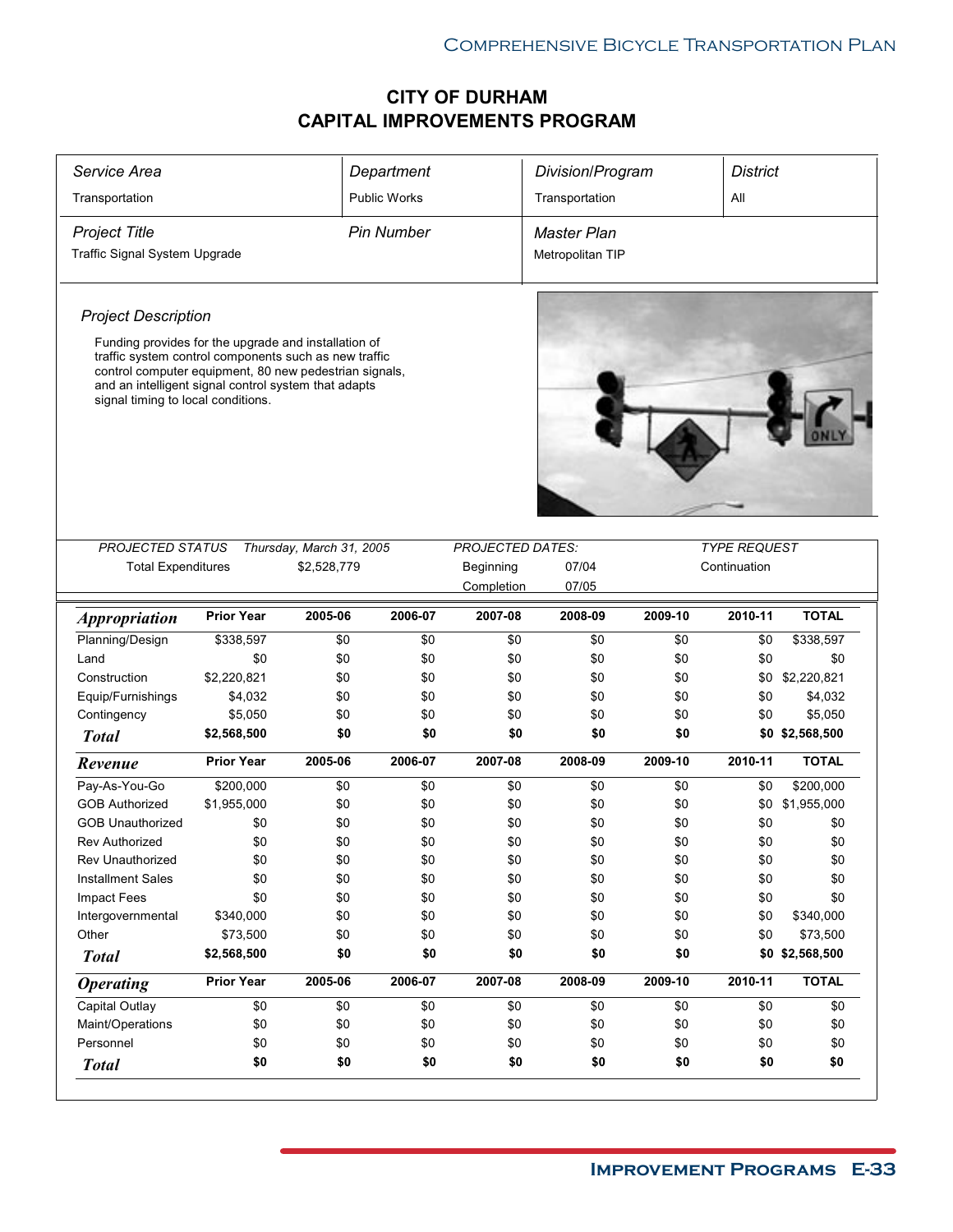# CITY OF DURHAM
# CAPITAL IMPROVEMENTS PROGRAM

| *Service Area* | *Department* | *Division/Program* | *District* |
|---|---|---|---|
| Transportation | Public Works | Transportation | All |
| *Project Title* | *Pin Number* | *Master Plan* | |
| Traffic Signal System Upgrade | | Metropolitan TIP | |

*Project Description*

Funding provides for the upgrade and installation of traffic system control components such as new traffic control computer equipment, 80 new pedestrian signals, and an intelligent signal control system that adapts signal timing to local conditions.

| *PROJECTED STATUS* | *Thursday, March 31, 2005* | *PROJECTED DATES:* | | *TYPE REQUEST* |
|---|---|---|---|---|
| Total Expenditures | $2,528,779 | Beginning | 07/04 | Continuation |
| | | Completion | 07/05 | |

| *Appropriation* | Prior Year | 2005-06 | 2006-07 | 2007-08 | 2008-09 | 2009-10 | 2010-11 | TOTAL |
|---|---|---|---|---|---|---|---|---|
| Planning/Design | $338,597 | $0 | $0 | $0 | $0 | $0 | $0 | $338,597 |
| Land | $0 | $0 | $0 | $0 | $0 | $0 | $0 | $0 |
| Construction | $2,220,821 | $0 | $0 | $0 | $0 | $0 | $0 | $2,220,821 |
| Equip/Furnishings | $4,032 | $0 | $0 | $0 | $0 | $0 | $0 | $4,032 |
| Contingency | $5,050 | $0 | $0 | $0 | $0 | $0 | $0 | $5,050 |
| ***Total*** | **$2,568,500** | **$0** | **$0** | **$0** | **$0** | **$0** | **$0** | **$2,568,500** |

| *Revenue* | Prior Year | 2005-06 | 2006-07 | 2007-08 | 2008-09 | 2009-10 | 2010-11 | TOTAL |
|---|---|---|---|---|---|---|---|---|
| Pay-As-You-Go | $200,000 | $0 | $0 | $0 | $0 | $0 | $0 | $200,000 |
| GOB Authorized | $1,955,000 | $0 | $0 | $0 | $0 | $0 | $0 | $1,955,000 |
| GOB Unauthorized | $0 | $0 | $0 | $0 | $0 | $0 | $0 | $0 |
| Rev Authorized | $0 | $0 | $0 | $0 | $0 | $0 | $0 | $0 |
| Rev Unauthorized | $0 | $0 | $0 | $0 | $0 | $0 | $0 | $0 |
| Installment Sales | $0 | $0 | $0 | $0 | $0 | $0 | $0 | $0 |
| Impact Fees | $0 | $0 | $0 | $0 | $0 | $0 | $0 | $0 |
| Intergovernmental | $340,000 | $0 | $0 | $0 | $0 | $0 | $0 | $340,000 |
| Other | $73,500 | $0 | $0 | $0 | $0 | $0 | $0 | $73,500 |
| ***Total*** | **$2,568,500** | **$0** | **$0** | **$0** | **$0** | **$0** | **$0** | **$2,568,500** |

| *Operating* | Prior Year | 2005-06 | 2006-07 | 2007-08 | 2008-09 | 2009-10 | 2010-11 | TOTAL |
|---|---|---|---|---|---|---|---|---|
| Capital Outlay | $0 | $0 | $0 | $0 | $0 | $0 | $0 | $0 |
| Maint/Operations | $0 | $0 | $0 | $0 | $0 | $0 | $0 | $0 |
| Personnel | $0 | $0 | $0 | $0 | $0 | $0 | $0 | $0 |
| ***Total*** | **$0** | **$0** | **$0** | **$0** | **$0** | **$0** | **$0** | **$0** |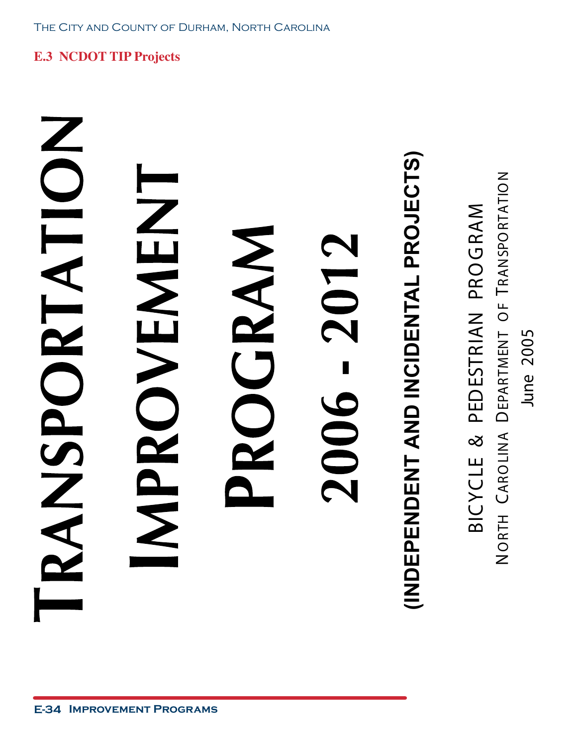## E.3 NCDOT TIP Projects

# Transportation Improvement Program

# 2006 - 2012

**(Independent and Incidental Projects)**

Bicycle & Pedestrian Program

North Carolina Department of Transportation

June 2005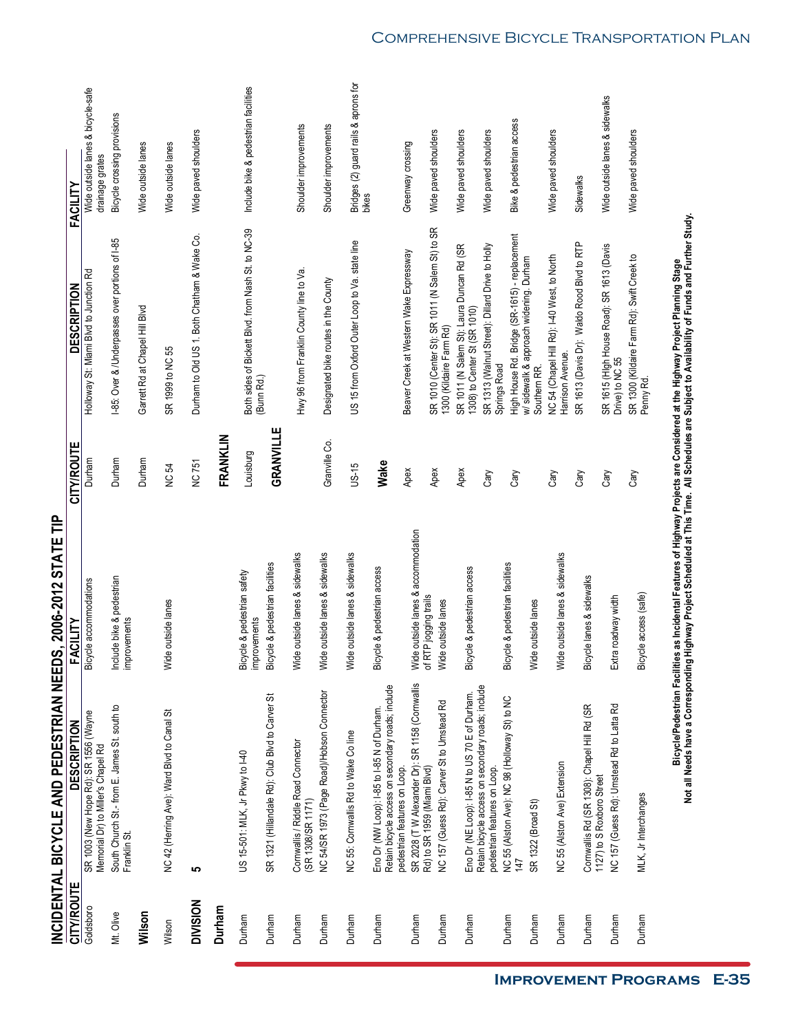## INCIDENTAL BICYCLE AND PEDESTRIAN NEEDS, 2006-2012 STATE TIP

| CITY/ROUTE | DESCRIPTION | FACILITY |
|---|---|---|
| Goldsboro | SR 1003 (New Hope Rd): SR 1556 (Wayne Memorial Dr) to Miller's Chapel Rd | Bicycle accommodations |
| Mt. Olive | South Church St.- from E. James St. south to Franklin St. | Include bike & pedestrian improvements |
| **Wilson** | | |
| Wilson | NC 42 (Herring Ave): Ward Blvd to Canal St | Wide outside lanes |
| **DIVISION** | **5** | |
| **Durham** | | |
| Durham | US 15-501: MLK, Jr Pkwy to I-40 | Bicycle & pedestrian safety improvements |
| Durham | SR 1321 (Hillandale Rd): Club Blvd to Carver St | Bicycle & pedestrian facilities |
| Durham | Cornwallis / Riddle Road Connector (SR 1308/SR 1171) | Wide outside lanes & sidewalks |
| Durham | NC 54/SR 1973 (Page Road)/Hobson Connector | Wide outside lanes & sidewalks |
| Durham | NC 55: Cornwallis Rd to Wake Co line | Wide outside lanes & sidewalks |
| Durham | Eno Dr (NW Loop): I-85 to I-85 N of Durham. Retain bicycle access on secondary roads; include pedestrian features on Loop. | Bicycle & pedestrian access |
| Durham | SR 2028 (T W Alexander Dr): SR 1158 (Cornwallis Rd) to SR 1959 (Miami Blvd) | Wide outside lanes & accommodation of RTP jogging trails |
| Durham | NC 157 (Guess Rd): Carver St to Umstead Rd | Wide outside lanes |
| Durham | Eno Dr (NE Loop): I-85 N to US 70 E of Durham. Retain bicycle access on secondary roads; include pedestrian features on Loop. | Bicycle & pedestrian access |
| Durham | NC 55 (Alston Ave): NC 98 (Holloway St) to NC 147 | Bicycle & pedestrian facilities |
| Durham | SR 1322 (Broad St) | Wide outside lanes |
| Durham | NC 55 (Alston Ave) Extension | Wide outside lanes & sidewalks |
| Durham | Cornwallis Rd (SR 1308): Chapel Hill Rd (SR 1127) to S Roxboro Street | Bicycle lanes & sidewalks |
| Durham | NC 157 (Guess Rd): Umstead Rd to Latta Rd | Extra roadway width |
| Durham | MLK, Jr Interchanges | Bicycle access (safe) |
| Durham | Holloway St: Miami Blvd to Junction Rd | Wide outside lanes & bicycle-safe drainage grates |
| Durham | I-85: Over & /Underpasses over portions of I-85 | Bicycle crossing provisions |
| Durham | Garrett Rd at Chapel Hill Blvd | Wide outside lanes |
| NC 54 | SR 1999 to NC 55 | Wide outside lanes |
| NC 751 | Durham to Old US 1. Both Chatham & Wake Co. | Wide paved shoulders |
| **FRANKLIN** | | |
| Louisburg | Both sides of Bickett Blvd. from Nash St. to NC-39 (Bunn Rd.) | Include bike & pedestrian facilities |
| **GRANVILLE** | | |
| | Hwy 96 from Franklin County line to Va. | Shoulder improvements |
| Granville Co. | Designated bike routes in the County | Shoulder improvements |
| US-15 | US 15 from Oxford Outer Loop to Va. state line | Bridges (2) guard rails & aprons for bikes |
| **Wake** | | |
| Apex | Beaver Creek at Western Wake Expressway | Greenway crossing |
| Apex | SR 1010 (Center St): SR 1011 (N Salem St) to SR 1300 (Kildaire Farm Rd) | Wide paved shoulders |
| Apex | SR 1011 (N Salem St): Laura Duncan Rd (SR 1308) to Center St (SR 1010) | Wide paved shoulders |
| Cary | SR 1313 (Walnut Street): Dillard Drive to Holly Springs Road | Wide paved shoulders |
| Cary | High House Rd. Bridge (SR-1615) - replacement w/ sidewalk & approach widening. Durham Southern RR. | Bike & pedestrian access |
| Cary | NC 54 (Chapel Hill Rd): I-40 West, to North Harrison Avenue. | Wide paved shoulders |
| Cary | SR 1613 (Davis Dr): Waldo Rood Blvd to RTP | Sidewalks |
| Cary | SR 1615 (High House Road): SR 1613 (Davis Drive) to NC 55 | Wide outside lanes & sidewalks |
| Cary | SR 1300 (Kildaire Farm Rd): Swift Creek to Penny Rd. | Wide paved shoulders |

**Bicycle/Pedestrian Facilities as Incidental Features of Highway Projects are Considered at the Highway Project Planning Stage**
**Not all Needs have a Corresponding Highway Project Scheduled at This Time. All Schedules are Subject to Availability of Funds and Further Study.**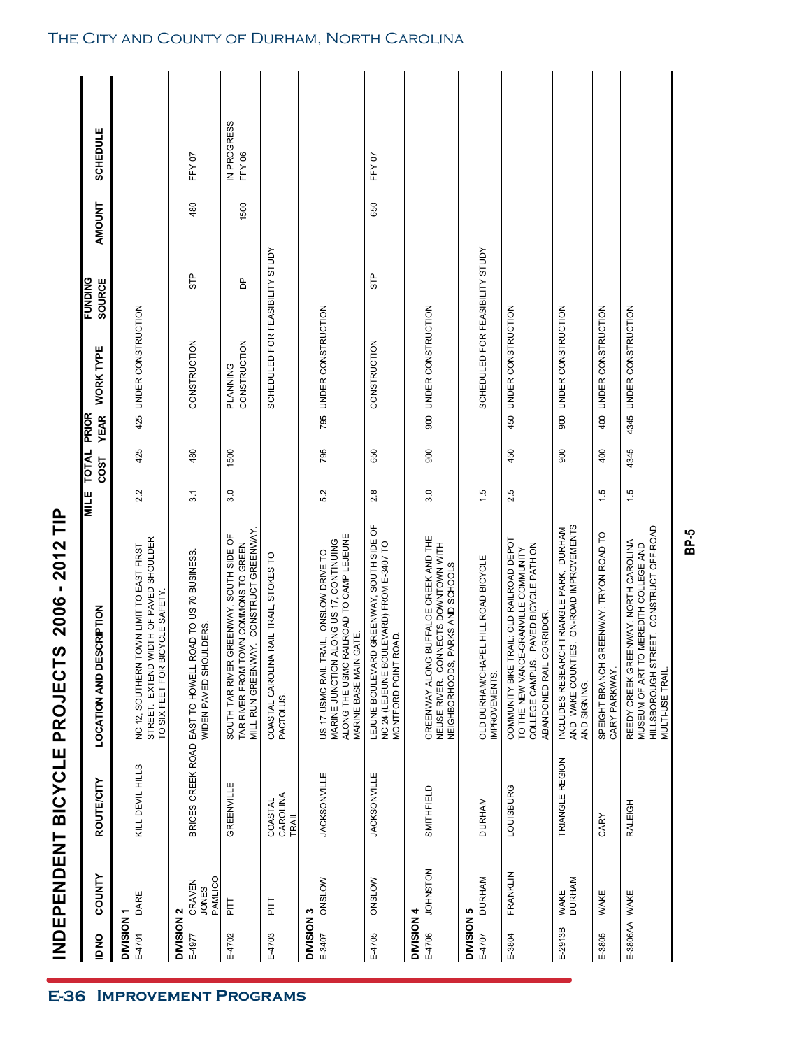# INDEPENDENT BICYCLE PROJECTS 2006 - 2012 TIP

| ID NO | COUNTY | ROUTE/CITY | LOCATION AND DESCRIPTION | MILE | TOTAL COST | PRIOR YEAR | WORK TYPE | FUNDING SOURCE | AMOUNT | SCHEDULE |
|---|---|---|---|---|---|---|---|---|---|---|
| **DIVISION 1** | | | | | | | | | | |
| E-4701 | DARE | KILL DEVIL HILLS | NC 12, SOUTHERN TOWN LIMIT TO EAST FIRST STREET. EXTEND WIDTH OF PAVED SHOULDER TO SIX FEET FOR BICYCLE SAFETY. | 2.2 | 425 | 425 | UNDER CONSTRUCTION | | | |
| **DIVISION 2** | | | | | | | | | | |
| E-4977 | CRAVEN JONES PAMLICO | BRICES CREEK ROAD | EAST TO HOWELL ROAD TO US 70 BUSINESS. WIDEN PAVED SHOULDERS. | 3.1 | 480 | | CONSTRUCTION | STP | 480 | FFY 07 |
| E-4702 | PITT | GREENVILLE | SOUTH TAR RIVER GREENWAY, SOUTH SIDE OF TAR RIVER FROM TOWN COMMONS TO GREEN MILL RUN GREENWAY. CONSTRUCT GREENWAY. | 3.0 | 1500 | | PLANNING CONSTRUCTION | DP | 1500 | IN PROGRESS FFY 06 |
| E-4703 | PITT | COASTAL CAROLINA TRAIL | COASTAL CAROLINA RAIL TRAIL, STOKES TO PACTOLUS. | | | | SCHEDULED FOR FEASIBILITY STUDY | | | |
| **DIVISION 3** | | | | | | | | | | |
| E-3407 | ONSLOW | JACKSONVILLE | US 17-USMC RAIL TRAIL. ONSLOW DRIVE TO MARINE JUNCTION ALONG US 17, CONTINUING ALONG THE USMC RAILROAD TO CAMP LEJEUNE MARINE BASE MAIN GATE. | 5.2 | 795 | 795 | UNDER CONSTRUCTION | | | |
| E-4705 | ONSLOW | JACKSONVILLE | LEJUNE BOULEVARD GREENWAY, SOUTH SIDE OF NC 24 (LEJEUNE BOULEVARD) FROM E-3407 TO MONTFORD POINT ROAD. | 2.8 | 650 | | CONSTRUCTION | STP | 650 | FFY 07 |
| **DIVISION 4** | | | | | | | | | | |
| E-4706 | JOHNSTON | SMITHFIELD | GREENWAY ALONG BUFFALOE CREEK AND THE NEUSE RIVER. CONNECTS DOWNTOWN WITH NEIGHBORHOODS, PARKS AND SCHOOLS | 3.0 | 900 | 900 | UNDER CONSTRUCTION | | | |
| **DIVISION 5** | | | | | | | | | | |
| E-4707 | DURHAM | DURHAM | OLD DURHAM/CHAPEL HILL ROAD BICYCLE IMPROVEMENTS. | 1.5 | | | SCHEDULED FOR FEASIBILITY STUDY | | | |
| E-3804 | FRANKLIN | LOUISBURG | COMMUNITY BIKE TRAIL: OLD RAILROAD DEPOT TO THE NEW VANCE-GRANVILLE COMMUNITY COLLEGE CAMPUS. PAVED BICYCLE PATH ON ABANDONED RAIL CORRIDOR. | 2.5 | 450 | 450 | UNDER CONSTRUCTION | | | |
| E-2913B | WAKE DURHAM | TRIANGLE REGION | INCLUDES RESEARCH TRIANGLE PARK, DURHAM AND WAKE COUNTIES. ON-ROAD IMPROVEMENTS AND SIGNING. | | 900 | 900 | UNDER CONSTRUCTION | | | |
| E-3805 | WAKE | CARY | SPEIGHT BRANCH GREENWAY: TRYON ROAD TO CARY PARKWAY. | 1.5 | 400 | 400 | UNDER CONSTRUCTION | | | |
| E-3806AA | WAKE | RALEIGH | REEDY CREEK GREENWAY: NORTH CAROLINA MUSEUM OF ART TO MEREDITH COLLEGE AND HILLSBOROUGH STREET. CONSTRUCT OFF-ROAD MULTI-USE TRAIL. | 1.5 | 4345 | 4345 | UNDER CONSTRUCTION | | | |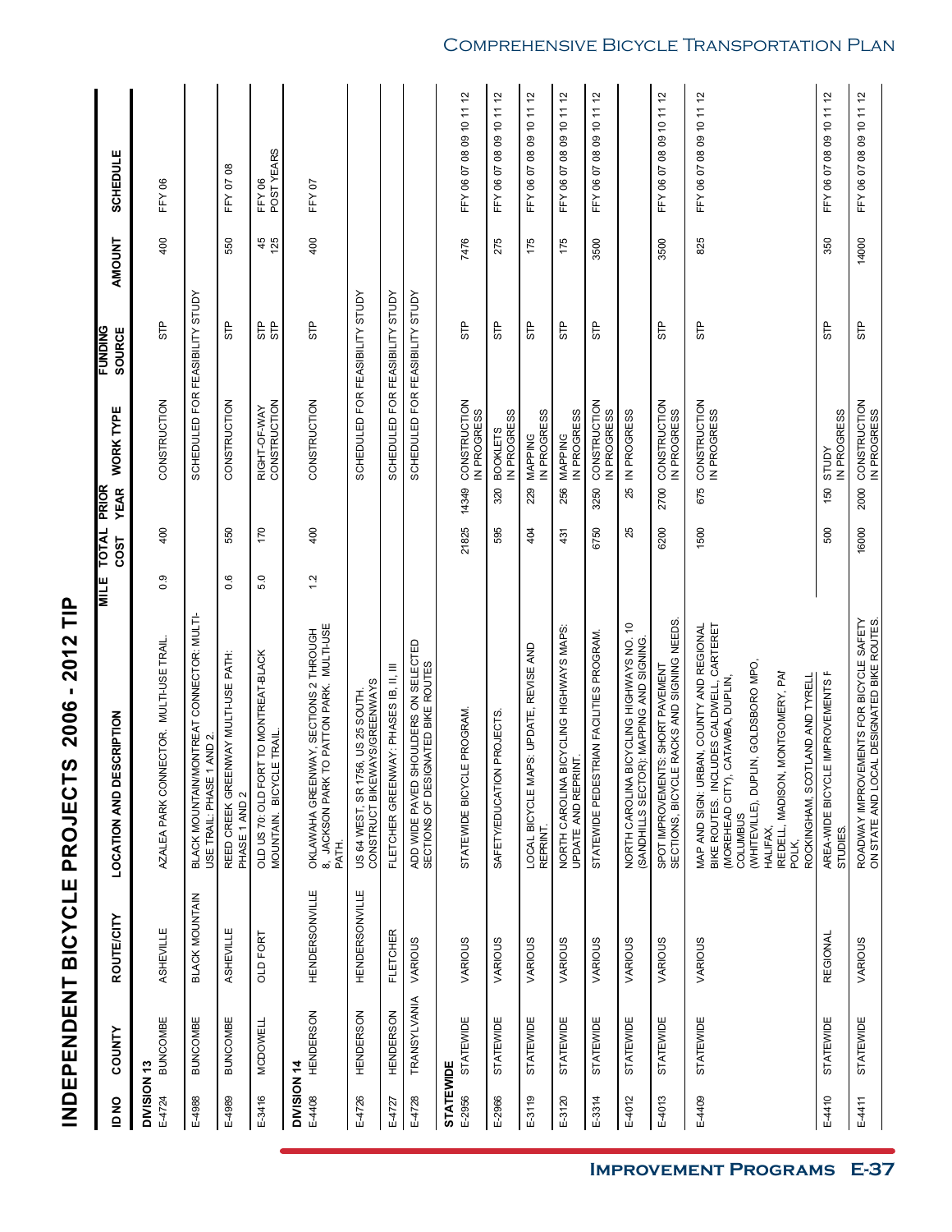# INDEPENDENT BICYCLE PROJECTS 2006 - 2012 TIP

| ID NO | COUNTY | ROUTE/CITY | LOCATION AND DESCRIPTION | MILE | TOTAL COST | PRIOR YEAR | WORK TYPE | FUNDING SOURCE | AMOUNT | SCHEDULE |
|---|---|---|---|---|---|---|---|---|---|---|
| **DIVISION 13** | | | | | | | | | | |
| E-4724 | BUNCOMBE | ASHEVILLE | AZALEA PARK CONNECTOR. MULTI-USE TRAIL. | 0.9 | 400 | | CONSTRUCTION | STP | 400 | FFY 06 |
| E-4988 | BUNCOMBE | BLACK MOUNTAIN | BLACK MOUNTAIN/MONTREAT CONNECTOR: MULTI-USE TRAIL: PHASE 1 AND 2. | | | | SCHEDULED FOR FEASIBILITY STUDY | | | |
| E-4989 | BUNCOMBE | ASHEVILLE | REED CREEK GREENWAY MULTI-USE PATH: PHASE 1 AND 2 | 0.6 | 550 | | CONSTRUCTION | STP | 550 | FFY 07 08 |
| E-3416 | MCDOWELL | OLD FORT | OLD US 70: OLD FORT TO MONTREAT-BLACK MOUNTAIN. BICYCLE TRAIL. | 5.0 | 170 | | RIGHT-OF-WAY<br>CONSTRUCTION | STP<br>STP | 45<br>125 | FFY 06<br>POST YEARS |
| **DIVISION 14** | | | | | | | | | | |
| E-4408 | HENDERSON | HENDERSONVILLE | OKLAWAHA GREENWAY, SECTIONS 2 THROUGH 8, JACKSON PARK TO PATTON PARK. MULTI-USE PATH. | 1.2 | 400 | | CONSTRUCTION | STP | 400 | FFY 07 |
| E-4726 | HENDERSON | HENDERSONVILLE | US 64 WEST, SR 1756, US 25 SOUTH. CONSTRUCT BIKEWAYS/GREENWAYS | | | | SCHEDULED FOR FEASIBILITY STUDY | | | |
| E-4727 | HENDERSON | FLETCHER | FLETCHER GREENWAY: PHASES IB, II, III | | | | SCHEDULED FOR FEASIBILITY STUDY | | | |
| E-4728 | TRANSYLVANIA | VARIOUS | ADD WIDE PAVED SHOULDERS ON SELECTED SECTIONS OF DESIGNATED BIKE ROUTES | | | | SCHEDULED FOR FEASIBILITY STUDY | | | |
| **STATEWIDE** | | | | | | | | | | |
| E-2956 | STATEWIDE | VARIOUS | STATEWIDE BICYCLE PROGRAM. | | 21825 | 14349 | CONSTRUCTION<br>IN PROGRESS | STP | 7476 | FFY 06 07 08 09 10 11 12 |
| E-2966 | STATEWIDE | VARIOUS | SAFETY/EDUCATION PROJECTS. | | 595 | 320 | BOOKLETS<br>IN PROGRESS | STP | 275 | FFY 06 07 08 09 10 11 12 |
| E-3119 | STATEWIDE | VARIOUS | LOCAL BICYCLE MAPS: UPDATE, REVISE AND REPRINT. | | 404 | 229 | MAPPING<br>IN PROGRESS | STP | 175 | FFY 06 07 08 09 10 11 12 |
| E-3120 | STATEWIDE | VARIOUS | NORTH CAROLINA BICYCLING HIGHWAYS MAPS: UPDATE AND REPRINT. | | 431 | 256 | MAPPING<br>IN PROGRESS | STP | 175 | FFY 06 07 08 09 10 11 12 |
| E-3314 | STATEWIDE | VARIOUS | STATEWIDE PEDESTRIAN FACILITIES PROGRAM. | | 6750 | 3250 | CONSTRUCTION<br>IN PROGRESS | STP | 3500 | FFY 06 07 08 09 10 11 12 |
| E-4012 | STATEWIDE | VARIOUS | NORTH CAROLINA BICYCLING HIGHWAYS NO. 10 (SANDHILLS SECTOR); MAPPING AND SIGNING. | | 25 | 25 | IN PROGRESS | | | |
| E-4013 | STATEWIDE | VARIOUS | SPOT IMPROVEMENTS: SHORT PAVEMENT SECTIONS, BICYCLE RACKS AND SIGNING NEEDS. | | 6200 | 2700 | CONSTRUCTION<br>IN PROGRESS | STP | 3500 | FFY 06 07 08 09 10 11 12 |
| E-4409 | STATEWIDE | VARIOUS | MAP AND SIGN: URBAN, COUNTY AND REGIONAL BIKE ROUTES. INCLUDES CALDWELL, CARTERET (MOREHEAD CITY), CATAWBA, DUPLIN, COLUMBUS (WHITEVILLE), DUPLIN, GOLDSBORO MPO, HALIFAX, IREDELL, MADISON, MONTGOMERY, PAI POLK, ROCKINGHAM, SCOTLAND AND TYRELL | | 1500 | 675 | CONSTRUCTION<br>IN PROGRESS | STP | 825 | FFY 06 07 08 09 10 11 12 |
| E-4410 | STATEWIDE | REGIONAL | AREA-WIDE BICYCLE IMPROVEMENTS F STUDIES. | | 500 | 150 | STUDY<br>IN PROGRESS | STP | 350 | FFY 06 07 08 09 10 11 12 |
| E-4411 | STATEWIDE | VARIOUS | ROADWAY IMPROVEMENTS FOR BICYCLE SAFETY ON STATE AND LOCAL DESIGNATED BIKE ROUTES. | | 16000 | 2000 | CONSTRUCTION<br>IN PROGRESS | STP | 14000 | FFY 06 07 08 09 10 11 12 |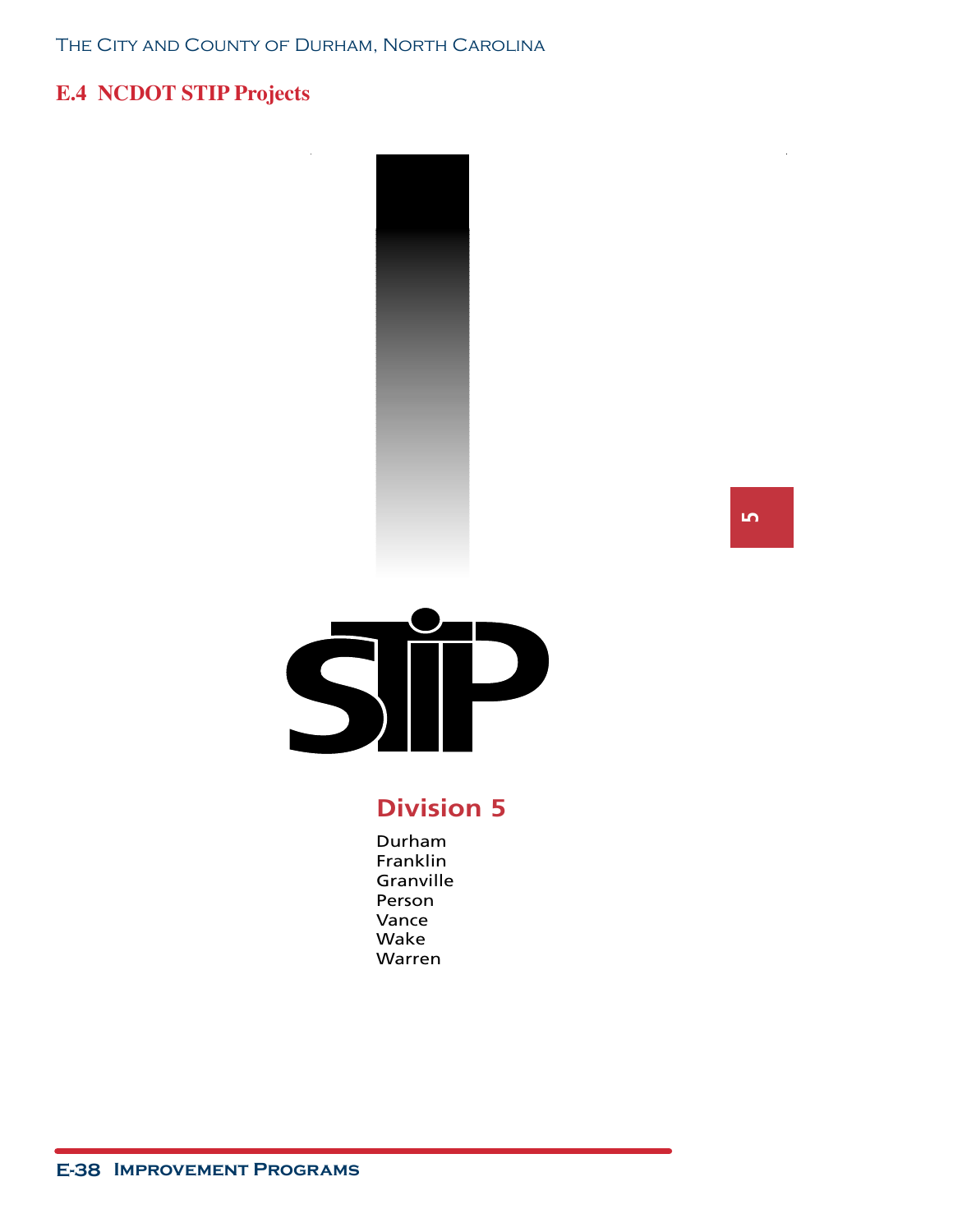## E.4 NCDOT STIP Projects

STIP

### Division 5

Durham
Franklin
Granville
Person
Vance
Wake
Warren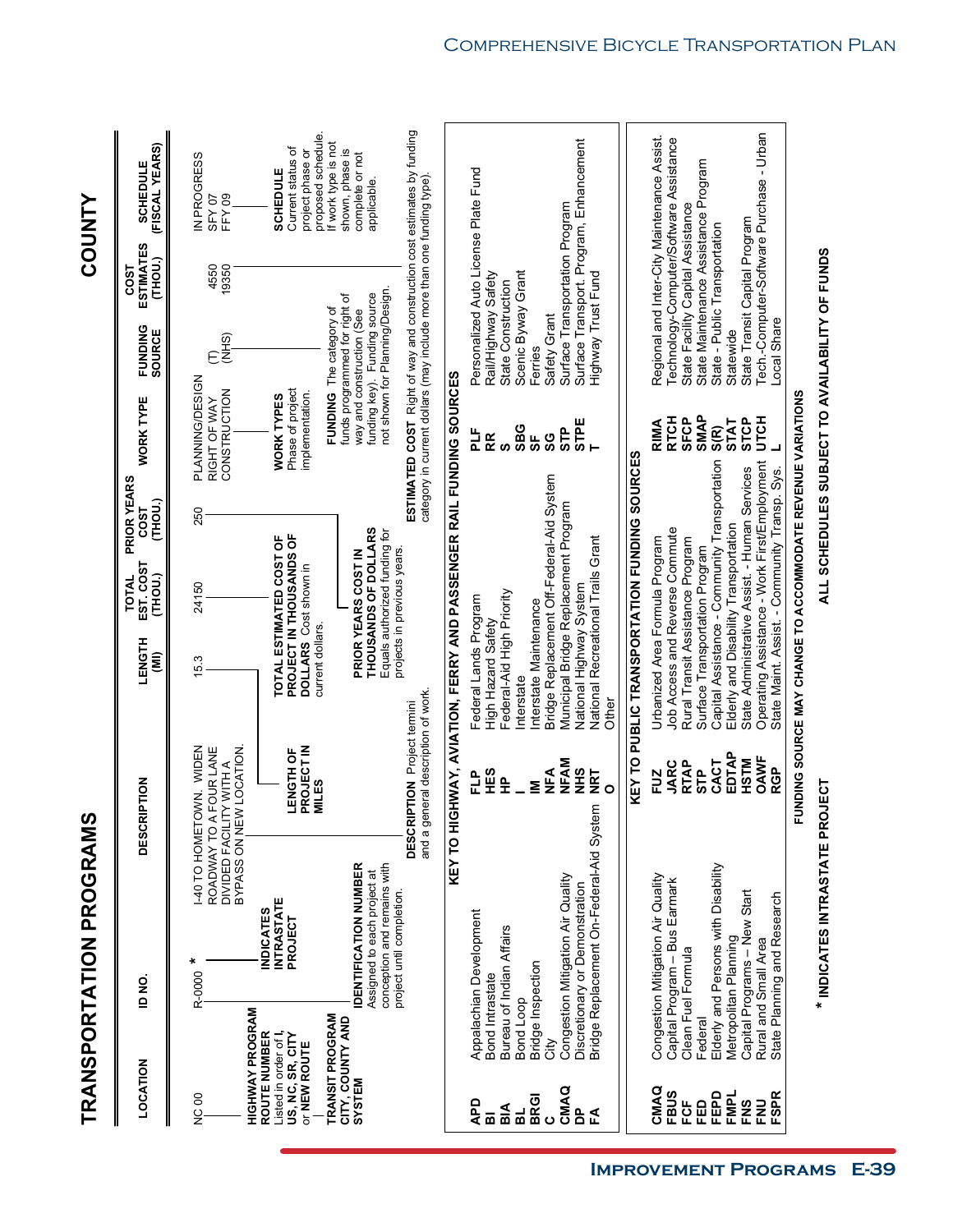# TRANSPORTATION PROGRAMS

# COUNTY

| LOCATION | ID NO. | DESCRIPTION | LENGTH (MI) | TOTAL EST. COST (THOU.) | PRIOR YEARS COST (THOU.) | WORK TYPE | FUNDING SOURCE | COST ESTIMATES (THOU.) | SCHEDULE (FISCAL YEARS) |
|---|---|---|---|---|---|---|---|---|---|
| NC 00 | R-0000 * | I-40 TO HOMETOWN. WIDEN ROADWAY TO A FOUR LANE DIVIDED FACILITY WITH A BYPASS ON NEW LOCATION. | 15.3 | 24150 | 250 | PLANNING/DESIGN | | | IN PROGRESS |
| | | | | | | RIGHT OF WAY | (T) | 4550 | SFY 07 |
| | | | | | | CONSTRUCTION | (NHS) | 19350 | FFY 09 |

**HIGHWAY PROGRAM ROUTE NUMBER** Listed in order of I, US, NC, SR, CITY or NEW ROUTE

**TRANSIT PROGRAM CITY, COUNTY AND SYSTEM**

**INDICATES INTRASTATE PROJECT**

**IDENTIFICATION NUMBER** Assigned to each project at conception and remains with project until completion.

**LENGTH OF PROJECT IN MILES**

**DESCRIPTION** Project termini and a general description of work.

**TOTAL ESTIMATED COST OF PROJECT IN THOUSANDS OF DOLLARS** Cost shown in current dollars.

**PRIOR YEARS COST IN THOUSANDS OF DOLLARS** Equals authorized funding for projects in previous years.

**WORK TYPES** Phase of project implementation.

**FUNDING** The category of funds programmed for right of way and construction (See funding key). Funding source not shown for Planning/Design.

**ESTIMATED COST** Right of way and construction cost estimates by funding category in current dollars (may include more than one funding type).

**SCHEDULE** Current status of project phase or proposed schedule. If work type is not shown, phase is complete or not applicable.

## KEY TO HIGHWAY, AVIATION, FERRY AND PASSENGER RAIL FUNDING SOURCES

| | | | | | |
|---|---|---|---|---|---|
| **APD** | Appalachian Development | **FLP** | Federal Lands Program | **PLF** | Personalized Auto License Plate Fund |
| **BI** | Bond Intrastate | **HES** | High Hazard Safety | **RR** | Rail/Highway Safety |
| **BIA** | Bureau of Indian Affairs | **HP** | Federal-Aid High Priority | **S** | State Construction |
| **BL** | Bond Loop | **I** | Interstate | **SBG** | Scenic Byway Grant |
| **BRGI** | Bridge Inspection | **IM** | Interstate Maintenance | **SF** | Ferries |
| **C** | City | **NFA** | Bridge Replacement Off-Federal-Aid System | **SG** | Safety Grant |
| **CMAQ** | Congestion Mitigation Air Quality | **NFAM** | Municipal Bridge Replacement Program | **STP** | Surface Transportation Program |
| **DP** | Discretionary or Demonstration | **NHS** | National Highway System | **STPE** | Surface Transport. Program, Enhancement |
| **FA** | Bridge Replacement On-Federal-Aid System | **NRT** | National Recreational Trails Grant | **T** | Highway Trust Fund |
| | | **O** | Other | | |

## KEY TO PUBLIC TRANSPORTATION FUNDING SOURCES

| | | | | | |
|---|---|---|---|---|---|
| **CMAQ** | Congestion Mitigation Air Quality | **FUZ** | Urbanized Area Formula Program | **RIMA** | Regional and Inter-City Maintenance Assist. |
| **FBUS** | Capital Program – Bus Earmark | **JARC** | Job Access and Reverse Commute | **RTCH** | Technology-Computer/Software Assistance |
| **FCF** | Clean Fuel Formula | **RTAP** | Rural Transit Assistance Program | **SFCP** | State Facility Capital Assistance |
| **FED** | Federal | **STP** | Surface Transportation Program | **SMAP** | State Maintenance Assistance Program |
| **FEPD** | Elderly and Persons with Disability | **CACT** | Capital Assistance - Community Transportation | **S(R)** | State - Public Transportation |
| **FMPL** | Metropolitan Planning | **EDTAP** | Elderly and Disability Transportation | **STAT** | Statewide |
| **FNS** | Capital Programs – New Start | **HSTM** | State Administrative Assist. - Human Services | **STCP** | State Transit Capital Program |
| **FNU** | Rural and Small Area | **OAWF** | Operating Assistance - Work First/Employment | **UTCH** | Tech.-Computer-Software Purchase - Urban |
| **FSPR** | State Planning and Research | **RGP** | State Maint. Assist. - Community Transp. Sys. | **L** | Local Share |

FUNDING SOURCE MAY CHANGE TO ACCOMMODATE REVENUE VARIATIONS

**\* INDICATES INTRASTATE PROJECT** **ALL SCHEDULES SUBJECT TO AVAILABILITY OF FUNDS**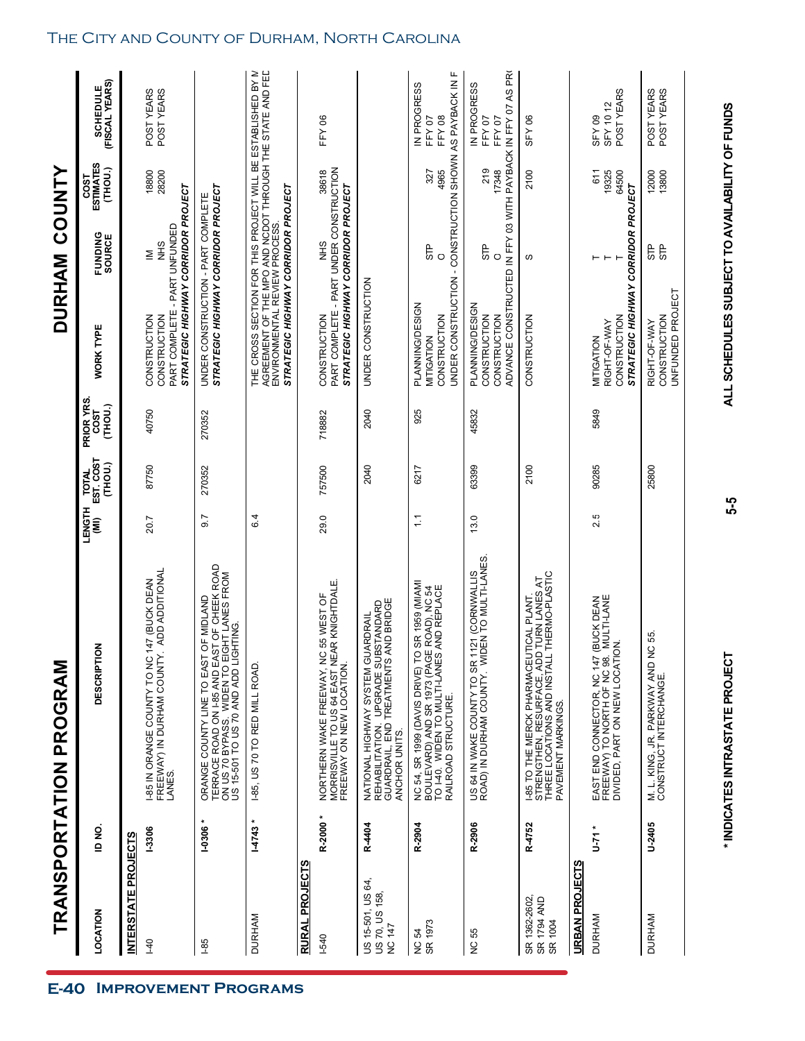# TRANSPORTATION PROGRAM

## DURHAM COUNTY

| LOCATION | ID NO. | DESCRIPTION | LENGTH (MI) | TOTAL EST. COST (THOU.) | PRIOR YRS. COST (THOU.) | WORK TYPE | FUNDING SOURCE | COST ESTIMATES (THOU.) | SCHEDULE (FISCAL YEARS) |
|---|---|---|---|---|---|---|---|---|---|
| **INTERSTATE PROJECTS** | | | | | | | | | |
| I-40 | **I-3306** | I-85 IN ORANGE COUNTY TO NC 147 (BUCK DEAN FREEWAY) IN DURHAM COUNTY. ADD ADDITIONAL LANES. | 20.7 | 87750 | 40750 | CONSTRUCTION<br>CONSTRUCTION<br>PART COMPLETE - PART UNFUNDED<br>***STRATEGIC HIGHWAY CORRIDOR PROJECT*** | IM<br>NHS | 18800<br>28200 | POST YEARS<br>POST YEARS |
| I-85 | **I-0306 \*** | ORANGE COUNTY LINE TO EAST OF MIDLAND TERRACE ROAD ON I-85 AND EAST OF CHEEK ROAD ON US 70 BYPASS. WIDEN TO EIGHT LANES FROM US 15-501 TO US 70 AND ADD LIGHTING. | 9.7 | 270352 | 270352 | UNDER CONSTRUCTION - PART COMPLETE<br>***STRATEGIC HIGHWAY CORRIDOR PROJECT*** | | | |
| DURHAM | **I-4743 \*** | I-85, US 70 TO RED MILL ROAD. | 6.4 | | | THE CROSS SECTION FOR THIS PROJECT WILL BE ESTABLISHED BY M AGREEMENT OF THE MPO AND NCDOT THROUGH THE STATE AND FED ENVIRONMENTAL REVIEW PROCESS.<br>***STRATEGIC HIGHWAY CORRIDOR PROJECT*** | | | |
| **RURAL PROJECTS** | | | | | | | | | |
| I-540 | **R-2000 \*** | NORTHERN WAKE FREEWAY, NC 55 WEST OF MORRISVILLE TO US 64 EAST NEAR KNIGHTDALE. FREEWAY ON NEW LOCATION. | 29.0 | 757500 | 718882 | CONSTRUCTION<br>PART COMPLETE - PART UNDER CONSTRUCTION<br>***STRATEGIC HIGHWAY CORRIDOR PROJECT*** | NHS | 38618 | FFY 06 |
| US 15-501, US 64, US 70, US 158, NC 147 | **R-4404** | NATIONAL HIGHWAY SYSTEM GUARDRAIL REHABILITATION. UPGRADE SUBSTANDARD GUARDRAIL, END TREATMENTS AND BRIDGE ANCHOR UNITS. | | 2040 | 2040 | UNDER CONSTRUCTION | | | |
| NC 54<br>SR 1973 | **R-2904** | NC 54, SR 1999 (DAVIS DRIVE) TO SR 1959 (MIAMI BOULEVARD) AND SR 1973 (PAGE ROAD), NC 54 TO I-40. WIDEN TO MULTI-LANES AND REPLACE RAILROAD STRUCTURE. | 1.1 | 6217 | 925 | PLANNING/DESIGN<br>MITIGATION<br>CONSTRUCTION<br>UNDER CONSTRUCTION - CONSTRUCTION SHOWN AS PAYBACK IN F | <br>STP<br>O | <br>327<br>4965 | IN PROGRESS<br>FFY 07<br>FFY 08 |
| NC 55 | **R-2906** | US 64 IN WAKE COUNTY TO SR 1121 (CORNWALLIS ROAD) IN DURHAM COUNTY. WIDEN TO MULTI-LANES. | 13.0 | 63399 | 45832 | PLANNING/DESIGN<br>CONSTRUCTION<br>CONSTRUCTION<br>ADVANCE CONSTRUCTED IN FFY 03 WITH PAYBACK IN FFY 07 AS PR | <br>STP<br>O | <br>219<br>17348 | IN PROGRESS<br>FFY 07<br>FFY 07 |
| SR 1362-2602, SR 1794 AND SR 1004 | **R-4752** | I-85 TO THE MERCK PHARMACEUTICAL PLANT. STRENGTHEN, RESURFACE, ADD TURN LANES AT THREE LOCATIONS AND INSTALL THERMO-PLASTIC PAVEMENT MARKINGS. | | 2100 | | CONSTRUCTION | S | 2100 | SFY 06 |
| **URBAN PROJECTS** | | | | | | | | | |
| DURHAM | **U-71 \*** | EAST END CONNECTOR, NC 147 (BUCK DEAN FREEWAY) TO NORTH OF NC 98. MULTI-LANE DIVIDED, PART ON NEW LOCATION. | 2.5 | 90285 | 5849 | MITIGATION<br>RIGHT-OF-WAY<br>CONSTRUCTION<br>***STRATEGIC HIGHWAY CORRIDOR PROJECT*** | T<br>T<br>T | 611<br>19325<br>64500 | SFY 09<br>SFY 10 12<br>POST YEARS |
| DURHAM | **U-2405** | M. L. KING, JR. PARKWAY AND NC 55. CONSTRUCT INTERCHANGE. | | 25800 | | RIGHT-OF-WAY<br>CONSTRUCTION<br>UNFUNDED PROJECT | STP<br>STP | 12000<br>13800 | POST YEARS<br>POST YEARS |

**\* INDICATES INTRASTATE PROJECT**

**ALL SCHEDULES SUBJECT TO AVAILABILITY OF FUNDS**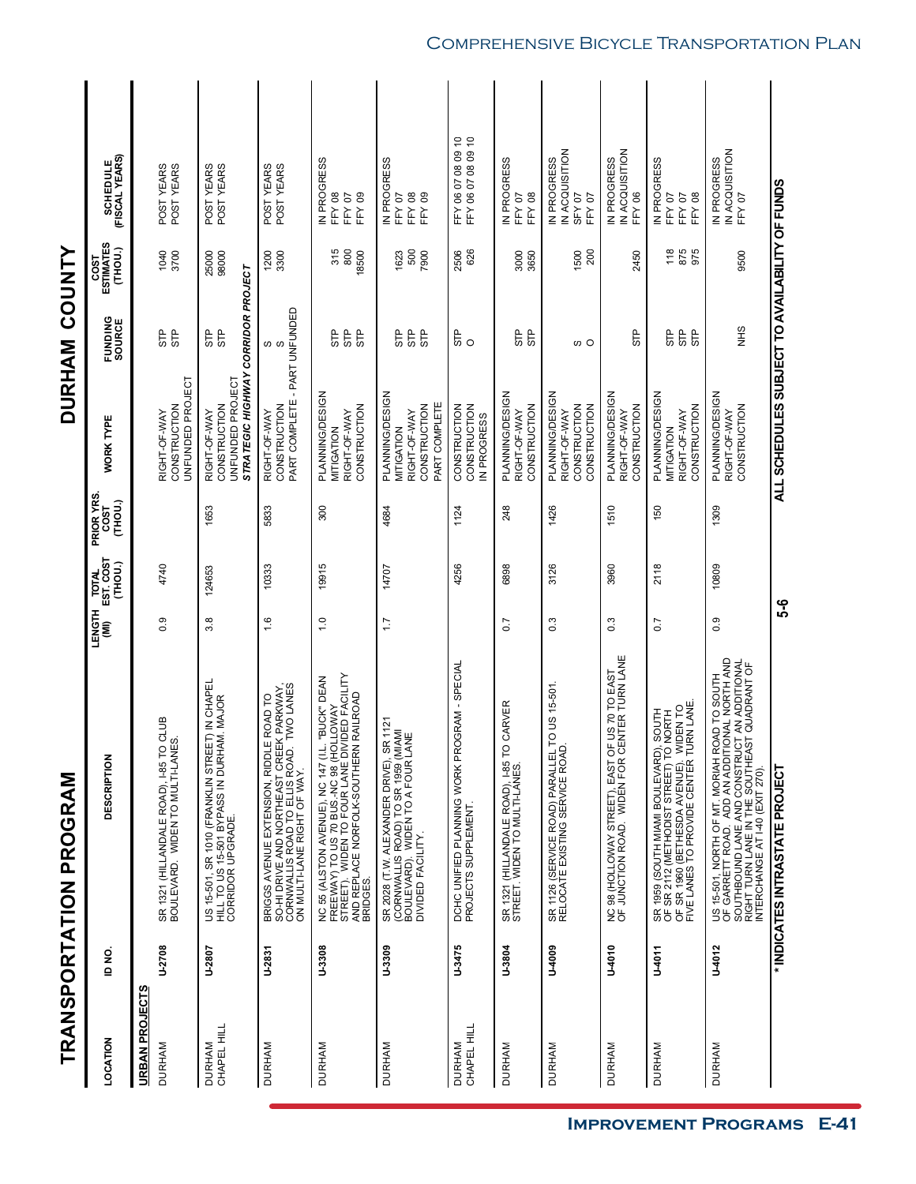# TRANSPORTATION PROGRAM

# DURHAM COUNTY

| LOCATION | ID NO. | DESCRIPTION | LENGTH (MI) | TOTAL EST. COST (THOU.) | PRIOR YRS. COST (THOU.) | WORK TYPE | FUNDING SOURCE | COST ESTIMATES (THOU.) | SCHEDULE (FISCAL YEARS) |
|---|---|---|---|---|---|---|---|---|---|
| **URBAN PROJECTS** | | | | | | | | | |
| DURHAM | U-2708 | SR 1321 (HILLANDALE ROAD), I-85 TO CLUB BOULEVARD. WIDEN TO MULTI-LANES. | 0.9 | 4740 | | RIGHT-OF-WAY<br>CONSTRUCTION<br>UNFUNDED PROJECT | STP<br>STP | 1040<br>3700 | POST YEARS<br>POST YEARS |
| DURHAM<br>CHAPEL HILL | U-2807 | US 15-501, SR 1010 (FRANKLIN STREET) IN CHAPEL HILL TO US 15-501 BYPASS IN DURHAM. MAJOR CORRIDOR UPGRADE. | 3.8 | 124653 | 1653 | RIGHT-OF-WAY<br>CONSTRUCTION<br>UNFUNDED PROJECT<br>***STRATEGIC HIGHWAY CORRIDOR PROJECT*** | STP<br>STP | 25000<br>98000 | POST YEARS<br>POST YEARS |
| DURHAM | U-2831 | BRIGGS AVENUE EXTENSION, RIDDLE ROAD TO SO-HI DRIVE AND NORTHEAST CREEK PARKWAY, CORNWALLIS ROAD TO ELLIS ROAD. TWO LANES ON MULTI-LANE RIGHT OF WAY. | 1.6 | 10333 | 5833 | RIGHT-OF-WAY<br>CONSTRUCTION<br>PART COMPLETE - PART UNFUNDED | S<br>S | 1200<br>3300 | POST YEARS<br>POST YEARS |
| DURHAM | U-3308 | NC 55 (ALSTON AVENUE), NC 147 (I.L. "BUCK" DEAN FREEWAY) TO US 70 BUS.-NC 98 (HOLLOWAY STREET). WIDEN TO FOUR LANE DIVIDED FACILITY AND REPLACE NORFOLK-SOUTHERN RAILROAD BRIDGES. | 1.0 | 19915 | 300 | PLANNING/DESIGN<br>MITIGATION<br>RIGHT-OF-WAY<br>CONSTRUCTION | STP<br>STP<br>STP | 315<br>800<br>18500 | IN PROGRESS<br>FFY 08<br>FFY 07<br>FFY 09 |
| DURHAM | U-3309 | SR 2028 (T.W. ALEXANDER DRIVE), SR 1121 (CORNWALLIS ROAD) TO SR 1959 (MIAMI BOULEVARD). WIDEN TO A FOUR LANE DIVIDED FACILITY. | 1.7 | 14707 | 4684 | PLANNING/DESIGN<br>MITIGATION<br>RIGHT-OF-WAY<br>CONSTRUCTION<br>PART COMPLETE | STP<br>STP<br>STP | 1623<br>500<br>7900 | IN PROGRESS<br>FFY 07<br>FFY 08<br>FFY 09 |
| DURHAM<br>CHAPEL HILL | U-3475 | DCHC UNIFIED PLANNING WORK PROGRAM - SPECIAL PROJECTS SUPPLEMENT. | | 4256 | 1124 | CONSTRUCTION<br>CONSTRUCTION<br>IN PROGRESS | STP<br>O | 2506<br>626 | FFY 06 07 08 09 10<br>FFY 06 07 08 09 10 |
| DURHAM | U-3804 | SR 1321 (HILLANDALE ROAD), I-85 TO CARVER STREET. WIDEN TO MULTI-LANES. | 0.7 | 6898 | 248 | PLANNING/DESIGN<br>RIGHT-OF-WAY<br>CONSTRUCTION | STP<br>STP | 3000<br>3650 | IN PROGRESS<br>FFY 07<br>FFY 08 |
| DURHAM | U-4009 | SR 1126 (SERVICE ROAD) PARALLEL TO US 15-501. RELOCATE EXISTING SERVICE ROAD. | 0.3 | 3126 | 1426 | PLANNING/DESIGN<br>RIGHT-OF-WAY<br>CONSTRUCTION<br>CONSTRUCTION | S<br>O | 1500<br>200 | IN PROGRESS<br>IN ACQUISITION<br>SFY 07<br>FFY 07 |
| DURHAM | U-4010 | NC 98 (HOLLOWAY STREET), EAST OF US 70 TO EAST OF JUNCTION ROAD. WIDEN FOR CENTER TURN LANE | 0.3 | 3960 | 1510 | PLANNING/DESIGN<br>RIGHT-OF-WAY<br>CONSTRUCTION | STP | 2450 | IN PROGRESS<br>IN ACQUISITION<br>FFY 06 |
| DURHAM | U-4011 | SR 1959 (SOUTH MIAMI BOULEVARD), SOUTH OF SR 2112 (METHODIST STREET) TO NORTH OF SR 1960 (BETHESDA AVENUE). WIDEN TO FIVE LANES TO PROVIDE CENTER TURN LANE. | 0.7 | 2118 | 150 | PLANNING/DESIGN<br>MITIGATION<br>RIGHT-OF-WAY<br>CONSTRUCTION | STP<br>STP<br>STP | 118<br>875<br>975 | IN PROGRESS<br>FFY 07<br>FFY 07<br>FFY 08 |
| DURHAM | U-4012 | US 15-501, NORTH OF MT. MORIAH ROAD TO SOUTH OF GARRETT ROAD. ADD AN ADDITIONAL NORTH AND SOUTHBOUND LANE AND CONSTRUCT AN ADDITIONAL RIGHT TURN LANE IN THE SOUTHEAST QUADRANT OF INTERCHANGE AT I-40 (EXIT 270). | 0.9 | 10809 | 1309 | PLANNING/DESIGN<br>RIGHT-OF-WAY<br>CONSTRUCTION | NHS | 9500 | IN PROGRESS<br>IN ACQUISITION<br>FFY 07 |

**\* INDICATES INTRASTATE PROJECT**

5-6

**ALL SCHEDULES SUBJECT TO AVAILABILITY OF FUNDS**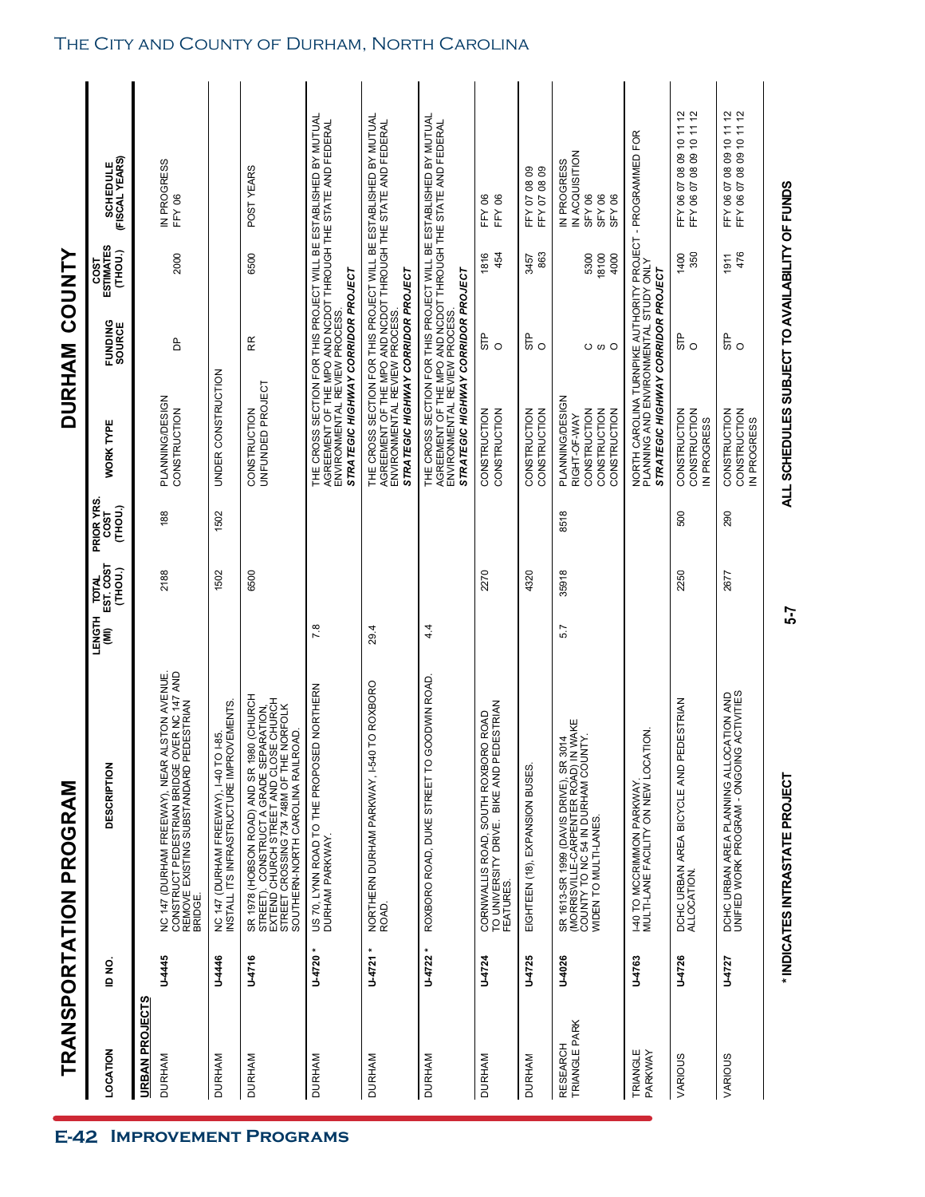# TRANSPORTATION PROGRAM

# DURHAM COUNTY

| LOCATION | ID NO. | DESCRIPTION | LENGTH (MI) | TOTAL EST. COST (THOU.) | PRIOR YRS. COST (THOU.) | WORK TYPE | FUNDING SOURCE | COST ESTIMATES (THOU.) | SCHEDULE (FISCAL YEARS) |
|---|---|---|---|---|---|---|---|---|---|
| **URBAN PROJECTS** | | | | | | | | | |
| DURHAM | **U-4445** | NC 147 (DURHAM FREEWAY), NEAR ALSTON AVENUE. CONSTRUCT PEDESTRIAN BRIDGE OVER NC 147 AND REMOVE EXISTING SUBSTANDARD PEDESTRIAN BRIDGE. | | 2188 | 188 | PLANNING/DESIGN<br>CONSTRUCTION | <br>DP | <br>2000 | IN PROGRESS<br>FFY 06 |
| DURHAM | **U-4446** | NC 147 (DURHAM FREEWAY), I-40 TO I-85. INSTALL ITS INFRASTRUCTURE IMPROVEMENTS. | | 1502 | 1502 | UNDER CONSTRUCTION | | | |
| DURHAM | **U-4716** | SR 1978 (HOBSON ROAD) AND SR 1980 (CHURCH STREET). CONSTRUCT A GRADE SEPARATION, EXTEND CHURCH STREET AND CLOSE CHURCH STREET CROSSING 734 748M OF THE NORFOLK SOUTHERN-NORTH CAROLINA RAILROAD. | | 6500 | | CONSTRUCTION<br>UNFUNDED PROJECT | RR | 6500 | POST YEARS |
| DURHAM | **U-4720 \*** | US 70, LYNN ROAD TO THE PROPOSED NORTHERN DURHAM PARKWAY. | 7.8 | | | THE CROSS SECTION FOR THIS PROJECT WILL BE ESTABLISHED BY MUTUAL AGREEMENT OF THE MPO AND NCDOT THROUGH THE STATE AND FEDERAL ENVIRONMENTAL REVIEW PROCESS.<br>***STRATEGIC HIGHWAY CORRIDOR PROJECT*** | | | |
| DURHAM | **U-4721 \*** | NORTHERN DURHAM PARKWAY, I-540 TO ROXBORO ROAD. | 29.4 | | | THE CROSS SECTION FOR THIS PROJECT WILL BE ESTABLISHED BY MUTUAL AGREEMENT OF THE MPO AND NCDOT THROUGH THE STATE AND FEDERAL ENVIRONMENTAL REVIEW PROCESS.<br>***STRATEGIC HIGHWAY CORRIDOR PROJECT*** | | | |
| DURHAM | **U-4722 \*** | ROXBORO ROAD, DUKE STREET TO GOODWIN ROAD. | 4.4 | | | THE CROSS SECTION FOR THIS PROJECT WILL BE ESTABLISHED BY MUTUAL AGREEMENT OF THE MPO AND NCDOT THROUGH THE STATE AND FEDERAL ENVIRONMENTAL REVIEW PROCESS.<br>***STRATEGIC HIGHWAY CORRIDOR PROJECT*** | | | |
| DURHAM | **U-4724** | CORNWALLIS ROAD, SOUTH ROXBORO ROAD TO UNIVERSITY DRIVE. BIKE AND PEDESTRIAN FEATURES. | | 2270 | | CONSTRUCTION<br>CONSTRUCTION | STP<br>O | 1816<br>454 | FFY 06<br>FFY 06 |
| DURHAM | **U-4725** | EIGHTEEN (18), EXPANSION BUSES. | | 4320 | | CONSTRUCTION<br>CONSTRUCTION | STP<br>O | 3457<br>863 | FFY 07 08 09<br>FFY 07 08 09 |
| RESEARCH TRIANGLE PARK | **U-4026** | SR 1613-SR 1999 (DAVIS DRIVE), SR 3014 (MORRISVILLE-CARPENTER ROAD) IN WAKE COUNTY TO NC 54 IN DURHAM COUNTY. WIDEN TO MULTI-LANES. | 5.7 | 35918 | 8518 | PLANNING/DESIGN<br>RIGHT-OF-WAY<br>CONSTRUCTION<br>CONSTRUCTION<br>CONSTRUCTION | <br><br>C<br>S<br>O | <br><br>5300<br>18100<br>4000 | IN PROGRESS<br>IN ACQUISITION<br>SFY 06<br>SFY 06<br>SFY 06 |
| TRIANGLE PARKWAY | **U-4763** | I-40 TO MCCRIMMON PARKWAY. MULTI-LANE FACILITY ON NEW LOCATION. | | | | NORTH CAROLINA TURNPIKE AUTHORITY PROJECT - PROGRAMMED FOR PLANNING AND ENVIRONMENTAL STUDY ONLY<br>***STRATEGIC HIGHWAY CORRIDOR PROJECT*** | | | |
| VARIOUS | **U-4726** | DCHC URBAN AREA BICYCLE AND PEDESTRIAN ALLOCATION. | | 2250 | 500 | CONSTRUCTION<br>CONSTRUCTION<br>IN PROGRESS | STP<br>O | 1400<br>350 | FFY 06 07 08 09 10 11 12<br>FFY 06 07 08 09 10 11 12 |
| VARIOUS | **U-4727** | DCHC URBAN AREA PLANNING ALLOCATION AND UNIFIED WORK PROGRAM - ONGOING ACTIVITIES | | 2677 | 290 | CONSTRUCTION<br>CONSTRUCTION<br>IN PROGRESS | STP<br>O | 1911<br>476 | FFY 06 07 08 09 10 11 12<br>FFY 06 07 08 09 10 11 12 |

**\* INDICATES INTRASTATE PROJECT**

**ALL SCHEDULES SUBJECT TO AVAILABILITY OF FUNDS**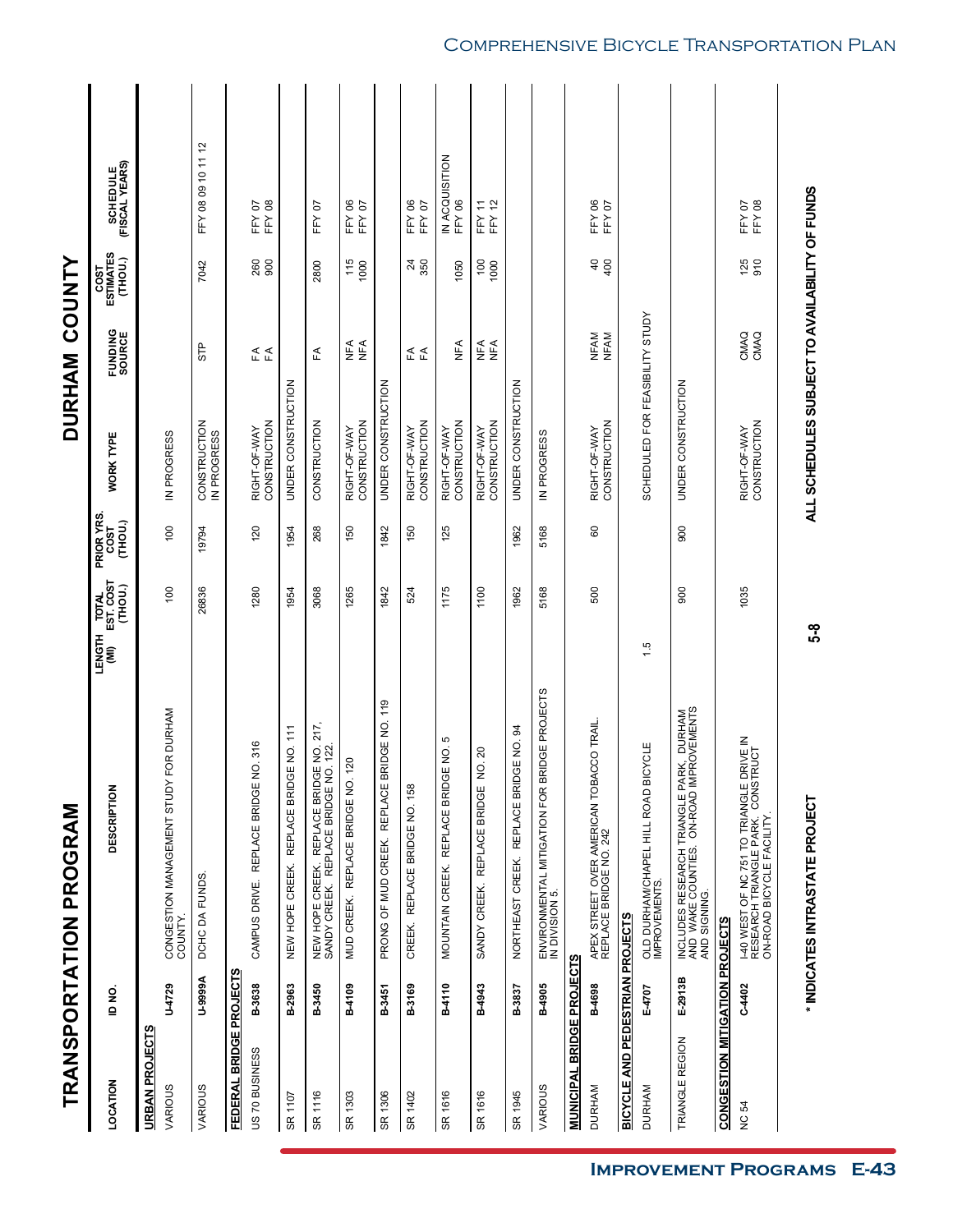# TRANSPORTATION PROGRAM

## DURHAM COUNTY

| LOCATION | ID NO. | DESCRIPTION | LENGTH (MI) | TOTAL EST. COST (THOU.) | PRIOR YRS. COST (THOU.) | WORK TYPE | FUNDING SOURCE | COST ESTIMATES (THOU.) | SCHEDULE (FISCAL YEARS) |
|---|---|---|---|---|---|---|---|---|---|
| **URBAN PROJECTS** | | | | | | | | | |
| VARIOUS | **U-4729** | CONGESTION MANAGEMENT STUDY FOR DURHAM COUNTY. | | 100 | 100 | IN PROGRESS | | | |
| VARIOUS | **U-9999A** | DCHC DA FUNDS. | | 26836 | 19794 | CONSTRUCTION<br>IN PROGRESS | STP | 7042 | FFY 08 09 10 11 12 |
| **FEDERAL BRIDGE PROJECTS** | | | | | | | | | |
| US 70 BUSINESS | **B-3638** | CAMPUS DRIVE. REPLACE BRIDGE NO. 316 | | 1280 | 120 | RIGHT-OF-WAY<br>CONSTRUCTION | FA<br>FA | 260<br>900 | FFY 07<br>FFY 08 |
| SR 1107 | **B-2963** | NEW HOPE CREEK. REPLACE BRIDGE NO. 111 | | 1954 | 1954 | UNDER CONSTRUCTION | | | |
| SR 1116 | **B-3450** | NEW HOPE CREEK. REPLACE BRIDGE NO. 217, SANDY CREEK. REPLACE BRIDGE NO. 122. | | 3068 | 268 | CONSTRUCTION | FA | 2800 | FFY 07 |
| SR 1303 | **B-4109** | MUD CREEK. REPLACE BRIDGE NO. 120 | | 1265 | 150 | RIGHT-OF-WAY<br>CONSTRUCTION | NFA<br>NFA | 115<br>1000 | FFY 06<br>FFY 07 |
| SR 1306 | **B-3451** | PRONG OF MUD CREEK. REPLACE BRIDGE NO. 119 | | 1842 | 1842 | UNDER CONSTRUCTION | | | |
| SR 1402 | **B-3169** | CREEK. REPLACE BRIDGE NO. 158 | | 524 | 150 | RIGHT-OF-WAY<br>CONSTRUCTION | FA<br>FA | 24<br>350 | FFY 06<br>FFY 07 |
| SR 1616 | **B-4110** | MOUNTAIN CREEK. REPLACE BRIDGE NO. 5 | | 1175 | 125 | RIGHT-OF-WAY<br>CONSTRUCTION | <br>NFA | <br>1050 | IN ACQUISITION<br>FFY 06 |
| SR 1616 | **B-4943** | SANDY CREEK. REPLACE BRIDGE NO. 20 | | 1100 | | RIGHT-OF-WAY<br>CONSTRUCTION | NFA<br>NFA | 100<br>1000 | FFY 11<br>FFY 12 |
| SR 1945 | **B-3837** | NORTHEAST CREEK. REPLACE BRIDGE NO. 94 | | 1962 | 1962 | UNDER CONSTRUCTION | | | |
| VARIOUS | **B-4905** | ENVIRONMENTAL MITIGATION FOR BRIDGE PROJECTS IN DIVISION 5. | | 5168 | 5168 | IN PROGRESS | | | |
| **MUNICIPAL BRIDGE PROJECTS** | | | | | | | | | |
| DURHAM | **B-4698** | APEX STREET OVER AMERICAN TOBACCO TRAIL. REPLACE BRIDGE NO. 242 | | 500 | 60 | RIGHT-OF-WAY<br>CONSTRUCTION | NFAM<br>NFAM | 40<br>400 | FFY 06<br>FFY 07 |
| **BICYCLE AND PEDESTRIAN PROJECTS** | | | | | | | | | |
| DURHAM | **E-4707** | OLD DURHAM/CHAPEL HILL ROAD BICYCLE IMPROVEMENTS. | 1.5 | | | SCHEDULED FOR FEASIBILITY STUDY | | | |
| TRIANGLE REGION | **E-2913B** | INCLUDES RESEARCH TRIANGLE PARK, DURHAM AND WAKE COUNTIES. ON-ROAD IMPROVEMENTS AND SIGNING. | | 900 | 900 | UNDER CONSTRUCTION | | | |
| **CONGESTION MITIGATION PROJECTS** | | | | | | | | | |
| NC 54 | **C-4402** | I-40 WEST OF NC 751 TO TRIANGLE DRIVE IN RESEARCH TRIANGLE PARK. CONSTRUCT ON-ROAD BICYCLE FACILITY. | | 1035 | | RIGHT-OF-WAY<br>CONSTRUCTION | CMAQ<br>CMAQ | 125<br>910 | FFY 07<br>FFY 08 |

**\* INDICATES INTRASTATE PROJECT**

**ALL SCHEDULES SUBJECT TO AVAILABILITY OF FUNDS**

**5-8**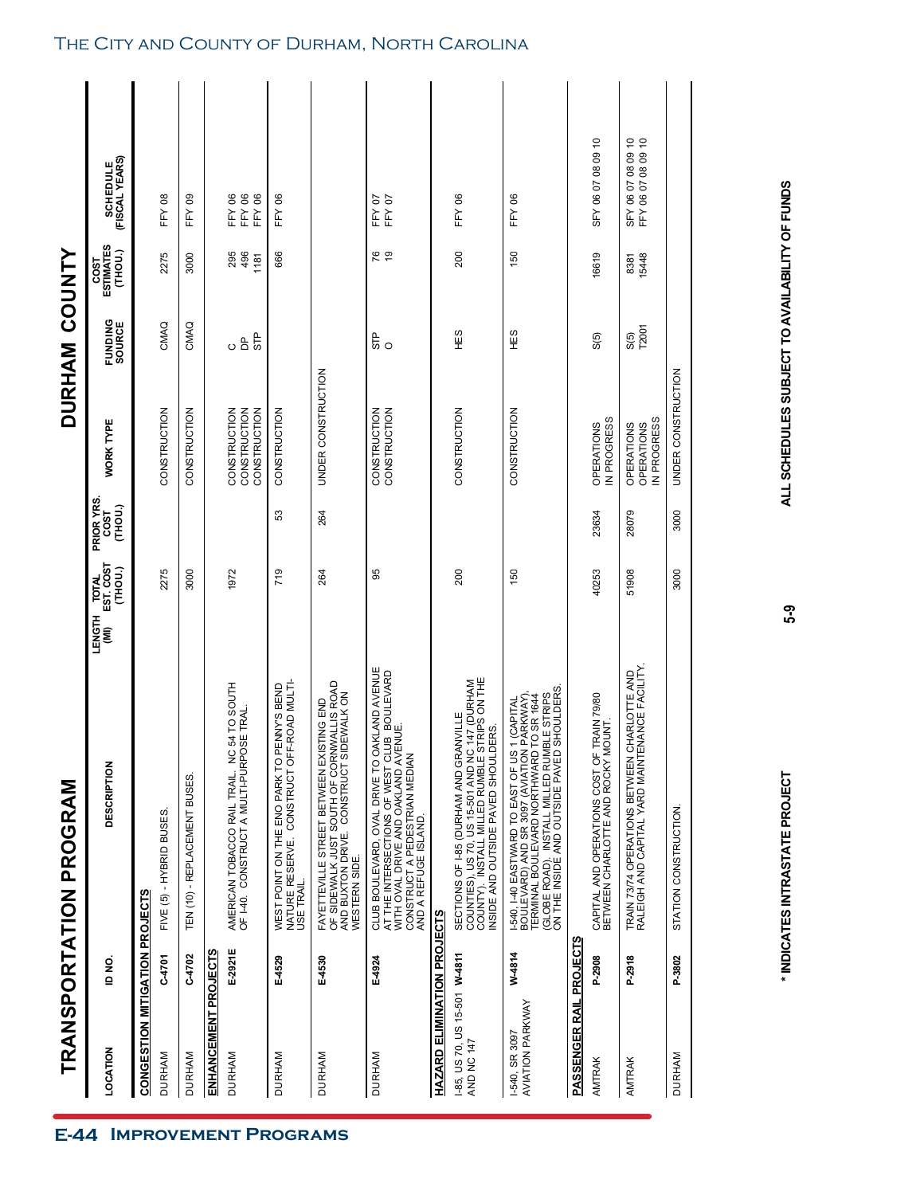# TRANSPORTATION PROGRAM

## DURHAM COUNTY

| LOCATION | ID NO. | DESCRIPTION | LENGTH (MI) | TOTAL EST. COST (THOU.) | PRIOR YRS. COST (THOU.) | WORK TYPE | FUNDING SOURCE | COST ESTIMATES (THOU.) | SCHEDULE (FISCAL YEARS) |
|---|---|---|---|---|---|---|---|---|---|
| **CONGESTION MITIGATION PROJECTS** | | | | | | | | | |
| DURHAM | C-4701 | FIVE (5) - HYBRID BUSES. | | 2275 | | CONSTRUCTION | CMAQ | 2275 | FFY 08 |
| DURHAM | C-4702 | TEN (10) - REPLACEMENT BUSES. | | 3000 | | CONSTRUCTION | CMAQ | 3000 | FFY 09 |
| **ENHANCEMENT PROJECTS** | | | | | | | | | |
| DURHAM | E-2921E | AMERICAN TOBACCO RAIL TRAIL. NC 54 TO SOUTH OF I-40. CONSTRUCT A MULTI-PURPOSE TRAL. | | 1972 | | CONSTRUCTION<br>CONSTRUCTION<br>CONSTRUCTION | C<br>DP<br>STP | 295<br>496<br>1181 | FFY 06<br>FFY 06<br>FFY 06 |
| DURHAM | E-4529 | WEST POINT ON THE ENO PARK TO PENNY'S BEND NATURE RESERVE. CONSTRUCT OFF-ROAD MULTI-USE TRAIL. | | 719 | 53 | CONSTRUCTION | | 666 | FFY 06 |
| DURHAM | E-4530 | FAYETTEVILLE STREET BETWEEN EXISTING END OF SIDEWALK JUST SOUTH OF CORNWALLIS ROAD AND BUXTON DRIVE. CONSTRUCT SIDEWALK ON WESTERN SIDE. | | 264 | 264 | UNDER CONSTRUCTION | | | |
| DURHAM | E-4924 | CLUB BOULEVARD, OVAL DRIVE TO OAKLAND AVENUE AT THE INTERSECTIONS OF WEST CLUB BOULEVARD WITH OVAL DRIVE AND OAKLAND AVENUE. CONSTRUCT A PEDESTRIAN MEDIAN AND A REFUGE ISLAND. | | 95 | | CONSTRUCTION<br>CONSTRUCTION | STP<br>O | 76<br>19 | FFY 07<br>FFY 07 |
| **HAZARD ELIMINATION PROJECTS** | | | | | | | | | |
| I-85, US 70, US 15-501 AND NC 147 | W-4811 | SECTIONS OF I-85 (DURHAM AND GRANVILLE COUNTIES), US 70, US 15-501 AND NC 147 (DURHAM COUNTY). INSTALL MILLED RUMBLE STRIPS ON THE INSIDE AND OUTSIDE PAVED SHOULDERS. | | 200 | | CONSTRUCTION | HES | 200 | FFY 06 |
| I-540, SR 3097 AVIATION PARKWAY | W-4814 | I-540, I-40 EASTWARD TO EAST OF US 1 (CAPITAL BOULEVARD) AND SR 3097 (AVIATION PARKWAY), TERMINAL BOULEVARD NORTHWARD TO SR 1644 (GLOBE ROAD). INSTALL MILLED RUMBLE STRIPS ON THE INSIDE AND OUTSIDE PAVED SHOULDERS. | | 150 | | CONSTRUCTION | HES | 150 | FFY 06 |
| **PASSENGER RAIL PROJECTS** | | | | | | | | | |
| AMTRAK | P-2908 | CAPITAL AND OPERATIONS COST OF TRAIN 79/80 BETWEEN CHARLOTTE AND ROCKY MOUNT. | | 40253 | 23634 | OPERATIONS<br>IN PROGRESS | S(5) | 16619 | SFY 06 07 08 09 10 |
| AMTRAK | P-2918 | TRAIN 73/74 OPERATIONS BETWEEN CHARLOTTE AND RALEIGH AND CAPITAL YARD MAINTENANCE FACILITY. | | 51908 | 28079 | OPERATIONS<br>OPERATIONS<br>IN PROGRESS | S(5)<br>T2001 | 8381<br>15448 | SFY 06 07 08 09 10<br>FFY 06 07 08 09 10 |
| DURHAM | P-3802 | STATION CONSTRUCTION. | | 3000 | 3000 | UNDER CONSTRUCTION | | | |

\* INDICATES INTRASTATE PROJECT

ALL SCHEDULES SUBJECT TO AVAILABILITY OF FUNDS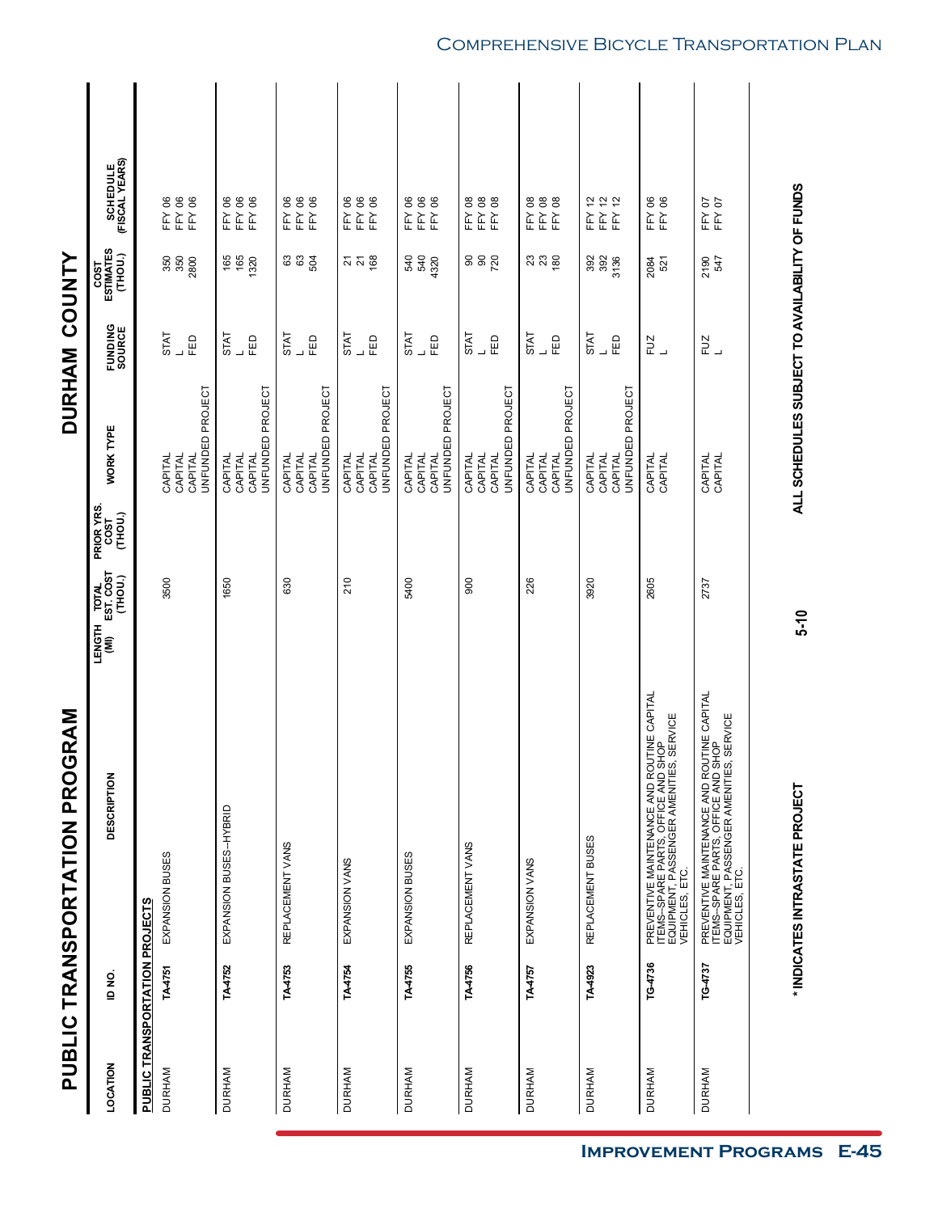# PUBLIC TRANSPORTATION PROGRAM

# DURHAM COUNTY

| LOCATION | ID NO. | DESCRIPTION | LENGTH (MI) | TOTAL EST. COST (THOU.) | PRIOR YRS. COST (THOU.) | WORK TYPE | FUNDING SOURCE | COST ESTIMATES (THOU.) | SCHEDULE (FISCAL YEARS) |
|---|---|---|---|---|---|---|---|---|---|
| **PUBLIC TRANSPORTATION PROJECTS** | | | | | | | | | |
| DURHAM | **TA-4751** | EXPANSION BUSES | | 3500 | | CAPITAL<br>CAPITAL<br>CAPITAL<br>UNFUNDED PROJECT | STAT<br>L<br>FED | 350<br>350<br>2800 | FFY 06<br>FFY 06<br>FFY 06 |
| DURHAM | **TA-4752** | EXPANSION BUSES--HYBRID | | 1650 | | CAPITAL<br>CAPITAL<br>CAPITAL<br>UNFUNDED PROJECT | STAT<br>L<br>FED | 165<br>165<br>1320 | FFY 06<br>FFY 06<br>FFY 06 |
| DURHAM | **TA-4753** | REPLACEMENT VANS | | 630 | | CAPITAL<br>CAPITAL<br>CAPITAL<br>UNFUNDED PROJECT | STAT<br>L<br>FED | 63<br>63<br>504 | FFY 06<br>FFY 06<br>FFY 06 |
| DURHAM | **TA-4754** | EXPANSION VANS | | 210 | | CAPITAL<br>CAPITAL<br>CAPITAL<br>UNFUNDED PROJECT | STAT<br>L<br>FED | 21<br>21<br>168 | FFY 06<br>FFY 06<br>FFY 06 |
| DURHAM | **TA-4755** | EXPANSION BUSES | | 5400 | | CAPITAL<br>CAPITAL<br>CAPITAL<br>UNFUNDED PROJECT | STAT<br>L<br>FED | 540<br>540<br>4320 | FFY 06<br>FFY 06<br>FFY 06 |
| DURHAM | **TA-4756** | REPLACEMENT VANS | | 900 | | CAPITAL<br>CAPITAL<br>CAPITAL<br>UNFUNDED PROJECT | STAT<br>L<br>FED | 90<br>90<br>720 | FFY 08<br>FFY 08<br>FFY 08 |
| DURHAM | **TA-4757** | EXPANSION VANS | | 226 | | CAPITAL<br>CAPITAL<br>CAPITAL<br>UNFUNDED PROJECT | STAT<br>L<br>FED | 23<br>23<br>180 | FFY 08<br>FFY 08<br>FFY 08 |
| DURHAM | **TA-4923** | REPLACEMENT BUSES | | 3920 | | CAPITAL<br>CAPITAL<br>CAPITAL<br>UNFUNDED PROJECT | STAT<br>L<br>FED | 392<br>392<br>3136 | FFY 12<br>FFY 12<br>FFY 12 |
| DURHAM | **TG-4736** | PREVENTIVE MAINTENANCE AND ROUTINE CAPITAL ITEMS--SPARE PARTS, OFFICE AND SHOP EQUIPMENT, PASSENGER AMENITIES, SERVICE VEHICLES, ETC. | | 2605 | | CAPITAL<br>CAPITAL | FUZ<br>L | 2084<br>521 | FFY 06<br>FFY 06 |
| DURHAM | **TG-4737** | PREVENTIVE MAINTENANCE AND ROUTINE CAPITAL ITEMS--SPARE PARTS, OFFICE AND SHOP EQUIPMENT, PASSENGER AMENITIES, SERVICE VEHICLES, ETC. | | 2737 | | CAPITAL<br>CAPITAL | FUZ<br>L | 2190<br>547 | FFY 07<br>FFY 07 |

**\* INDICATES INTRASTATE PROJECT**

**5-10**

**ALL SCHEDULES SUBJECT TO AVAILABILITY OF FUNDS**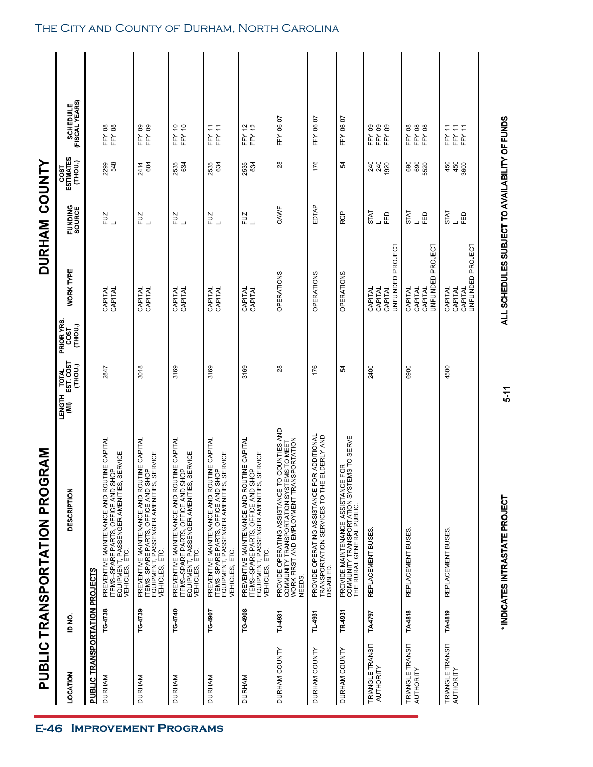# PUBLIC TRANSPORTATION PROGRAM

## DURHAM COUNTY

| LOCATION | ID NO. | DESCRIPTION | LENGTH (MI) | TOTAL EST. COST (THOU.) | PRIOR YRS. COST (THOU.) | WORK TYPE | FUNDING SOURCE | COST ESTIMATES (THOU.) | SCHEDULE (FISCAL YEARS) |
|---|---|---|---|---|---|---|---|---|---|
| **PUBLIC TRANSPORTATION PROJECTS** | | | | | | | | | |
| DURHAM | TG-4738 | PREVENTIVE MAINTENANCE AND ROUTINE CAPITAL ITEMS--SPARE PARTS, OFFICE AND SHOP EQUIPMENT, PASSENGER AMENITIES, SERVICE VEHICLES, ETC. | | 2847 | | CAPITAL<br>CAPITAL | FUZ<br>L | 2299<br>548 | FFY 08<br>FFY 08 |
| DURHAM | TG-4739 | PREVENTIVE MAINTENANCE AND ROUTINE CAPITAL ITEMS--SPARE PARTS, OFFICE AND SHOP EQUIPMENT, PASSENGER AMENITIES, SERVICE VEHICLES, ETC. | | 3018 | | CAPITAL<br>CAPITAL | FUZ<br>L | 2414<br>604 | FFY 09<br>FFY 09 |
| DURHAM | TG-4740 | PREVENTIVE MAINTENANCE AND ROUTINE CAPITAL ITEMS--SPARE PARTS, OFFICE AND SHOP EQUIPMENT, PASSENGER AMENITIES, SERVICE VEHICLES, ETC. | | 3169 | | CAPITAL<br>CAPITAL | FUZ<br>L | 2535<br>634 | FFY 10<br>FFY 10 |
| DURHAM | TG-4907 | PREVENTIVE MAINTENANCE AND ROUTINE CAPITAL ITEMS--SPARE PARTS, OFFICE AND SHOP EQUIPMENT, PASSENGER AMENITIES, SERVICE VEHICLES, ETC. | | 3169 | | CAPITAL<br>CAPITAL | FUZ<br>L | 2535<br>634 | FFY 11<br>FFY 11 |
| DURHAM | TG-4908 | PREVENTIVE MAINTENANCE AND ROUTINE CAPITAL ITEMS--SPARE PARTS, OFFICE AND SHOP EQUIPMENT, PASSENGER AMENITIES, SERVICE VEHICLES, ETC. | | 3169 | | CAPITAL<br>CAPITAL | FUZ<br>L | 2535<br>634 | FFY 12<br>FFY 12 |
| DURHAM COUNTY | TJ-4931 | PROVIDE OPERATING ASSISTANCE TO COUNTIES AND COMMUNITY TRANSPORTATION SYSTEMS TO MEET WORK FIRST AND EMPLOYMENT TRANSPORTATION NEEDS. | | 28 | | OPERATIONS | OAWF | 28 | FFY 06 07 |
| DURHAM COUNTY | TL-4931 | PROVIDE OPERATING ASSISTANCE FOR ADDITIONAL TRANSPORTATION SERVICES TO THE ELDERLY AND DISABLED. | | 176 | | OPERATIONS | EDTAP | 176 | FFY 06 07 |
| DURHAM COUNTY | TR-4931 | PROVIDE MAINTENANCE ASSISTANCE FOR COMMUNITY TRANSPORTATION SYSTEMS TO SERVE THE RURAL GENERAL PUBLIC. | | 54 | | OPERATIONS | RGP | 54 | FFY 06 07 |
| TRIANGLE TRANSIT AUTHORITY | TA-4797 | REPLACEMENT BUSES. | | 2400 | | CAPITAL<br>CAPITAL<br>CAPITAL<br>UNFUNDED PROJECT | STAT<br>L<br>FED | 240<br>240<br>1920 | FFY 09<br>FFY 09<br>FFY 09 |
| TRIANGLE TRANSIT AUTHORITY | TA-4818 | REPLACEMENT BUSES. | | 6900 | | CAPITAL<br>CAPITAL<br>CAPITAL<br>UNFUNDED PROJECT | STAT<br>L<br>FED | 690<br>690<br>5520 | FFY 08<br>FFY 08<br>FFY 08 |
| TRIANGLE TRANSIT AUTHORITY | TA-4819 | REPLACEMENT BUSES. | | 4500 | | CAPITAL<br>CAPITAL<br>CAPITAL<br>UNFUNDED PROJECT | STAT<br>L<br>FED | 450<br>450<br>3600 | FFY 11<br>FFY 11<br>FFY 11 |

**\* INDICATES INTRASTATE PROJECT**

**ALL SCHEDULES SUBJECT TO AVAILABILITY OF FUNDS**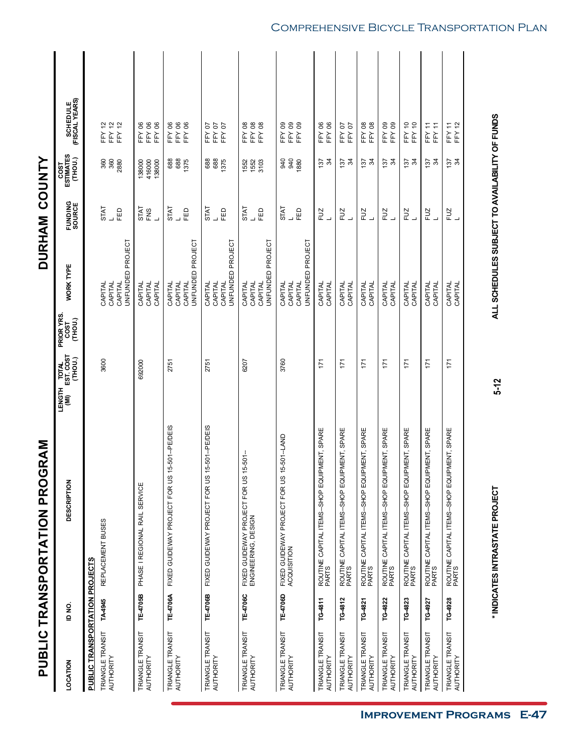# PUBLIC TRANSPORTATION PROGRAM

# DURHAM COUNTY

| LOCATION | ID NO. | DESCRIPTION | LENGTH (MI) | TOTAL EST. COST (THOU.) | PRIOR YRS. COST (THOU.) | WORK TYPE | FUNDING SOURCE | COST ESTIMATES (THOU.) | SCHEDULE (FISCAL YEARS) |
|---|---|---|---|---|---|---|---|---|---|
| **PUBLIC TRANSPORTATION PROJECTS** | | | | | | | | | |
| TRIANGLE TRANSIT AUTHORITY | **TA-4945** | REPLACEMENT BUSES | | 3600 | | CAPITAL<br>CAPITAL<br>CAPITAL<br>UNFUNDED PROJECT | STAT<br>L<br>FED | 360<br>360<br>2880 | FFY 12<br>FFY 12<br>FFY 12 |
| TRIANGLE TRANSIT AUTHORITY | **TE-4705B** | PHASE I REGIONAL RAIL SERVICE | | 692000 | | CAPITAL<br>CAPITAL<br>CAPITAL | STAT<br>FNS<br>L | 138000<br>416000<br>138000 | FFY 06<br>FFY 06<br>FFY 06 |
| TRIANGLE TRANSIT AUTHORITY | **TE-4706A** | FIXED GUIDEWAY PROJECT FOR US 15-501--PE/DEIS | | 2751 | | CAPITAL<br>CAPITAL<br>CAPITAL<br>UNFUNDED PROJECT | STAT<br>L<br>FED | 688<br>688<br>1375 | FFY 06<br>FFY 06<br>FFY 06 |
| TRIANGLE TRANSIT AUTHORITY | **TE-4706B** | FIXED GUIDEWAY PROJECT FOR US 15-501--PE/DEIS | | 2751 | | CAPITAL<br>CAPITAL<br>CAPITAL<br>UNFUNDED PROJECT | STAT<br>L<br>FED | 688<br>688<br>1375 | FFY 07<br>FFY 07<br>FFY 07 |
| TRIANGLE TRANSIT AUTHORITY | **TE-4706C** | FIXED GUIDEWAY PROJECT FOR US 15-501--ENGINEERING, DESIGN | | 6207 | | CAPITAL<br>CAPITAL<br>CAPITAL<br>UNFUNDED PROJECT | STAT<br>L<br>FED | 1552<br>1552<br>3103 | FFY 08<br>FFY 08<br>FFY 08 |
| TRIANGLE TRANSIT AUTHORITY | **TE-4706D** | FIXED GUIDEWAY PROJECT FOR US 15-501--LAND ACQUISITION | | 3760 | | CAPITAL<br>CAPITAL<br>CAPITAL<br>UNFUNDED PROJECT | STAT<br>L<br>FED | 940<br>940<br>1880 | FFY 09<br>FFY 09<br>FFY 09 |
| TRIANGLE TRANSIT AUTHORITY | **TG-4811** | ROUTINE CAPITAL ITEMS--SHOP EQUIPMENT, SPARE PARTS | | 171 | | CAPITAL<br>CAPITAL | FUZ<br>L | 137<br>34 | FFY 06<br>FFY 06 |
| TRIANGLE TRANSIT AUTHORITY | **TG-4812** | ROUTINE CAPITAL ITEMS--SHOP EQUIPMENT, SPARE PARTS | | 171 | | CAPITAL<br>CAPITAL | FUZ<br>L | 137<br>34 | FFY 07<br>FFY 07 |
| TRIANGLE TRANSIT AUTHORITY | **TG-4821** | ROUTINE CAPITAL ITEMS--SHOP EQUIPMENT, SPARE PARTS | | 171 | | CAPITAL<br>CAPITAL | FUZ<br>L | 137<br>34 | FFY 08<br>FFY 08 |
| TRIANGLE TRANSIT AUTHORITY | **TG-4822** | ROUTINE CAPITAL ITEMS--SHOP EQUIPMENT, SPARE PARTS | | 171 | | CAPITAL<br>CAPITAL | FUZ<br>L | 137<br>34 | FFY 09<br>FFY 09 |
| TRIANGLE TRANSIT AUTHORITY | **TG-4823** | ROUTINE CAPITAL ITEMS--SHOP EQUIPMENT, SPARE PARTS | | 171 | | CAPITAL<br>CAPITAL | FUZ<br>L | 137<br>34 | FFY 10<br>FFY 10 |
| TRIANGLE TRANSIT AUTHORITY | **TG-4927** | ROUTINE CAPITAL ITEMS--SHOP EQUIPMENT, SPARE PARTS | | 171 | | CAPITAL<br>CAPITAL | FUZ<br>L | 137<br>34 | FFY 11<br>FFY 11 |
| TRIANGLE TRANSIT AUTHORITY | **TG-4928** | ROUTINE CAPITAL ITEMS--SHOP EQUIPMENT, SPARE PARTS | | 171 | | CAPITAL<br>CAPITAL | FUZ<br>L | 137<br>34 | FFY 11<br>FFY 12 |

**\* INDICATES INTRASTATE PROJECT**

**5-12**

**ALL SCHEDULES SUBJECT TO AVAILABILITY OF FUNDS**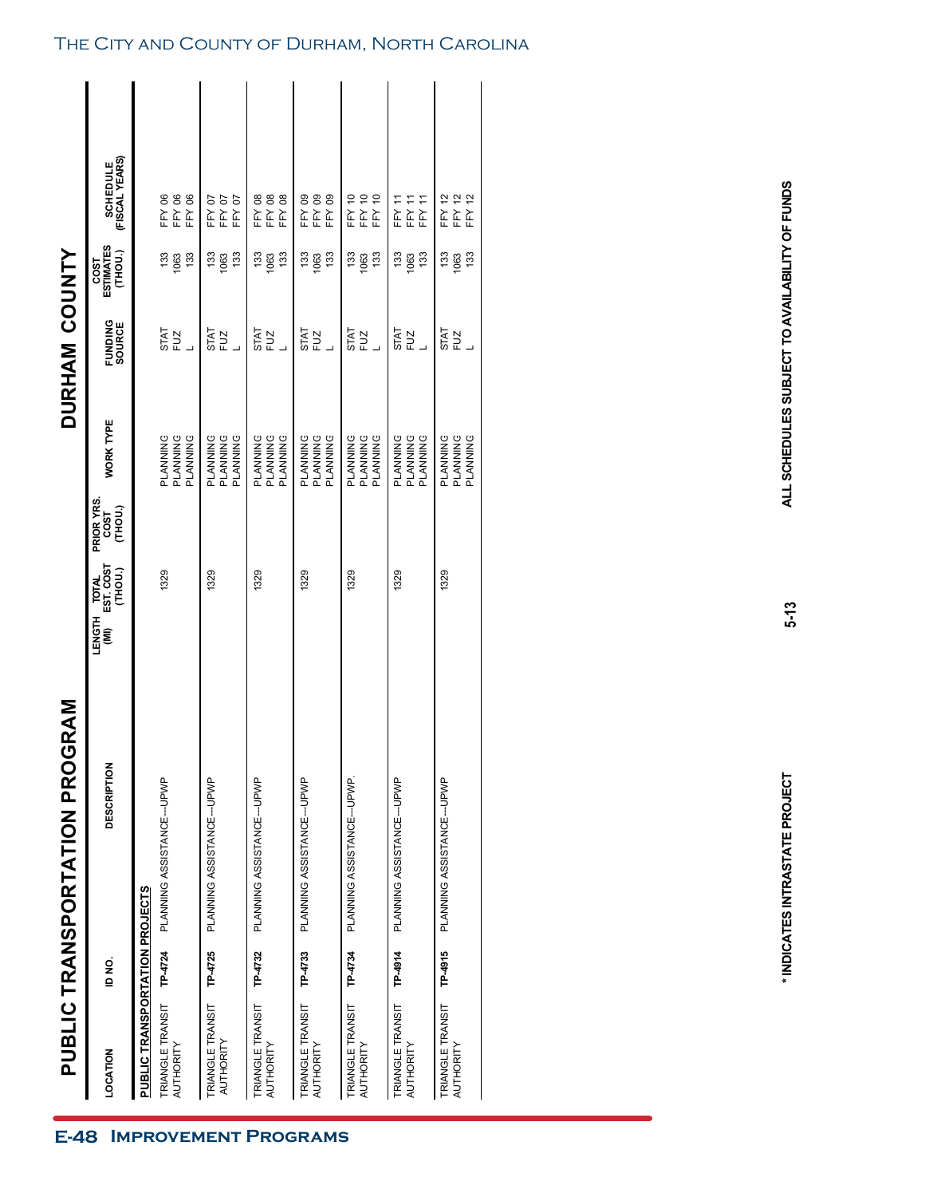# PUBLIC TRANSPORTATION PROGRAM

## DURHAM COUNTY

| LOCATION | ID NO. | DESCRIPTION | LENGTH (MI) | TOTAL EST. COST (THOU.) | PRIOR YRS. COST (THOU.) | WORK TYPE | FUNDING SOURCE | COST ESTIMATES (THOU.) | SCHEDULE (FISCAL YEARS) |
|---|---|---|---|---|---|---|---|---|---|
| **PUBLIC TRANSPORTATION PROJECTS** | | | | | | | | | |
| TRIANGLE TRANSIT AUTHORITY | TP-4724 | PLANNING ASSISTANCE---UPWP | | 1329 | | PLANNING<br>PLANNING<br>PLANNING | STAT<br>FUZ<br>L | 133<br>1063<br>133 | FFY 06<br>FFY 06<br>FFY 06 |
| TRIANGLE TRANSIT AUTHORITY | TP-4725 | PLANNING ASSISTANCE---UPWP | | 1329 | | PLANNING<br>PLANNING<br>PLANNING | STAT<br>FUZ<br>L | 133<br>1063<br>133 | FFY 07<br>FFY 07<br>FFY 07 |
| TRIANGLE TRANSIT AUTHORITY | TP-4732 | PLANNING ASSISTANCE---UPWP | | 1329 | | PLANNING<br>PLANNING<br>PLANNING | STAT<br>FUZ<br>L | 133<br>1063<br>133 | FFY 08<br>FFY 08<br>FFY 08 |
| TRIANGLE TRANSIT AUTHORITY | TP-4733 | PLANNING ASSISTANCE---UPWP | | 1329 | | PLANNING<br>PLANNING<br>PLANNING | STAT<br>FUZ<br>L | 133<br>1063<br>133 | FFY 09<br>FFY 09<br>FFY 09 |
| TRIANGLE TRANSIT AUTHORITY | TP-4734 | PLANNING ASSISTANCE---UPWP. | | 1329 | | PLANNING<br>PLANNING<br>PLANNING | STAT<br>FUZ<br>L | 133<br>1063<br>133 | FFY 10<br>FFY 10<br>FFY 10 |
| TRIANGLE TRANSIT AUTHORITY | TP-4914 | PLANNING ASSISTANCE---UPWP | | 1329 | | PLANNING<br>PLANNING<br>PLANNING | STAT<br>FUZ<br>L | 133<br>1063<br>133 | FFY 11<br>FFY 11<br>FFY 11 |
| TRIANGLE TRANSIT AUTHORITY | TP-4915 | PLANNING ASSISTANCE---UPWP | | 1329 | | PLANNING<br>PLANNING<br>PLANNING | STAT<br>FUZ<br>L | 133<br>1063<br>133 | FFY 12<br>FFY 12<br>FFY 12 |

\* INDICATES INTRASTATE PROJECT

ALL SCHEDULES SUBJECT TO AVAILABILITY OF FUNDS